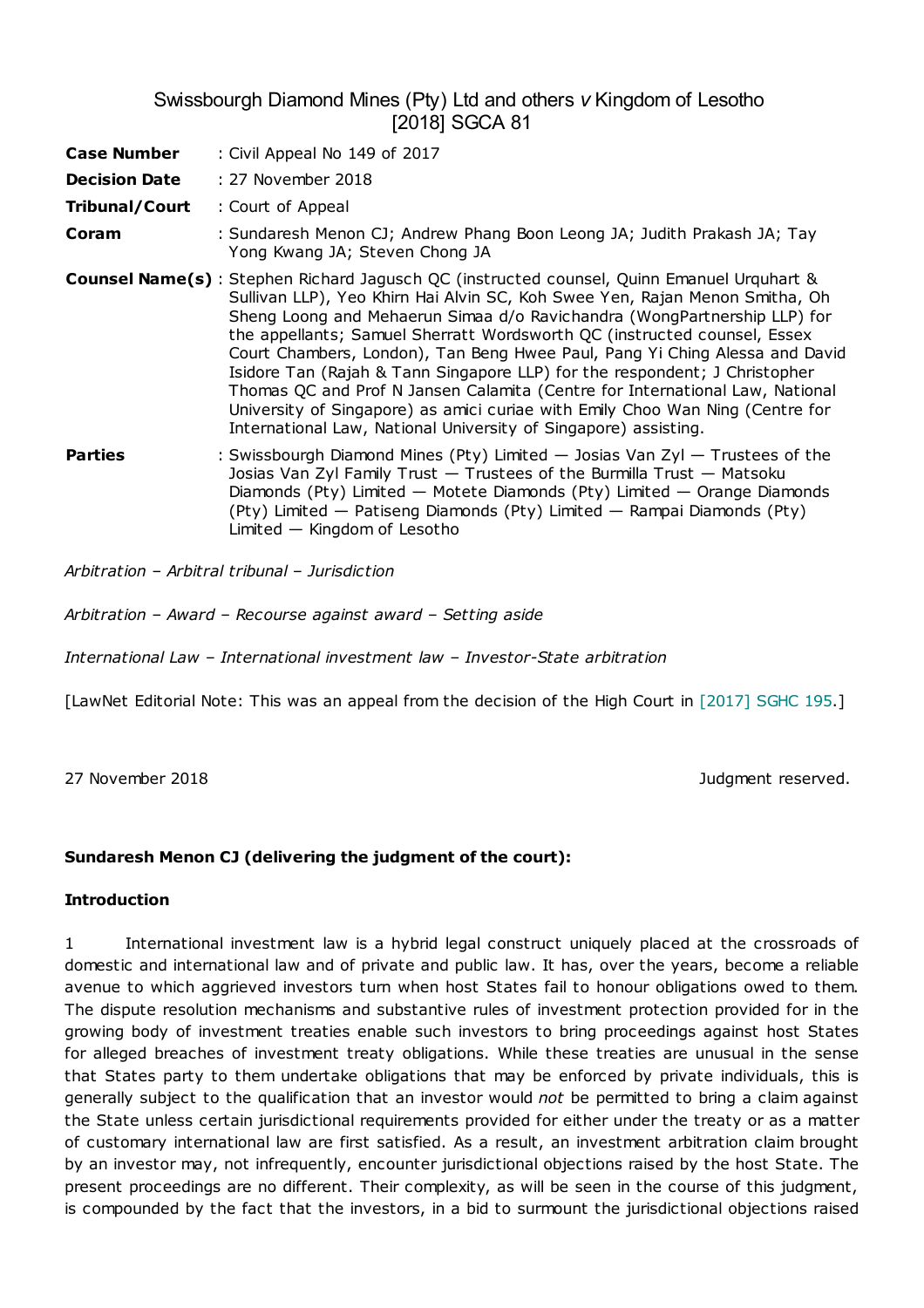# Swissbourgh Diamond Mines (Pty) Ltd and others *v* Kingdom of Lesotho [2018] SGCA 81

| | |
|---|---|
| **Case Number** | : Civil Appeal No 149 of 2017 |
| **Decision Date** | : 27 November 2018 |
| **Tribunal/Court** | : Court of Appeal |
| **Coram** | : Sundaresh Menon CJ; Andrew Phang Boon Leong JA; Judith Prakash JA; Tay Yong Kwang JA; Steven Chong JA |
| **Counsel Name(s)** | : Stephen Richard Jagusch QC (instructed counsel, Quinn Emanuel Urquhart & Sullivan LLP), Yeo Khirn Hai Alvin SC, Koh Swee Yen, Rajan Menon Smitha, Oh Sheng Loong and Mehaerun Simaa d/o Ravichandra (WongPartnership LLP) for the appellants; Samuel Sherratt Wordsworth QC (instructed counsel, Essex Court Chambers, London), Tan Beng Hwee Paul, Pang Yi Ching Alessa and David Isidore Tan (Rajah & Tann Singapore LLP) for the respondent; J Christopher Thomas QC and Prof N Jansen Calamita (Centre for International Law, National University of Singapore) as amici curiae with Emily Choo Wan Ning (Centre for International Law, National University of Singapore) assisting. |
| **Parties** | : Swissbourgh Diamond Mines (Pty) Limited — Josias Van Zyl — Trustees of the Josias Van Zyl Family Trust — Trustees of the Burmilla Trust — Matsoku Diamonds (Pty) Limited — Motete Diamonds (Pty) Limited — Orange Diamonds (Pty) Limited — Patiseng Diamonds (Pty) Limited — Rampai Diamonds (Pty) Limited — Kingdom of Lesotho |

*Arbitration – Arbitral tribunal – Jurisdiction*

*Arbitration – Award – Recourse against award – Setting aside*

*International Law – International investment law – Investor-State arbitration*

[LawNet Editorial Note: This was an appeal from the decision of the High Court in [2017] SGHC 195.]

27 November 2018 Judgment reserved.

**Sundaresh Menon CJ (delivering the judgment of the court):**

## Introduction

1 International investment law is a hybrid legal construct uniquely placed at the crossroads of domestic and international law and of private and public law. It has, over the years, become a reliable avenue to which aggrieved investors turn when host States fail to honour obligations owed to them. The dispute resolution mechanisms and substantive rules of investment protection provided for in the growing body of investment treaties enable such investors to bring proceedings against host States for alleged breaches of investment treaty obligations. While these treaties are unusual in the sense that States party to them undertake obligations that may be enforced by private individuals, this is generally subject to the qualification that an investor would *not* be permitted to bring a claim against the State unless certain jurisdictional requirements provided for either under the treaty or as a matter of customary international law are first satisfied. As a result, an investment arbitration claim brought by an investor may, not infrequently, encounter jurisdictional objections raised by the host State. The present proceedings are no different. Their complexity, as will be seen in the course of this judgment, is compounded by the fact that the investors, in a bid to surmount the jurisdictional objections raised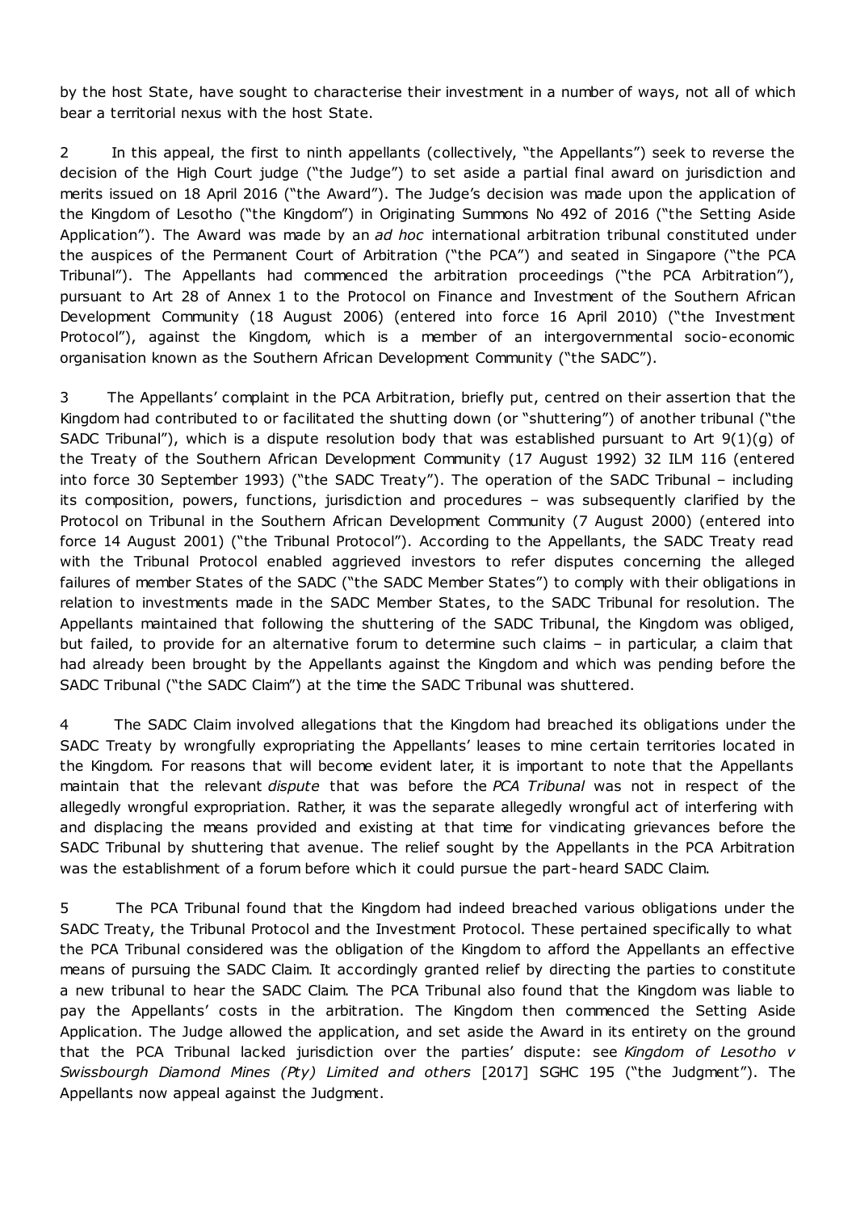by the host State, have sought to characterise their investment in a number of ways, not all of which bear a territorial nexus with the host State.

2 In this appeal, the first to ninth appellants (collectively, "the Appellants") seek to reverse the decision of the High Court judge ("the Judge") to set aside a partial final award on jurisdiction and merits issued on 18 April 2016 ("the Award"). The Judge's decision was made upon the application of the Kingdom of Lesotho ("the Kingdom") in Originating Summons No 492 of 2016 ("the Setting Aside Application"). The Award was made by an *ad hoc* international arbitration tribunal constituted under the auspices of the Permanent Court of Arbitration ("the PCA") and seated in Singapore ("the PCA Tribunal"). The Appellants had commenced the arbitration proceedings ("the PCA Arbitration"), pursuant to Art 28 of Annex 1 to the Protocol on Finance and Investment of the Southern African Development Community (18 August 2006) (entered into force 16 April 2010) ("the Investment Protocol"), against the Kingdom, which is a member of an intergovernmental socio-economic organisation known as the Southern African Development Community ("the SADC").

3 The Appellants' complaint in the PCA Arbitration, briefly put, centred on their assertion that the Kingdom had contributed to or facilitated the shutting down (or "shuttering") of another tribunal ("the SADC Tribunal"), which is a dispute resolution body that was established pursuant to Art 9(1)(g) of the Treaty of the Southern African Development Community (17 August 1992) 32 ILM 116 (entered into force 30 September 1993) ("the SADC Treaty"). The operation of the SADC Tribunal – including its composition, powers, functions, jurisdiction and procedures – was subsequently clarified by the Protocol on Tribunal in the Southern African Development Community (7 August 2000) (entered into force 14 August 2001) ("the Tribunal Protocol"). According to the Appellants, the SADC Treaty read with the Tribunal Protocol enabled aggrieved investors to refer disputes concerning the alleged failures of member States of the SADC ("the SADC Member States") to comply with their obligations in relation to investments made in the SADC Member States, to the SADC Tribunal for resolution. The Appellants maintained that following the shuttering of the SADC Tribunal, the Kingdom was obliged, but failed, to provide for an alternative forum to determine such claims – in particular, a claim that had already been brought by the Appellants against the Kingdom and which was pending before the SADC Tribunal ("the SADC Claim") at the time the SADC Tribunal was shuttered.

4 The SADC Claim involved allegations that the Kingdom had breached its obligations under the SADC Treaty by wrongfully expropriating the Appellants' leases to mine certain territories located in the Kingdom. For reasons that will become evident later, it is important to note that the Appellants maintain that the relevant *dispute* that was before the *PCA Tribunal* was not in respect of the allegedly wrongful expropriation. Rather, it was the separate allegedly wrongful act of interfering with and displacing the means provided and existing at that time for vindicating grievances before the SADC Tribunal by shuttering that avenue. The relief sought by the Appellants in the PCA Arbitration was the establishment of a forum before which it could pursue the part-heard SADC Claim.

5 The PCA Tribunal found that the Kingdom had indeed breached various obligations under the SADC Treaty, the Tribunal Protocol and the Investment Protocol. These pertained specifically to what the PCA Tribunal considered was the obligation of the Kingdom to afford the Appellants an effective means of pursuing the SADC Claim. It accordingly granted relief by directing the parties to constitute a new tribunal to hear the SADC Claim. The PCA Tribunal also found that the Kingdom was liable to pay the Appellants' costs in the arbitration. The Kingdom then commenced the Setting Aside Application. The Judge allowed the application, and set aside the Award in its entirety on the ground that the PCA Tribunal lacked jurisdiction over the parties' dispute: see *Kingdom of Lesotho v Swissbourgh Diamond Mines (Pty) Limited and others* [2017] SGHC 195 ("the Judgment"). The Appellants now appeal against the Judgment.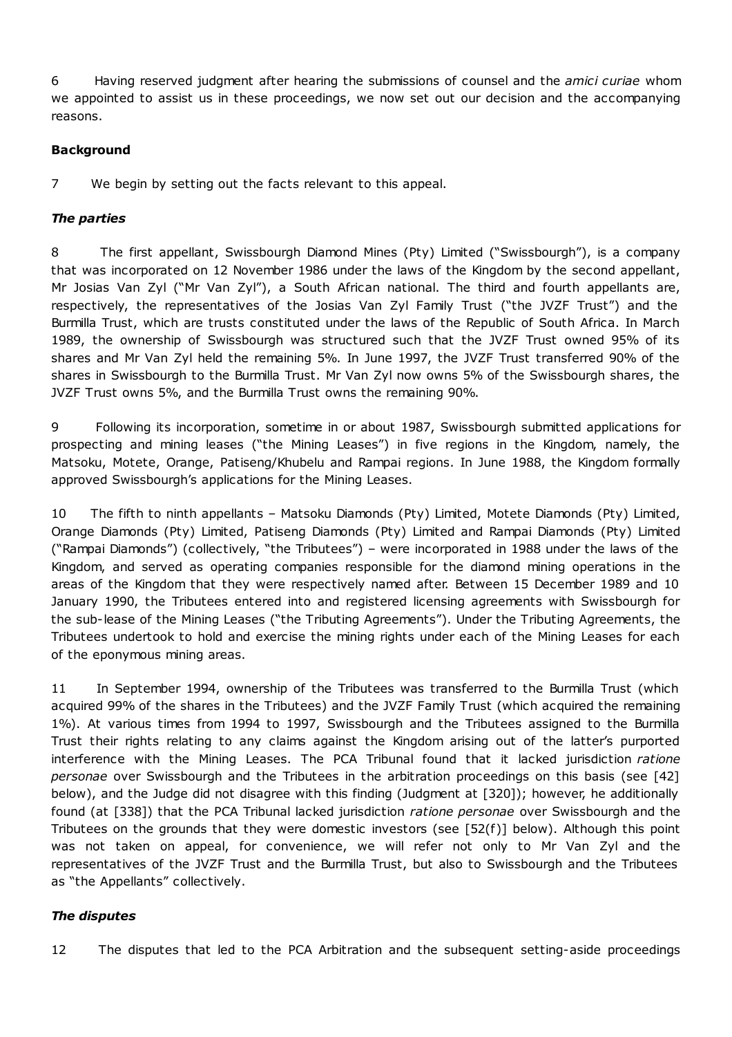6 Having reserved judgment after hearing the submissions of counsel and the *amici curiae* whom we appointed to assist us in these proceedings, we now set out our decision and the accompanying reasons.

**Background**

7 We begin by setting out the facts relevant to this appeal.

***The parties***

8 The first appellant, Swissbourgh Diamond Mines (Pty) Limited ("Swissbourgh"), is a company that was incorporated on 12 November 1986 under the laws of the Kingdom by the second appellant, Mr Josias Van Zyl ("Mr Van Zyl"), a South African national. The third and fourth appellants are, respectively, the representatives of the Josias Van Zyl Family Trust ("the JVZF Trust") and the Burmilla Trust, which are trusts constituted under the laws of the Republic of South Africa. In March 1989, the ownership of Swissbourgh was structured such that the JVZF Trust owned 95% of its shares and Mr Van Zyl held the remaining 5%. In June 1997, the JVZF Trust transferred 90% of the shares in Swissbourgh to the Burmilla Trust. Mr Van Zyl now owns 5% of the Swissbourgh shares, the JVZF Trust owns 5%, and the Burmilla Trust owns the remaining 90%.

9 Following its incorporation, sometime in or about 1987, Swissbourgh submitted applications for prospecting and mining leases ("the Mining Leases") in five regions in the Kingdom, namely, the Matsoku, Motete, Orange, Patiseng/Khubelu and Rampai regions. In June 1988, the Kingdom formally approved Swissbourgh's applications for the Mining Leases.

10 The fifth to ninth appellants – Matsoku Diamonds (Pty) Limited, Motete Diamonds (Pty) Limited, Orange Diamonds (Pty) Limited, Patiseng Diamonds (Pty) Limited and Rampai Diamonds (Pty) Limited ("Rampai Diamonds") (collectively, "the Tributees") – were incorporated in 1988 under the laws of the Kingdom, and served as operating companies responsible for the diamond mining operations in the areas of the Kingdom that they were respectively named after. Between 15 December 1989 and 10 January 1990, the Tributees entered into and registered licensing agreements with Swissbourgh for the sub-lease of the Mining Leases ("the Tributing Agreements"). Under the Tributing Agreements, the Tributees undertook to hold and exercise the mining rights under each of the Mining Leases for each of the eponymous mining areas.

11 In September 1994, ownership of the Tributees was transferred to the Burmilla Trust (which acquired 99% of the shares in the Tributees) and the JVZF Family Trust (which acquired the remaining 1%). At various times from 1994 to 1997, Swissbourgh and the Tributees assigned to the Burmilla Trust their rights relating to any claims against the Kingdom arising out of the latter's purported interference with the Mining Leases. The PCA Tribunal found that it lacked jurisdiction *ratione personae* over Swissbourgh and the Tributees in the arbitration proceedings on this basis (see [42] below), and the Judge did not disagree with this finding (Judgment at [320]); however, he additionally found (at [338]) that the PCA Tribunal lacked jurisdiction *ratione personae* over Swissbourgh and the Tributees on the grounds that they were domestic investors (see [52(f)] below). Although this point was not taken on appeal, for convenience, we will refer not only to Mr Van Zyl and the representatives of the JVZF Trust and the Burmilla Trust, but also to Swissbourgh and the Tributees as "the Appellants" collectively.

***The disputes***

12 The disputes that led to the PCA Arbitration and the subsequent setting-aside proceedings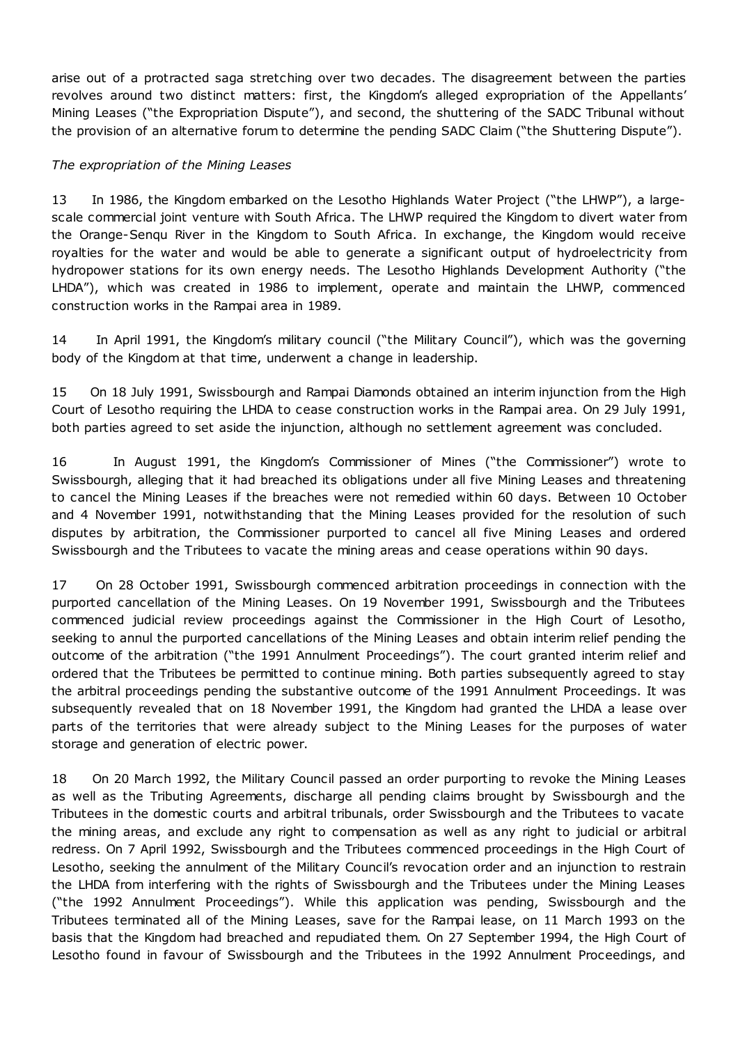arise out of a protracted saga stretching over two decades. The disagreement between the parties revolves around two distinct matters: first, the Kingdom's alleged expropriation of the Appellants' Mining Leases ("the Expropriation Dispute"), and second, the shuttering of the SADC Tribunal without the provision of an alternative forum to determine the pending SADC Claim ("the Shuttering Dispute").

*The expropriation of the Mining Leases*

13 In 1986, the Kingdom embarked on the Lesotho Highlands Water Project ("the LHWP"), a large-scale commercial joint venture with South Africa. The LHWP required the Kingdom to divert water from the Orange-Senqu River in the Kingdom to South Africa. In exchange, the Kingdom would receive royalties for the water and would be able to generate a significant output of hydroelectricity from hydropower stations for its own energy needs. The Lesotho Highlands Development Authority ("the LHDA"), which was created in 1986 to implement, operate and maintain the LHWP, commenced construction works in the Rampai area in 1989.

14 In April 1991, the Kingdom's military council ("the Military Council"), which was the governing body of the Kingdom at that time, underwent a change in leadership.

15 On 18 July 1991, Swissbourgh and Rampai Diamonds obtained an interim injunction from the High Court of Lesotho requiring the LHDA to cease construction works in the Rampai area. On 29 July 1991, both parties agreed to set aside the injunction, although no settlement agreement was concluded.

16 In August 1991, the Kingdom's Commissioner of Mines ("the Commissioner") wrote to Swissbourgh, alleging that it had breached its obligations under all five Mining Leases and threatening to cancel the Mining Leases if the breaches were not remedied within 60 days. Between 10 October and 4 November 1991, notwithstanding that the Mining Leases provided for the resolution of such disputes by arbitration, the Commissioner purported to cancel all five Mining Leases and ordered Swissbourgh and the Tributees to vacate the mining areas and cease operations within 90 days.

17 On 28 October 1991, Swissbourgh commenced arbitration proceedings in connection with the purported cancellation of the Mining Leases. On 19 November 1991, Swissbourgh and the Tributees commenced judicial review proceedings against the Commissioner in the High Court of Lesotho, seeking to annul the purported cancellations of the Mining Leases and obtain interim relief pending the outcome of the arbitration ("the 1991 Annulment Proceedings"). The court granted interim relief and ordered that the Tributees be permitted to continue mining. Both parties subsequently agreed to stay the arbitral proceedings pending the substantive outcome of the 1991 Annulment Proceedings. It was subsequently revealed that on 18 November 1991, the Kingdom had granted the LHDA a lease over parts of the territories that were already subject to the Mining Leases for the purposes of water storage and generation of electric power.

18 On 20 March 1992, the Military Council passed an order purporting to revoke the Mining Leases as well as the Tributing Agreements, discharge all pending claims brought by Swissbourgh and the Tributees in the domestic courts and arbitral tribunals, order Swissbourgh and the Tributees to vacate the mining areas, and exclude any right to compensation as well as any right to judicial or arbitral redress. On 7 April 1992, Swissbourgh and the Tributees commenced proceedings in the High Court of Lesotho, seeking the annulment of the Military Council's revocation order and an injunction to restrain the LHDA from interfering with the rights of Swissbourgh and the Tributees under the Mining Leases ("the 1992 Annulment Proceedings"). While this application was pending, Swissbourgh and the Tributees terminated all of the Mining Leases, save for the Rampai lease, on 11 March 1993 on the basis that the Kingdom had breached and repudiated them. On 27 September 1994, the High Court of Lesotho found in favour of Swissbourgh and the Tributees in the 1992 Annulment Proceedings, and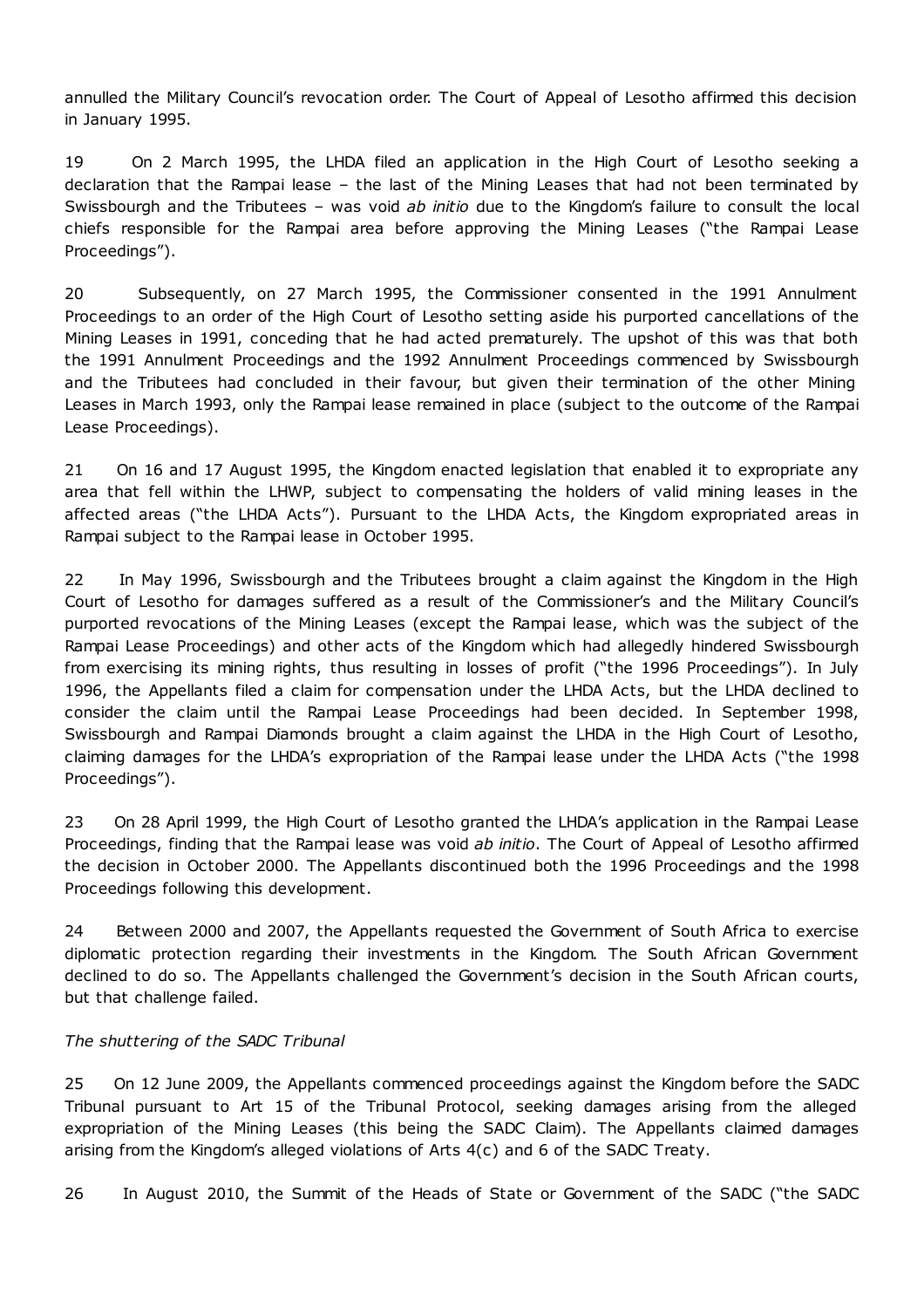annulled the Military Council's revocation order. The Court of Appeal of Lesotho affirmed this decision in January 1995.

19 On 2 March 1995, the LHDA filed an application in the High Court of Lesotho seeking a declaration that the Rampai lease – the last of the Mining Leases that had not been terminated by Swissbourgh and the Tributees – was void *ab initio* due to the Kingdom's failure to consult the local chiefs responsible for the Rampai area before approving the Mining Leases ("the Rampai Lease Proceedings").

20 Subsequently, on 27 March 1995, the Commissioner consented in the 1991 Annulment Proceedings to an order of the High Court of Lesotho setting aside his purported cancellations of the Mining Leases in 1991, conceding that he had acted prematurely. The upshot of this was that both the 1991 Annulment Proceedings and the 1992 Annulment Proceedings commenced by Swissbourgh and the Tributees had concluded in their favour, but given their termination of the other Mining Leases in March 1993, only the Rampai lease remained in place (subject to the outcome of the Rampai Lease Proceedings).

21 On 16 and 17 August 1995, the Kingdom enacted legislation that enabled it to expropriate any area that fell within the LHWP, subject to compensating the holders of valid mining leases in the affected areas ("the LHDA Acts"). Pursuant to the LHDA Acts, the Kingdom expropriated areas in Rampai subject to the Rampai lease in October 1995.

22 In May 1996, Swissbourgh and the Tributees brought a claim against the Kingdom in the High Court of Lesotho for damages suffered as a result of the Commissioner's and the Military Council's purported revocations of the Mining Leases (except the Rampai lease, which was the subject of the Rampai Lease Proceedings) and other acts of the Kingdom which had allegedly hindered Swissbourgh from exercising its mining rights, thus resulting in losses of profit ("the 1996 Proceedings"). In July 1996, the Appellants filed a claim for compensation under the LHDA Acts, but the LHDA declined to consider the claim until the Rampai Lease Proceedings had been decided. In September 1998, Swissbourgh and Rampai Diamonds brought a claim against the LHDA in the High Court of Lesotho, claiming damages for the LHDA's expropriation of the Rampai lease under the LHDA Acts ("the 1998 Proceedings").

23 On 28 April 1999, the High Court of Lesotho granted the LHDA's application in the Rampai Lease Proceedings, finding that the Rampai lease was void *ab initio*. The Court of Appeal of Lesotho affirmed the decision in October 2000. The Appellants discontinued both the 1996 Proceedings and the 1998 Proceedings following this development.

24 Between 2000 and 2007, the Appellants requested the Government of South Africa to exercise diplomatic protection regarding their investments in the Kingdom. The South African Government declined to do so. The Appellants challenged the Government's decision in the South African courts, but that challenge failed.

*The shuttering of the SADC Tribunal*

25 On 12 June 2009, the Appellants commenced proceedings against the Kingdom before the SADC Tribunal pursuant to Art 15 of the Tribunal Protocol, seeking damages arising from the alleged expropriation of the Mining Leases (this being the SADC Claim). The Appellants claimed damages arising from the Kingdom's alleged violations of Arts 4(c) and 6 of the SADC Treaty.

26 In August 2010, the Summit of the Heads of State or Government of the SADC ("the SADC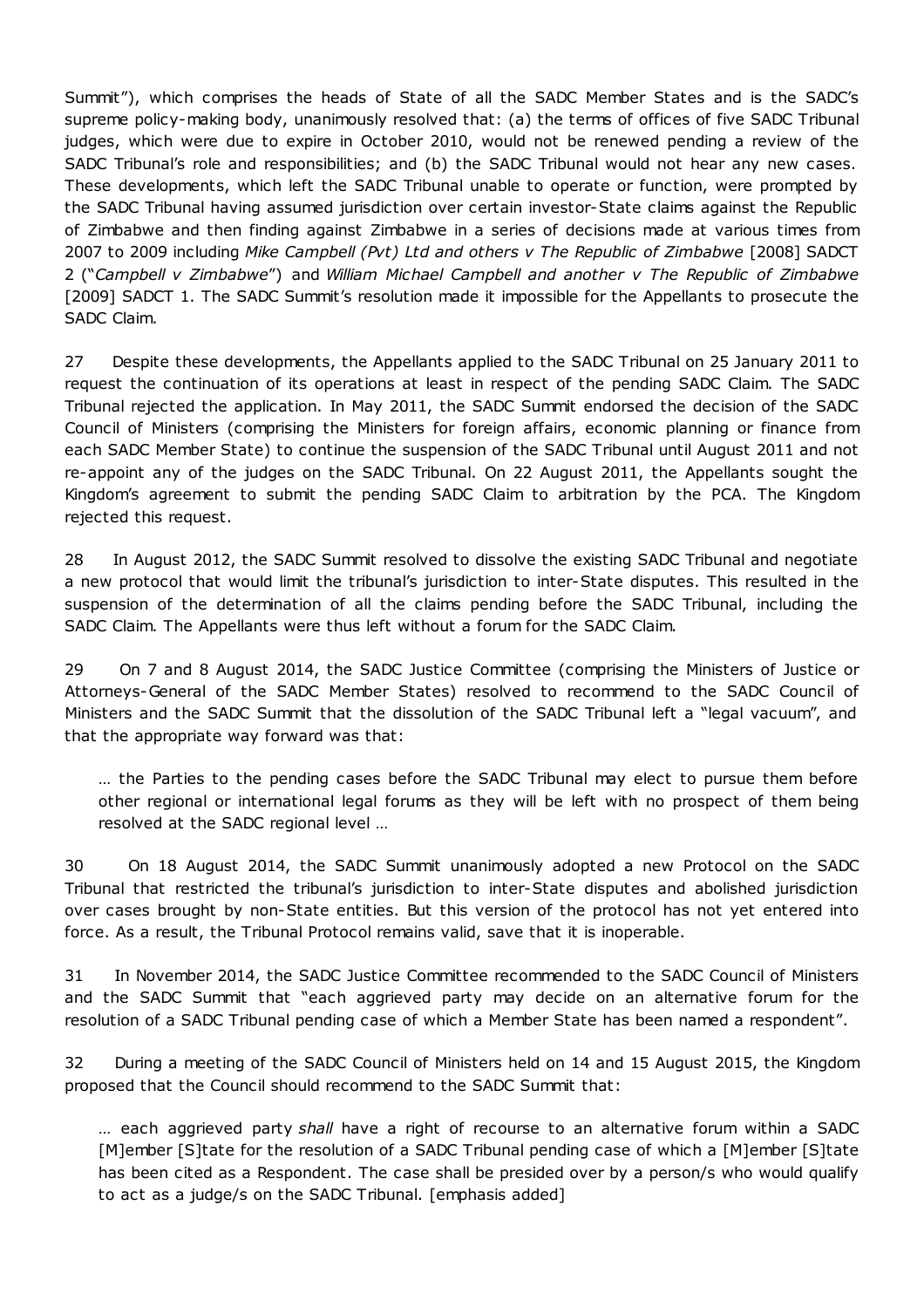Summit"), which comprises the heads of State of all the SADC Member States and is the SADC's supreme policy-making body, unanimously resolved that: (a) the terms of offices of five SADC Tribunal judges, which were due to expire in October 2010, would not be renewed pending a review of the SADC Tribunal's role and responsibilities; and (b) the SADC Tribunal would not hear any new cases. These developments, which left the SADC Tribunal unable to operate or function, were prompted by the SADC Tribunal having assumed jurisdiction over certain investor-State claims against the Republic of Zimbabwe and then finding against Zimbabwe in a series of decisions made at various times from 2007 to 2009 including *Mike Campbell (Pvt) Ltd and others v The Republic of Zimbabwe* [2008] SADCT 2 ("*Campbell v Zimbabwe*") and *William Michael Campbell and another v The Republic of Zimbabwe* [2009] SADCT 1. The SADC Summit's resolution made it impossible for the Appellants to prosecute the SADC Claim.

27 Despite these developments, the Appellants applied to the SADC Tribunal on 25 January 2011 to request the continuation of its operations at least in respect of the pending SADC Claim. The SADC Tribunal rejected the application. In May 2011, the SADC Summit endorsed the decision of the SADC Council of Ministers (comprising the Ministers for foreign affairs, economic planning or finance from each SADC Member State) to continue the suspension of the SADC Tribunal until August 2011 and not re-appoint any of the judges on the SADC Tribunal. On 22 August 2011, the Appellants sought the Kingdom's agreement to submit the pending SADC Claim to arbitration by the PCA. The Kingdom rejected this request.

28 In August 2012, the SADC Summit resolved to dissolve the existing SADC Tribunal and negotiate a new protocol that would limit the tribunal's jurisdiction to inter-State disputes. This resulted in the suspension of the determination of all the claims pending before the SADC Tribunal, including the SADC Claim. The Appellants were thus left without a forum for the SADC Claim.

29 On 7 and 8 August 2014, the SADC Justice Committee (comprising the Ministers of Justice or Attorneys-General of the SADC Member States) resolved to recommend to the SADC Council of Ministers and the SADC Summit that the dissolution of the SADC Tribunal left a "legal vacuum", and that the appropriate way forward was that:

> … the Parties to the pending cases before the SADC Tribunal may elect to pursue them before other regional or international legal forums as they will be left with no prospect of them being resolved at the SADC regional level …

30 On 18 August 2014, the SADC Summit unanimously adopted a new Protocol on the SADC Tribunal that restricted the tribunal's jurisdiction to inter-State disputes and abolished jurisdiction over cases brought by non-State entities. But this version of the protocol has not yet entered into force. As a result, the Tribunal Protocol remains valid, save that it is inoperable.

31 In November 2014, the SADC Justice Committee recommended to the SADC Council of Ministers and the SADC Summit that "each aggrieved party may decide on an alternative forum for the resolution of a SADC Tribunal pending case of which a Member State has been named a respondent".

32 During a meeting of the SADC Council of Ministers held on 14 and 15 August 2015, the Kingdom proposed that the Council should recommend to the SADC Summit that:

> … each aggrieved party *shall* have a right of recourse to an alternative forum within a SADC [M]ember [S]tate for the resolution of a SADC Tribunal pending case of which a [M]ember [S]tate has been cited as a Respondent. The case shall be presided over by a person/s who would qualify to act as a judge/s on the SADC Tribunal. [emphasis added]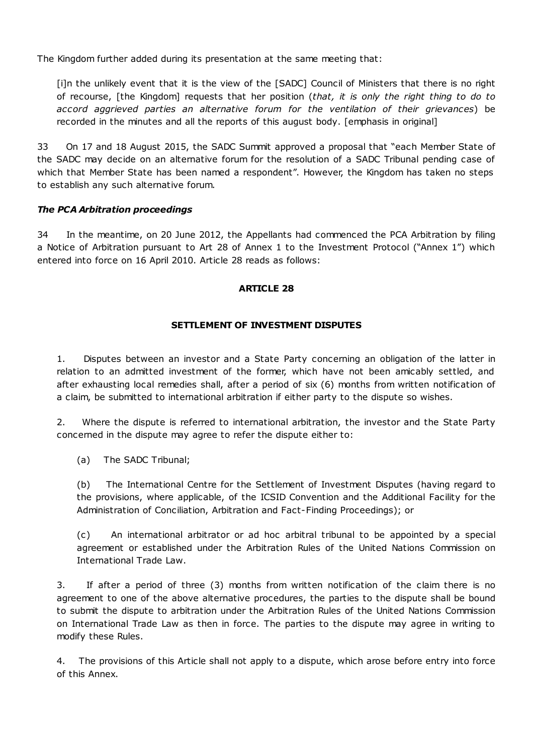The Kingdom further added during its presentation at the same meeting that:

> [i]n the unlikely event that it is the view of the [SADC] Council of Ministers that there is no right of recourse, [the Kingdom] requests that her position (*that, it is only the right thing to do to accord aggrieved parties an alternative forum for the ventilation of their grievances*) be recorded in the minutes and all the reports of this august body. [emphasis in original]

33 On 17 and 18 August 2015, the SADC Summit approved a proposal that "each Member State of the SADC may decide on an alternative forum for the resolution of a SADC Tribunal pending case of which that Member State has been named a respondent". However, the Kingdom has taken no steps to establish any such alternative forum.

***The PCA Arbitration proceedings***

34 In the meantime, on 20 June 2012, the Appellants had commenced the PCA Arbitration by filing a Notice of Arbitration pursuant to Art 28 of Annex 1 to the Investment Protocol ("Annex 1") which entered into force on 16 April 2010. Article 28 reads as follows:

> **ARTICLE 28**
>
> **SETTLEMENT OF INVESTMENT DISPUTES**
>
> 1. Disputes between an investor and a State Party concerning an obligation of the latter in relation to an admitted investment of the former, which have not been amicably settled, and after exhausting local remedies shall, after a period of six (6) months from written notification of a claim, be submitted to international arbitration if either party to the dispute so wishes.
>
> 2. Where the dispute is referred to international arbitration, the investor and the State Party concerned in the dispute may agree to refer the dispute either to:
>
> (a) The SADC Tribunal;
>
> (b) The International Centre for the Settlement of Investment Disputes (having regard to the provisions, where applicable, of the ICSID Convention and the Additional Facility for the Administration of Conciliation, Arbitration and Fact-Finding Proceedings); or
>
> (c) An international arbitrator or ad hoc arbitral tribunal to be appointed by a special agreement or established under the Arbitration Rules of the United Nations Commission on International Trade Law.
>
> 3. If after a period of three (3) months from written notification of the claim there is no agreement to one of the above alternative procedures, the parties to the dispute shall be bound to submit the dispute to arbitration under the Arbitration Rules of the United Nations Commission on International Trade Law as then in force. The parties to the dispute may agree in writing to modify these Rules.
>
> 4. The provisions of this Article shall not apply to a dispute, which arose before entry into force of this Annex.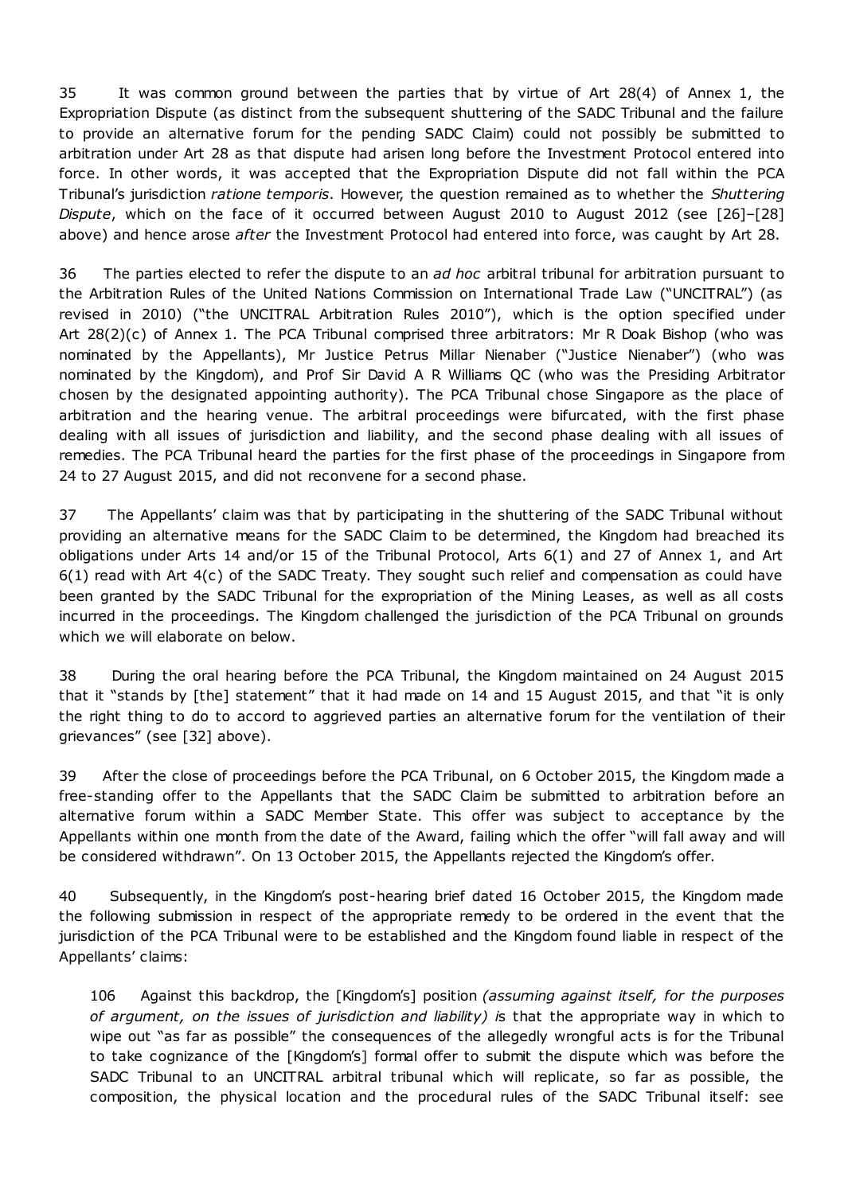35 It was common ground between the parties that by virtue of Art 28(4) of Annex 1, the Expropriation Dispute (as distinct from the subsequent shuttering of the SADC Tribunal and the failure to provide an alternative forum for the pending SADC Claim) could not possibly be submitted to arbitration under Art 28 as that dispute had arisen long before the Investment Protocol entered into force. In other words, it was accepted that the Expropriation Dispute did not fall within the PCA Tribunal's jurisdiction *ratione temporis*. However, the question remained as to whether the *Shuttering Dispute*, which on the face of it occurred between August 2010 to August 2012 (see [26]–[28] above) and hence arose *after* the Investment Protocol had entered into force, was caught by Art 28.

36 The parties elected to refer the dispute to an *ad hoc* arbitral tribunal for arbitration pursuant to the Arbitration Rules of the United Nations Commission on International Trade Law ("UNCITRAL") (as revised in 2010) ("the UNCITRAL Arbitration Rules 2010"), which is the option specified under Art 28(2)(c) of Annex 1. The PCA Tribunal comprised three arbitrators: Mr R Doak Bishop (who was nominated by the Appellants), Mr Justice Petrus Millar Nienaber ("Justice Nienaber") (who was nominated by the Kingdom), and Prof Sir David A R Williams QC (who was the Presiding Arbitrator chosen by the designated appointing authority). The PCA Tribunal chose Singapore as the place of arbitration and the hearing venue. The arbitral proceedings were bifurcated, with the first phase dealing with all issues of jurisdiction and liability, and the second phase dealing with all issues of remedies. The PCA Tribunal heard the parties for the first phase of the proceedings in Singapore from 24 to 27 August 2015, and did not reconvene for a second phase.

37 The Appellants' claim was that by participating in the shuttering of the SADC Tribunal without providing an alternative means for the SADC Claim to be determined, the Kingdom had breached its obligations under Arts 14 and/or 15 of the Tribunal Protocol, Arts 6(1) and 27 of Annex 1, and Art 6(1) read with Art 4(c) of the SADC Treaty. They sought such relief and compensation as could have been granted by the SADC Tribunal for the expropriation of the Mining Leases, as well as all costs incurred in the proceedings. The Kingdom challenged the jurisdiction of the PCA Tribunal on grounds which we will elaborate on below.

38 During the oral hearing before the PCA Tribunal, the Kingdom maintained on 24 August 2015 that it "stands by [the] statement" that it had made on 14 and 15 August 2015, and that "it is only the right thing to do to accord to aggrieved parties an alternative forum for the ventilation of their grievances" (see [32] above).

39 After the close of proceedings before the PCA Tribunal, on 6 October 2015, the Kingdom made a free-standing offer to the Appellants that the SADC Claim be submitted to arbitration before an alternative forum within a SADC Member State. This offer was subject to acceptance by the Appellants within one month from the date of the Award, failing which the offer "will fall away and will be considered withdrawn". On 13 October 2015, the Appellants rejected the Kingdom's offer.

40 Subsequently, in the Kingdom's post-hearing brief dated 16 October 2015, the Kingdom made the following submission in respect of the appropriate remedy to be ordered in the event that the jurisdiction of the PCA Tribunal were to be established and the Kingdom found liable in respect of the Appellants' claims:

> 106 Against this backdrop, the [Kingdom's] position *(assuming against itself, for the purposes of argument, on the issues of jurisdiction and liability)* is that the appropriate way in which to wipe out "as far as possible" the consequences of the allegedly wrongful acts is for the Tribunal to take cognizance of the [Kingdom's] formal offer to submit the dispute which was before the SADC Tribunal to an UNCITRAL arbitral tribunal which will replicate, so far as possible, the composition, the physical location and the procedural rules of the SADC Tribunal itself: see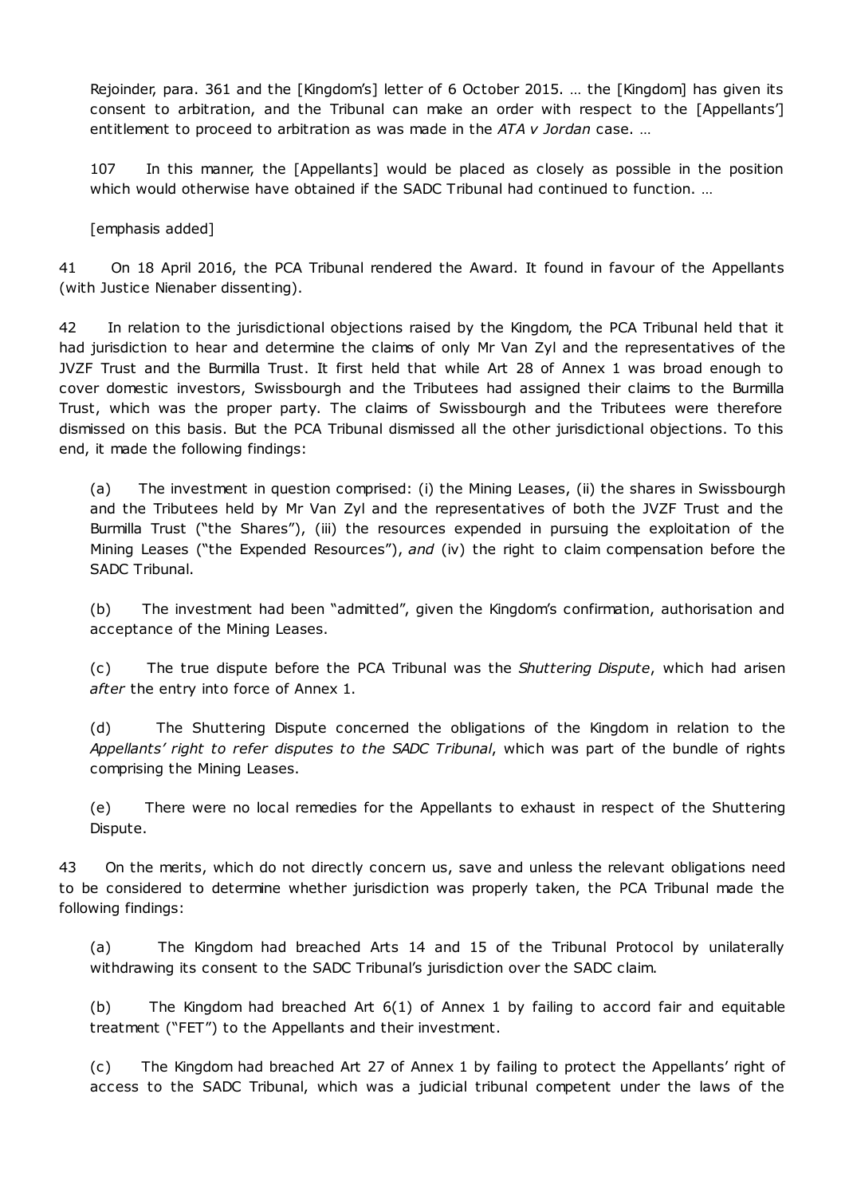Rejoinder, para. 361 and the [Kingdom's] letter of 6 October 2015. … the [Kingdom] has given its consent to arbitration, and the Tribunal can make an order with respect to the [Appellants'] entitlement to proceed to arbitration as was made in the *ATA v Jordan* case. …

107 In this manner, the [Appellants] would be placed as closely as possible in the position which would otherwise have obtained if the SADC Tribunal had continued to function. …

[emphasis added]

41 On 18 April 2016, the PCA Tribunal rendered the Award. It found in favour of the Appellants (with Justice Nienaber dissenting).

42 In relation to the jurisdictional objections raised by the Kingdom, the PCA Tribunal held that it had jurisdiction to hear and determine the claims of only Mr Van Zyl and the representatives of the JVZF Trust and the Burmilla Trust. It first held that while Art 28 of Annex 1 was broad enough to cover domestic investors, Swissbourgh and the Tributees had assigned their claims to the Burmilla Trust, which was the proper party. The claims of Swissbourgh and the Tributees were therefore dismissed on this basis. But the PCA Tribunal dismissed all the other jurisdictional objections. To this end, it made the following findings:

(a) The investment in question comprised: (i) the Mining Leases, (ii) the shares in Swissbourgh and the Tributees held by Mr Van Zyl and the representatives of both the JVZF Trust and the Burmilla Trust ("the Shares"), (iii) the resources expended in pursuing the exploitation of the Mining Leases ("the Expended Resources"), *and* (iv) the right to claim compensation before the SADC Tribunal.

(b) The investment had been "admitted", given the Kingdom's confirmation, authorisation and acceptance of the Mining Leases.

(c) The true dispute before the PCA Tribunal was the *Shuttering Dispute*, which had arisen *after* the entry into force of Annex 1.

(d) The Shuttering Dispute concerned the obligations of the Kingdom in relation to the *Appellants' right to refer disputes to the SADC Tribunal*, which was part of the bundle of rights comprising the Mining Leases.

(e) There were no local remedies for the Appellants to exhaust in respect of the Shuttering Dispute.

43 On the merits, which do not directly concern us, save and unless the relevant obligations need to be considered to determine whether jurisdiction was properly taken, the PCA Tribunal made the following findings:

(a) The Kingdom had breached Arts 14 and 15 of the Tribunal Protocol by unilaterally withdrawing its consent to the SADC Tribunal's jurisdiction over the SADC claim.

(b) The Kingdom had breached Art 6(1) of Annex 1 by failing to accord fair and equitable treatment ("FET") to the Appellants and their investment.

(c) The Kingdom had breached Art 27 of Annex 1 by failing to protect the Appellants' right of access to the SADC Tribunal, which was a judicial tribunal competent under the laws of the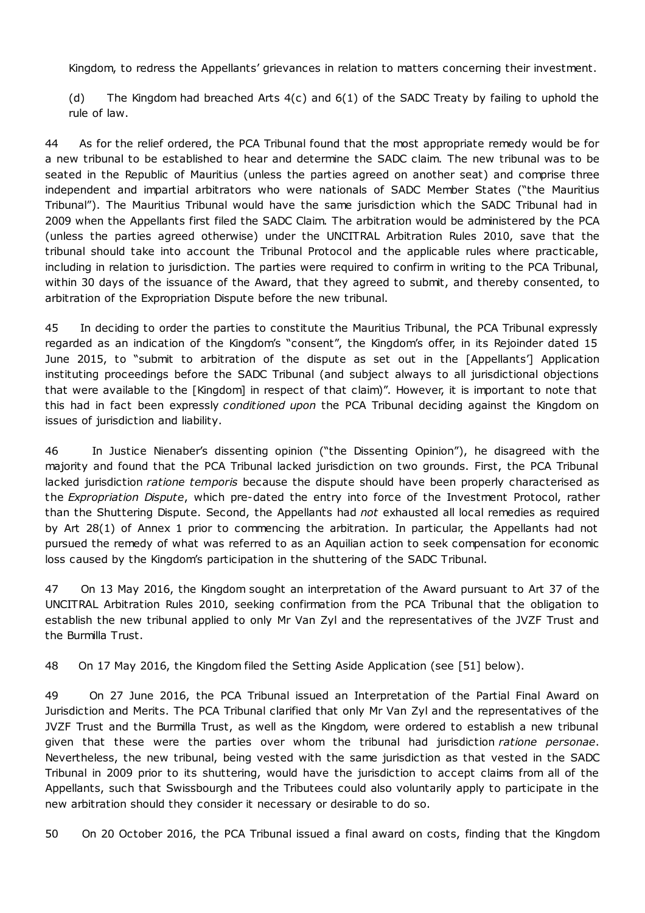Kingdom, to redress the Appellants' grievances in relation to matters concerning their investment.

(d) The Kingdom had breached Arts 4(c) and 6(1) of the SADC Treaty by failing to uphold the rule of law.

44 As for the relief ordered, the PCA Tribunal found that the most appropriate remedy would be for a new tribunal to be established to hear and determine the SADC claim. The new tribunal was to be seated in the Republic of Mauritius (unless the parties agreed on another seat) and comprise three independent and impartial arbitrators who were nationals of SADC Member States ("the Mauritius Tribunal"). The Mauritius Tribunal would have the same jurisdiction which the SADC Tribunal had in 2009 when the Appellants first filed the SADC Claim. The arbitration would be administered by the PCA (unless the parties agreed otherwise) under the UNCITRAL Arbitration Rules 2010, save that the tribunal should take into account the Tribunal Protocol and the applicable rules where practicable, including in relation to jurisdiction. The parties were required to confirm in writing to the PCA Tribunal, within 30 days of the issuance of the Award, that they agreed to submit, and thereby consented, to arbitration of the Expropriation Dispute before the new tribunal.

45 In deciding to order the parties to constitute the Mauritius Tribunal, the PCA Tribunal expressly regarded as an indication of the Kingdom's "consent", the Kingdom's offer, in its Rejoinder dated 15 June 2015, to "submit to arbitration of the dispute as set out in the [Appellants'] Application instituting proceedings before the SADC Tribunal (and subject always to all jurisdictional objections that were available to the [Kingdom] in respect of that claim)". However, it is important to note that this had in fact been expressly *conditioned upon* the PCA Tribunal deciding against the Kingdom on issues of jurisdiction and liability.

46 In Justice Nienaber's dissenting opinion ("the Dissenting Opinion"), he disagreed with the majority and found that the PCA Tribunal lacked jurisdiction on two grounds. First, the PCA Tribunal lacked jurisdiction *ratione temporis* because the dispute should have been properly characterised as the *Expropriation Dispute*, which pre-dated the entry into force of the Investment Protocol, rather than the Shuttering Dispute. Second, the Appellants had *not* exhausted all local remedies as required by Art 28(1) of Annex 1 prior to commencing the arbitration. In particular, the Appellants had not pursued the remedy of what was referred to as an Aquilian action to seek compensation for economic loss caused by the Kingdom's participation in the shuttering of the SADC Tribunal.

47 On 13 May 2016, the Kingdom sought an interpretation of the Award pursuant to Art 37 of the UNCITRAL Arbitration Rules 2010, seeking confirmation from the PCA Tribunal that the obligation to establish the new tribunal applied to only Mr Van Zyl and the representatives of the JVZF Trust and the Burmilla Trust.

48 On 17 May 2016, the Kingdom filed the Setting Aside Application (see [51] below).

49 On 27 June 2016, the PCA Tribunal issued an Interpretation of the Partial Final Award on Jurisdiction and Merits. The PCA Tribunal clarified that only Mr Van Zyl and the representatives of the JVZF Trust and the Burmilla Trust, as well as the Kingdom, were ordered to establish a new tribunal given that these were the parties over whom the tribunal had jurisdiction *ratione personae*. Nevertheless, the new tribunal, being vested with the same jurisdiction as that vested in the SADC Tribunal in 2009 prior to its shuttering, would have the jurisdiction to accept claims from all of the Appellants, such that Swissbourgh and the Tributees could also voluntarily apply to participate in the new arbitration should they consider it necessary or desirable to do so.

50 On 20 October 2016, the PCA Tribunal issued a final award on costs, finding that the Kingdom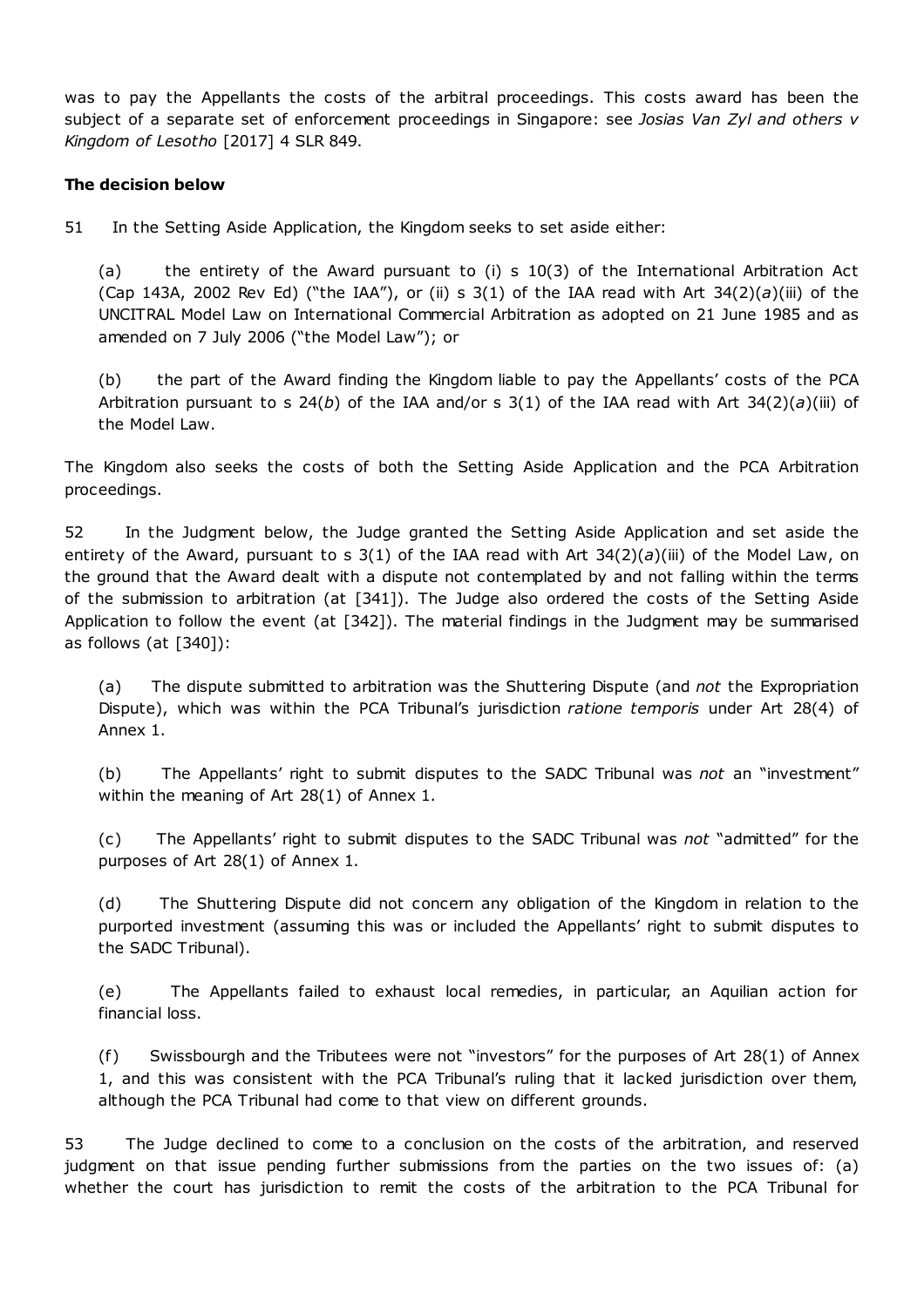was to pay the Appellants the costs of the arbitral proceedings. This costs award has been the subject of a separate set of enforcement proceedings in Singapore: see *Josias Van Zyl and others v Kingdom of Lesotho* [2017] 4 SLR 849.

**The decision below**

51 In the Setting Aside Application, the Kingdom seeks to set aside either:

> (a) the entirety of the Award pursuant to (i) s 10(3) of the International Arbitration Act (Cap 143A, 2002 Rev Ed) ("the IAA"), or (ii) s 3(1) of the IAA read with Art 34(2)(*a*)(iii) of the UNCITRAL Model Law on International Commercial Arbitration as adopted on 21 June 1985 and as amended on 7 July 2006 ("the Model Law"); or
>
> (b) the part of the Award finding the Kingdom liable to pay the Appellants' costs of the PCA Arbitration pursuant to s 24(*b*) of the IAA and/or s 3(1) of the IAA read with Art 34(2)(*a*)(iii) of the Model Law.

The Kingdom also seeks the costs of both the Setting Aside Application and the PCA Arbitration proceedings.

52 In the Judgment below, the Judge granted the Setting Aside Application and set aside the entirety of the Award, pursuant to s 3(1) of the IAA read with Art 34(2)(*a*)(iii) of the Model Law, on the ground that the Award dealt with a dispute not contemplated by and not falling within the terms of the submission to arbitration (at [341]). The Judge also ordered the costs of the Setting Aside Application to follow the event (at [342]). The material findings in the Judgment may be summarised as follows (at [340]):

> (a) The dispute submitted to arbitration was the Shuttering Dispute (and *not* the Expropriation Dispute), which was within the PCA Tribunal's jurisdiction *ratione temporis* under Art 28(4) of Annex 1.
>
> (b) The Appellants' right to submit disputes to the SADC Tribunal was *not* an "investment" within the meaning of Art 28(1) of Annex 1.
>
> (c) The Appellants' right to submit disputes to the SADC Tribunal was *not* "admitted" for the purposes of Art 28(1) of Annex 1.
>
> (d) The Shuttering Dispute did not concern any obligation of the Kingdom in relation to the purported investment (assuming this was or included the Appellants' right to submit disputes to the SADC Tribunal).
>
> (e) The Appellants failed to exhaust local remedies, in particular, an Aquilian action for financial loss.
>
> (f) Swissbourgh and the Tributees were not "investors" for the purposes of Art 28(1) of Annex 1, and this was consistent with the PCA Tribunal's ruling that it lacked jurisdiction over them, although the PCA Tribunal had come to that view on different grounds.

53 The Judge declined to come to a conclusion on the costs of the arbitration, and reserved judgment on that issue pending further submissions from the parties on the two issues of: (a) whether the court has jurisdiction to remit the costs of the arbitration to the PCA Tribunal for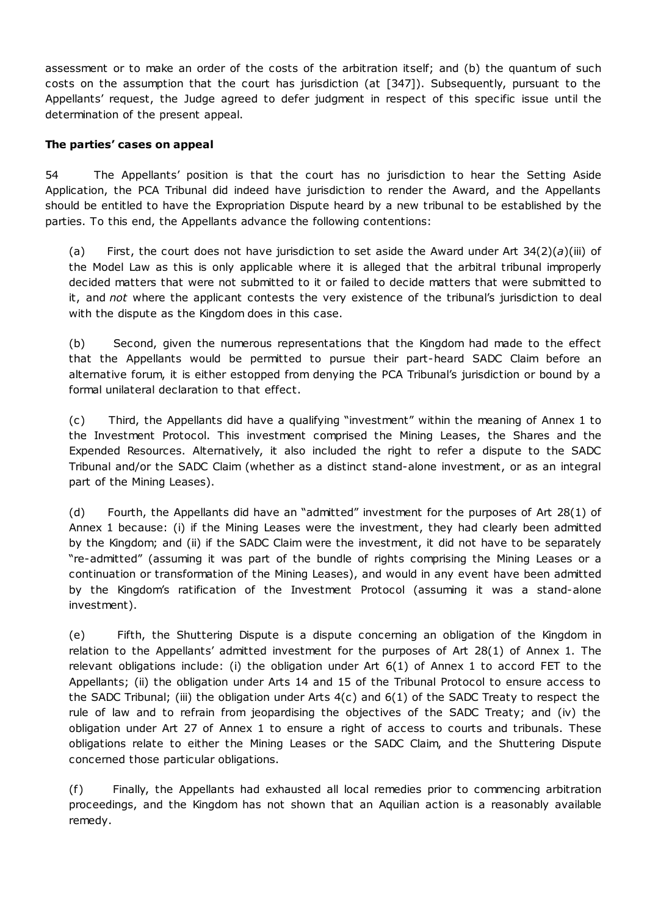assessment or to make an order of the costs of the arbitration itself; and (b) the quantum of such costs on the assumption that the court has jurisdiction (at [347]). Subsequently, pursuant to the Appellants' request, the Judge agreed to defer judgment in respect of this specific issue until the determination of the present appeal.

**The parties' cases on appeal**

54 The Appellants' position is that the court has no jurisdiction to hear the Setting Aside Application, the PCA Tribunal did indeed have jurisdiction to render the Award, and the Appellants should be entitled to have the Expropriation Dispute heard by a new tribunal to be established by the parties. To this end, the Appellants advance the following contentions:

(a) First, the court does not have jurisdiction to set aside the Award under Art 34(2)(*a*)(iii) of the Model Law as this is only applicable where it is alleged that the arbitral tribunal improperly decided matters that were not submitted to it or failed to decide matters that were submitted to it, and *not* where the applicant contests the very existence of the tribunal's jurisdiction to deal with the dispute as the Kingdom does in this case.

(b) Second, given the numerous representations that the Kingdom had made to the effect that the Appellants would be permitted to pursue their part-heard SADC Claim before an alternative forum, it is either estopped from denying the PCA Tribunal's jurisdiction or bound by a formal unilateral declaration to that effect.

(c) Third, the Appellants did have a qualifying "investment" within the meaning of Annex 1 to the Investment Protocol. This investment comprised the Mining Leases, the Shares and the Expended Resources. Alternatively, it also included the right to refer a dispute to the SADC Tribunal and/or the SADC Claim (whether as a distinct stand-alone investment, or as an integral part of the Mining Leases).

(d) Fourth, the Appellants did have an "admitted" investment for the purposes of Art 28(1) of Annex 1 because: (i) if the Mining Leases were the investment, they had clearly been admitted by the Kingdom; and (ii) if the SADC Claim were the investment, it did not have to be separately "re-admitted" (assuming it was part of the bundle of rights comprising the Mining Leases or a continuation or transformation of the Mining Leases), and would in any event have been admitted by the Kingdom's ratification of the Investment Protocol (assuming it was a stand-alone investment).

(e) Fifth, the Shuttering Dispute is a dispute concerning an obligation of the Kingdom in relation to the Appellants' admitted investment for the purposes of Art 28(1) of Annex 1. The relevant obligations include: (i) the obligation under Art 6(1) of Annex 1 to accord FET to the Appellants; (ii) the obligation under Arts 14 and 15 of the Tribunal Protocol to ensure access to the SADC Tribunal; (iii) the obligation under Arts 4(c) and 6(1) of the SADC Treaty to respect the rule of law and to refrain from jeopardising the objectives of the SADC Treaty; and (iv) the obligation under Art 27 of Annex 1 to ensure a right of access to courts and tribunals. These obligations relate to either the Mining Leases or the SADC Claim, and the Shuttering Dispute concerned those particular obligations.

(f) Finally, the Appellants had exhausted all local remedies prior to commencing arbitration proceedings, and the Kingdom has not shown that an Aquilian action is a reasonably available remedy.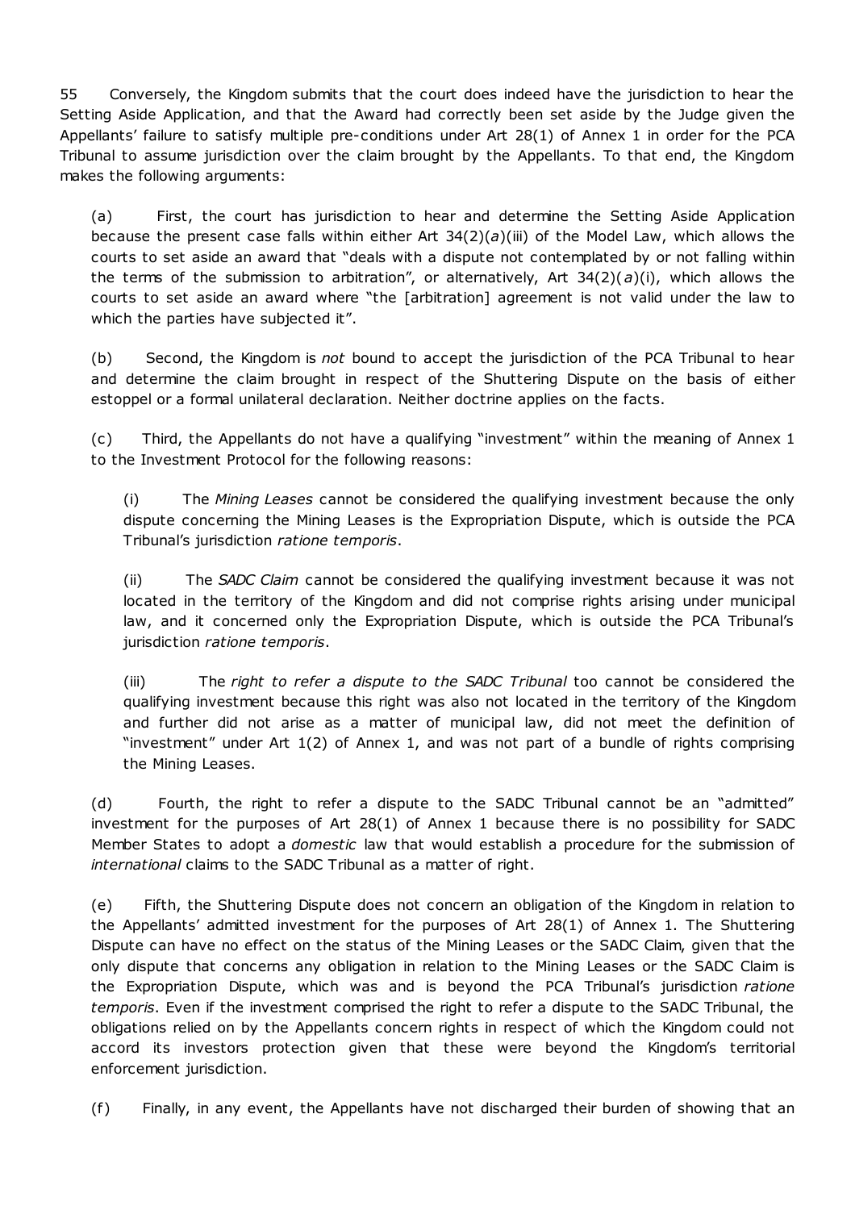55 Conversely, the Kingdom submits that the court does indeed have the jurisdiction to hear the Setting Aside Application, and that the Award had correctly been set aside by the Judge given the Appellants' failure to satisfy multiple pre-conditions under Art 28(1) of Annex 1 in order for the PCA Tribunal to assume jurisdiction over the claim brought by the Appellants. To that end, the Kingdom makes the following arguments:

(a) First, the court has jurisdiction to hear and determine the Setting Aside Application because the present case falls within either Art 34(2)(*a*)(iii) of the Model Law, which allows the courts to set aside an award that "deals with a dispute not contemplated by or not falling within the terms of the submission to arbitration", or alternatively, Art 34(2)(*a*)(i), which allows the courts to set aside an award where "the [arbitration] agreement is not valid under the law to which the parties have subjected it".

(b) Second, the Kingdom is *not* bound to accept the jurisdiction of the PCA Tribunal to hear and determine the claim brought in respect of the Shuttering Dispute on the basis of either estoppel or a formal unilateral declaration. Neither doctrine applies on the facts.

(c) Third, the Appellants do not have a qualifying "investment" within the meaning of Annex 1 to the Investment Protocol for the following reasons:

(i) The *Mining Leases* cannot be considered the qualifying investment because the only dispute concerning the Mining Leases is the Expropriation Dispute, which is outside the PCA Tribunal's jurisdiction *ratione temporis*.

(ii) The *SADC Claim* cannot be considered the qualifying investment because it was not located in the territory of the Kingdom and did not comprise rights arising under municipal law, and it concerned only the Expropriation Dispute, which is outside the PCA Tribunal's jurisdiction *ratione temporis*.

(iii) The *right to refer a dispute to the SADC Tribunal* too cannot be considered the qualifying investment because this right was also not located in the territory of the Kingdom and further did not arise as a matter of municipal law, did not meet the definition of "investment" under Art 1(2) of Annex 1, and was not part of a bundle of rights comprising the Mining Leases.

(d) Fourth, the right to refer a dispute to the SADC Tribunal cannot be an "admitted" investment for the purposes of Art 28(1) of Annex 1 because there is no possibility for SADC Member States to adopt a *domestic* law that would establish a procedure for the submission of *international* claims to the SADC Tribunal as a matter of right.

(e) Fifth, the Shuttering Dispute does not concern an obligation of the Kingdom in relation to the Appellants' admitted investment for the purposes of Art 28(1) of Annex 1. The Shuttering Dispute can have no effect on the status of the Mining Leases or the SADC Claim, given that the only dispute that concerns any obligation in relation to the Mining Leases or the SADC Claim is the Expropriation Dispute, which was and is beyond the PCA Tribunal's jurisdiction *ratione temporis*. Even if the investment comprised the right to refer a dispute to the SADC Tribunal, the obligations relied on by the Appellants concern rights in respect of which the Kingdom could not accord its investors protection given that these were beyond the Kingdom's territorial enforcement jurisdiction.

(f) Finally, in any event, the Appellants have not discharged their burden of showing that an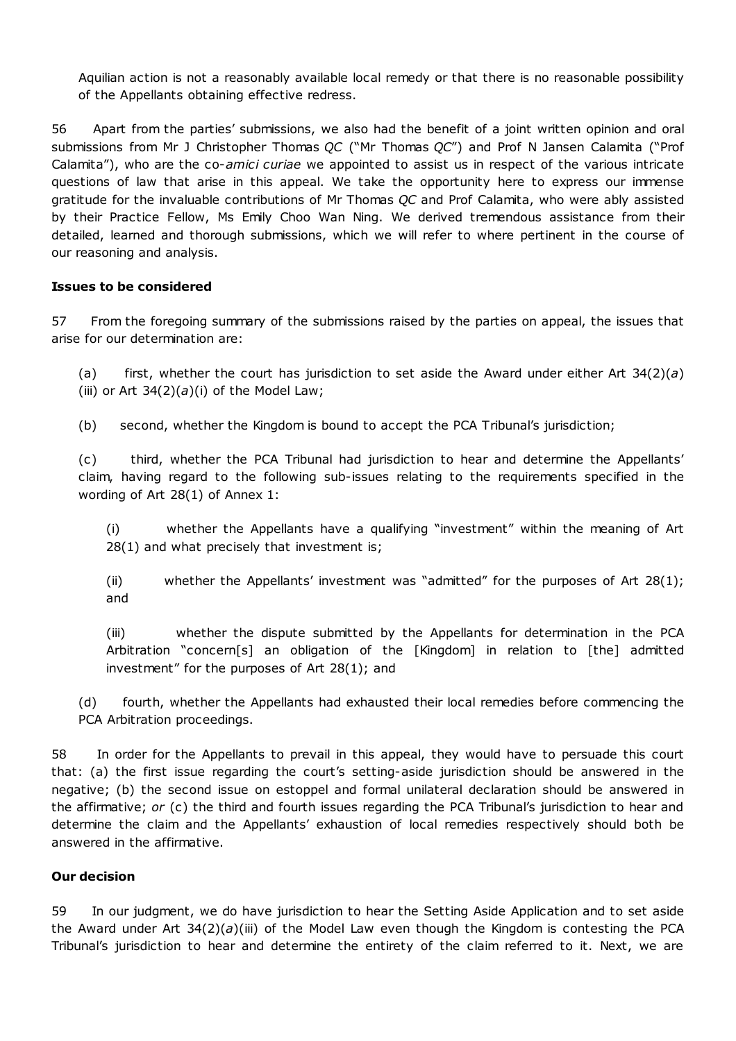Aquilian action is not a reasonably available local remedy or that there is no reasonable possibility of the Appellants obtaining effective redress.

56 Apart from the parties' submissions, we also had the benefit of a joint written opinion and oral submissions from Mr J Christopher Thomas *QC* ("Mr Thomas *QC*") and Prof N Jansen Calamita ("Prof Calamita"), who are the co-*amici curiae* we appointed to assist us in respect of the various intricate questions of law that arise in this appeal. We take the opportunity here to express our immense gratitude for the invaluable contributions of Mr Thomas *QC* and Prof Calamita, who were ably assisted by their Practice Fellow, Ms Emily Choo Wan Ning. We derived tremendous assistance from their detailed, learned and thorough submissions, which we will refer to where pertinent in the course of our reasoning and analysis.

**Issues to be considered**

57 From the foregoing summary of the submissions raised by the parties on appeal, the issues that arise for our determination are:

(a) first, whether the court has jurisdiction to set aside the Award under either Art 34(2)(*a*)(iii) or Art 34(2)(*a*)(i) of the Model Law;

(b) second, whether the Kingdom is bound to accept the PCA Tribunal's jurisdiction;

(c) third, whether the PCA Tribunal had jurisdiction to hear and determine the Appellants' claim, having regard to the following sub-issues relating to the requirements specified in the wording of Art 28(1) of Annex 1:

(i) whether the Appellants have a qualifying "investment" within the meaning of Art 28(1) and what precisely that investment is;

(ii) whether the Appellants' investment was "admitted" for the purposes of Art 28(1); and

(iii) whether the dispute submitted by the Appellants for determination in the PCA Arbitration "concern[s] an obligation of the [Kingdom] in relation to [the] admitted investment" for the purposes of Art 28(1); and

(d) fourth, whether the Appellants had exhausted their local remedies before commencing the PCA Arbitration proceedings.

58 In order for the Appellants to prevail in this appeal, they would have to persuade this court that: (a) the first issue regarding the court's setting-aside jurisdiction should be answered in the negative; (b) the second issue on estoppel and formal unilateral declaration should be answered in the affirmative; *or* (c) the third and fourth issues regarding the PCA Tribunal's jurisdiction to hear and determine the claim and the Appellants' exhaustion of local remedies respectively should both be answered in the affirmative.

**Our decision**

59 In our judgment, we do have jurisdiction to hear the Setting Aside Application and to set aside the Award under Art 34(2)(*a*)(iii) of the Model Law even though the Kingdom is contesting the PCA Tribunal's jurisdiction to hear and determine the entirety of the claim referred to it. Next, we are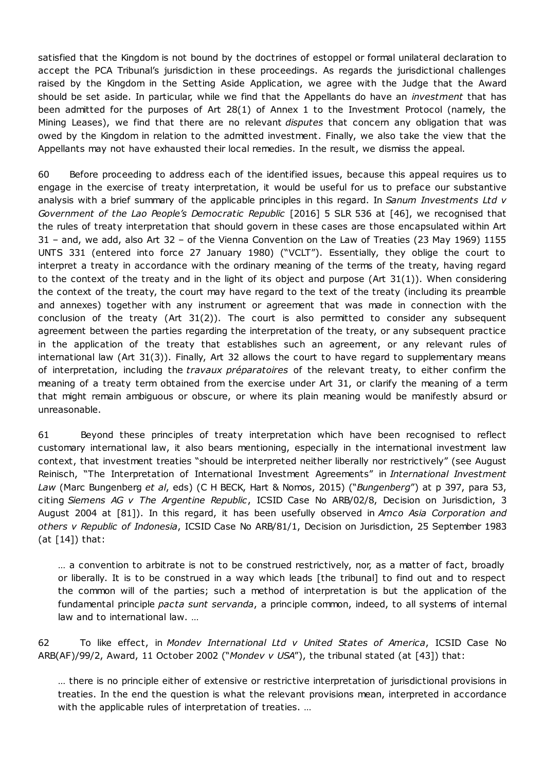satisfied that the Kingdom is not bound by the doctrines of estoppel or formal unilateral declaration to accept the PCA Tribunal's jurisdiction in these proceedings. As regards the jurisdictional challenges raised by the Kingdom in the Setting Aside Application, we agree with the Judge that the Award should be set aside. In particular, while we find that the Appellants do have an *investment* that has been admitted for the purposes of Art 28(1) of Annex 1 to the Investment Protocol (namely, the Mining Leases), we find that there are no relevant *disputes* that concern any obligation that was owed by the Kingdom in relation to the admitted investment. Finally, we also take the view that the Appellants may not have exhausted their local remedies. In the result, we dismiss the appeal.

60 Before proceeding to address each of the identified issues, because this appeal requires us to engage in the exercise of treaty interpretation, it would be useful for us to preface our substantive analysis with a brief summary of the applicable principles in this regard. In *Sanum Investments Ltd v Government of the Lao People's Democratic Republic* [2016] 5 SLR 536 at [46], we recognised that the rules of treaty interpretation that should govern in these cases are those encapsulated within Art 31 – and, we add, also Art 32 – of the Vienna Convention on the Law of Treaties (23 May 1969) 1155 UNTS 331 (entered into force 27 January 1980) ("VCLT"). Essentially, they oblige the court to interpret a treaty in accordance with the ordinary meaning of the terms of the treaty, having regard to the context of the treaty and in the light of its object and purpose (Art 31(1)). When considering the context of the treaty, the court may have regard to the text of the treaty (including its preamble and annexes) together with any instrument or agreement that was made in connection with the conclusion of the treaty (Art 31(2)). The court is also permitted to consider any subsequent agreement between the parties regarding the interpretation of the treaty, or any subsequent practice in the application of the treaty that establishes such an agreement, or any relevant rules of international law (Art 31(3)). Finally, Art 32 allows the court to have regard to supplementary means of interpretation, including the *travaux préparatoires* of the relevant treaty, to either confirm the meaning of a treaty term obtained from the exercise under Art 31, or clarify the meaning of a term that might remain ambiguous or obscure, or where its plain meaning would be manifestly absurd or unreasonable.

61 Beyond these principles of treaty interpretation which have been recognised to reflect customary international law, it also bears mentioning, especially in the international investment law context, that investment treaties "should be interpreted neither liberally nor restrictively" (see August Reinisch, "The Interpretation of International Investment Agreements" in *International Investment Law* (Marc Bungenberg *et al*, eds) (C H BECK, Hart & Nomos, 2015) ("*Bungenberg*") at p 397, para 53, citing *Siemens AG v The Argentine Republic*, ICSID Case No ARB/02/8, Decision on Jurisdiction, 3 August 2004 at [81]). In this regard, it has been usefully observed in *Amco Asia Corporation and others v Republic of Indonesia*, ICSID Case No ARB/81/1, Decision on Jurisdiction, 25 September 1983 (at [14]) that:

> … a convention to arbitrate is not to be construed restrictively, nor, as a matter of fact, broadly or liberally. It is to be construed in a way which leads [the tribunal] to find out and to respect the common will of the parties; such a method of interpretation is but the application of the fundamental principle *pacta sunt servanda*, a principle common, indeed, to all systems of internal law and to international law. …

62 To like effect, in *Mondev International Ltd v United States of America*, ICSID Case No ARB(AF)/99/2, Award, 11 October 2002 ("*Mondev v USA*"), the tribunal stated (at [43]) that:

> … there is no principle either of extensive or restrictive interpretation of jurisdictional provisions in treaties. In the end the question is what the relevant provisions mean, interpreted in accordance with the applicable rules of interpretation of treaties. …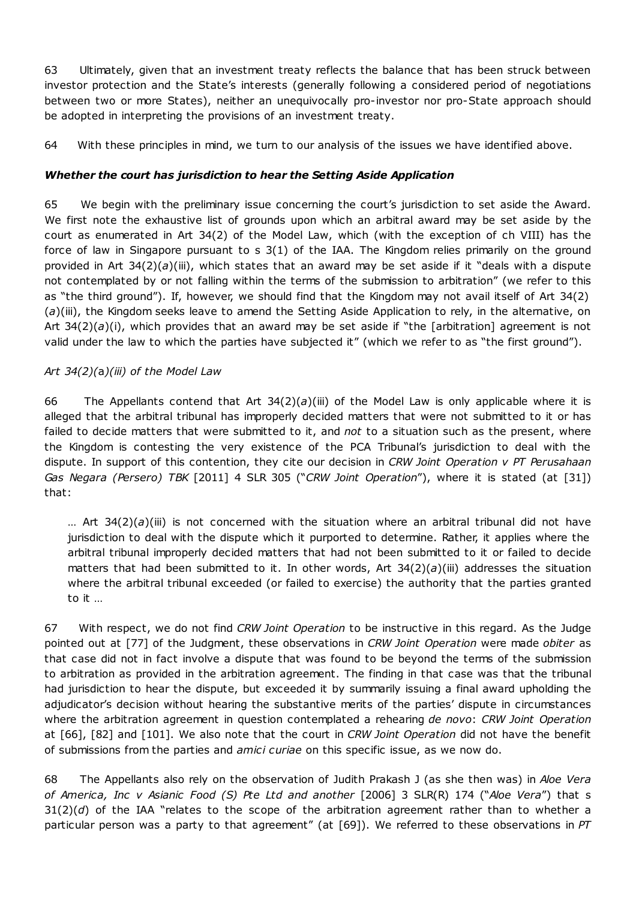63 Ultimately, given that an investment treaty reflects the balance that has been struck between investor protection and the State's interests (generally following a considered period of negotiations between two or more States), neither an unequivocally pro-investor nor pro-State approach should be adopted in interpreting the provisions of an investment treaty.

64 With these principles in mind, we turn to our analysis of the issues we have identified above.

### ***Whether the court has jurisdiction to hear the Setting Aside Application***

65 We begin with the preliminary issue concerning the court's jurisdiction to set aside the Award. We first note the exhaustive list of grounds upon which an arbitral award may be set aside by the court as enumerated in Art 34(2) of the Model Law, which (with the exception of ch VIII) has the force of law in Singapore pursuant to s 3(1) of the IAA. The Kingdom relies primarily on the ground provided in Art 34(2)(*a*)(iii), which states that an award may be set aside if it "deals with a dispute not contemplated by or not falling within the terms of the submission to arbitration" (we refer to this as "the third ground"). If, however, we should find that the Kingdom may not avail itself of Art 34(2)(*a*)(iii), the Kingdom seeks leave to amend the Setting Aside Application to rely, in the alternative, on Art 34(2)(*a*)(i), which provides that an award may be set aside if "the [arbitration] agreement is not valid under the law to which the parties have subjected it" (which we refer to as "the first ground").

#### *Art 34(2)(*a*)(iii) of the Model Law*

66 The Appellants contend that Art 34(2)(*a*)(iii) of the Model Law is only applicable where it is alleged that the arbitral tribunal has improperly decided matters that were not submitted to it or has failed to decide matters that were submitted to it, and *not* to a situation such as the present, where the Kingdom is contesting the very existence of the PCA Tribunal's jurisdiction to deal with the dispute. In support of this contention, they cite our decision in *CRW Joint Operation v PT Perusahaan Gas Negara (Persero) TBK* [2011] 4 SLR 305 ("*CRW Joint Operation*"), where it is stated (at [31]) that:

> … Art 34(2)(*a*)(iii) is not concerned with the situation where an arbitral tribunal did not have jurisdiction to deal with the dispute which it purported to determine. Rather, it applies where the arbitral tribunal improperly decided matters that had not been submitted to it or failed to decide matters that had been submitted to it. In other words, Art 34(2)(*a*)(iii) addresses the situation where the arbitral tribunal exceeded (or failed to exercise) the authority that the parties granted to it …

67 With respect, we do not find *CRW Joint Operation* to be instructive in this regard. As the Judge pointed out at [77] of the Judgment, these observations in *CRW Joint Operation* were made *obiter* as that case did not in fact involve a dispute that was found to be beyond the terms of the submission to arbitration as provided in the arbitration agreement. The finding in that case was that the tribunal had jurisdiction to hear the dispute, but exceeded it by summarily issuing a final award upholding the adjudicator's decision without hearing the substantive merits of the parties' dispute in circumstances where the arbitration agreement in question contemplated a rehearing *de novo*: *CRW Joint Operation* at [66], [82] and [101]. We also note that the court in *CRW Joint Operation* did not have the benefit of submissions from the parties and *amici curiae* on this specific issue, as we now do.

68 The Appellants also rely on the observation of Judith Prakash J (as she then was) in *Aloe Vera of America, Inc v Asianic Food (S) Pte Ltd and another* [2006] 3 SLR(R) 174 ("*Aloe Vera*") that s 31(2)(*d*) of the IAA "relates to the scope of the arbitration agreement rather than to whether a particular person was a party to that agreement" (at [69]). We referred to these observations in *PT*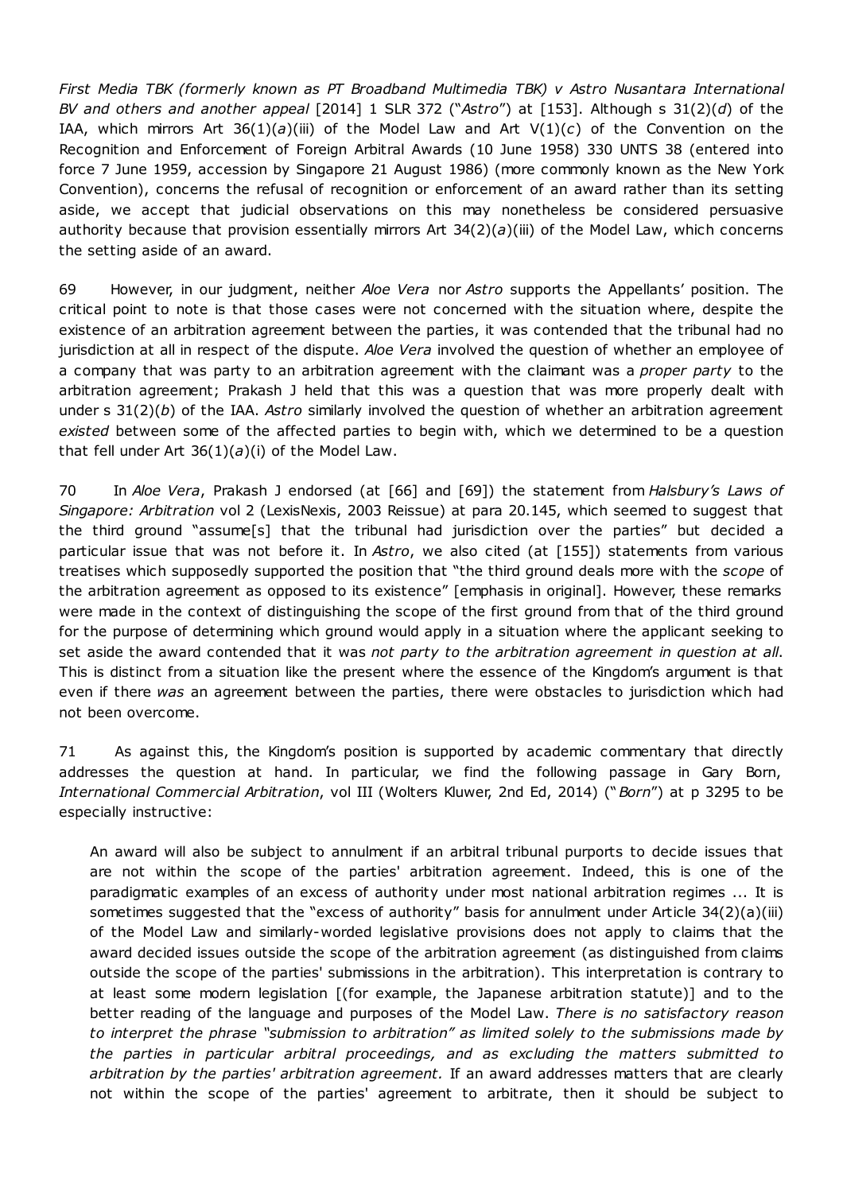*First Media TBK (formerly known as PT Broadband Multimedia TBK) v Astro Nusantara International BV and others and another appeal* [2014] 1 SLR 372 ("*Astro*") at [153]. Although s 31(2)(*d*) of the IAA, which mirrors Art 36(1)(*a*)(iii) of the Model Law and Art V(1)(*c*) of the Convention on the Recognition and Enforcement of Foreign Arbitral Awards (10 June 1958) 330 UNTS 38 (entered into force 7 June 1959, accession by Singapore 21 August 1986) (more commonly known as the New York Convention), concerns the refusal of recognition or enforcement of an award rather than its setting aside, we accept that judicial observations on this may nonetheless be considered persuasive authority because that provision essentially mirrors Art 34(2)(*a*)(iii) of the Model Law, which concerns the setting aside of an award.

69 However, in our judgment, neither *Aloe Vera* nor *Astro* supports the Appellants' position. The critical point to note is that those cases were not concerned with the situation where, despite the existence of an arbitration agreement between the parties, it was contended that the tribunal had no jurisdiction at all in respect of the dispute. *Aloe Vera* involved the question of whether an employee of a company that was party to an arbitration agreement with the claimant was a *proper party* to the arbitration agreement; Prakash J held that this was a question that was more properly dealt with under s 31(2)(*b*) of the IAA. *Astro* similarly involved the question of whether an arbitration agreement *existed* between some of the affected parties to begin with, which we determined to be a question that fell under Art 36(1)(*a*)(i) of the Model Law.

70 In *Aloe Vera*, Prakash J endorsed (at [66] and [69]) the statement from *Halsbury's Laws of Singapore: Arbitration* vol 2 (LexisNexis, 2003 Reissue) at para 20.145, which seemed to suggest that the third ground "assume[s] that the tribunal had jurisdiction over the parties" but decided a particular issue that was not before it. In *Astro*, we also cited (at [155]) statements from various treatises which supposedly supported the position that "the third ground deals more with the *scope* of the arbitration agreement as opposed to its existence" [emphasis in original]. However, these remarks were made in the context of distinguishing the scope of the first ground from that of the third ground for the purpose of determining which ground would apply in a situation where the applicant seeking to set aside the award contended that it was *not party to the arbitration agreement in question at all*. This is distinct from a situation like the present where the essence of the Kingdom's argument is that even if there *was* an agreement between the parties, there were obstacles to jurisdiction which had not been overcome.

71 As against this, the Kingdom's position is supported by academic commentary that directly addresses the question at hand. In particular, we find the following passage in Gary Born, *International Commercial Arbitration*, vol III (Wolters Kluwer, 2nd Ed, 2014) ("*Born*") at p 3295 to be especially instructive:

> An award will also be subject to annulment if an arbitral tribunal purports to decide issues that are not within the scope of the parties' arbitration agreement. Indeed, this is one of the paradigmatic examples of an excess of authority under most national arbitration regimes ... It is sometimes suggested that the "excess of authority" basis for annulment under Article 34(2)(a)(iii) of the Model Law and similarly-worded legislative provisions does not apply to claims that the award decided issues outside the scope of the arbitration agreement (as distinguished from claims outside the scope of the parties' submissions in the arbitration). This interpretation is contrary to at least some modern legislation [(for example, the Japanese arbitration statute)] and to the better reading of the language and purposes of the Model Law. *There is no satisfactory reason to interpret the phrase "submission to arbitration" as limited solely to the submissions made by the parties in particular arbitral proceedings, and as excluding the matters submitted to arbitration by the parties' arbitration agreement.* If an award addresses matters that are clearly not within the scope of the parties' agreement to arbitrate, then it should be subject to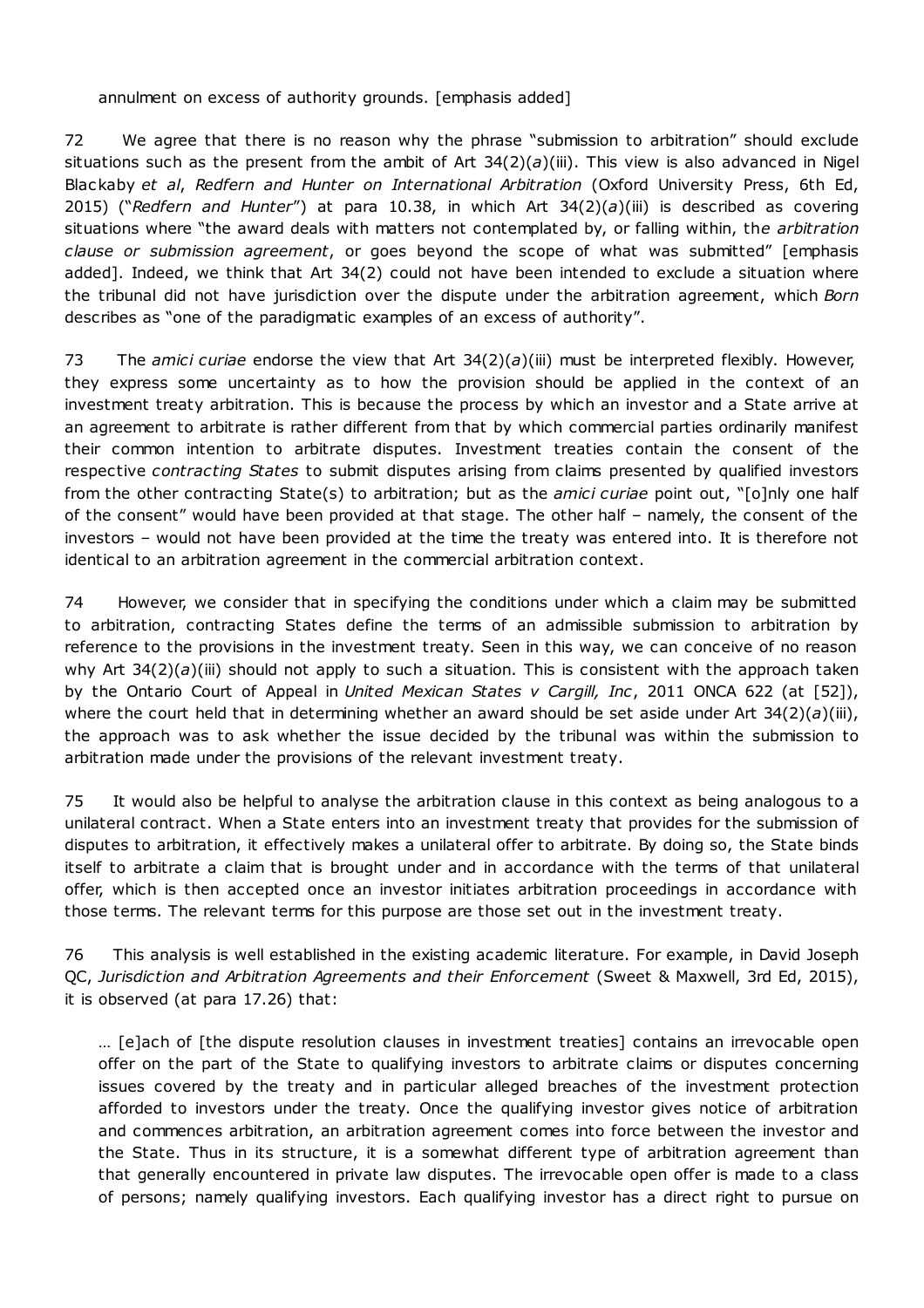annulment on excess of authority grounds. [emphasis added]

72 We agree that there is no reason why the phrase "submission to arbitration" should exclude situations such as the present from the ambit of Art 34(2)(*a*)(iii). This view is also advanced in Nigel Blackaby *et al*, *Redfern and Hunter on International Arbitration* (Oxford University Press, 6th Ed, 2015) ("*Redfern and Hunter*") at para 10.38, in which Art 34(2)(*a*)(iii) is described as covering situations where "the award deals with matters not contemplated by, or falling within, the *arbitration clause or submission agreement*, or goes beyond the scope of what was submitted" [emphasis added]. Indeed, we think that Art 34(2) could not have been intended to exclude a situation where the tribunal did not have jurisdiction over the dispute under the arbitration agreement, which *Born* describes as "one of the paradigmatic examples of an excess of authority".

73 The *amici curiae* endorse the view that Art 34(2)(*a*)(iii) must be interpreted flexibly. However, they express some uncertainty as to how the provision should be applied in the context of an investment treaty arbitration. This is because the process by which an investor and a State arrive at an agreement to arbitrate is rather different from that by which commercial parties ordinarily manifest their common intention to arbitrate disputes. Investment treaties contain the consent of the respective *contracting States* to submit disputes arising from claims presented by qualified investors from the other contracting State(s) to arbitration; but as the *amici curiae* point out, "[o]nly one half of the consent" would have been provided at that stage. The other half – namely, the consent of the investors – would not have been provided at the time the treaty was entered into. It is therefore not identical to an arbitration agreement in the commercial arbitration context.

74 However, we consider that in specifying the conditions under which a claim may be submitted to arbitration, contracting States define the terms of an admissible submission to arbitration by reference to the provisions in the investment treaty. Seen in this way, we can conceive of no reason why Art 34(2)(*a*)(iii) should not apply to such a situation. This is consistent with the approach taken by the Ontario Court of Appeal in *United Mexican States v Cargill, Inc*, 2011 ONCA 622 (at [52]), where the court held that in determining whether an award should be set aside under Art 34(2)(*a*)(iii), the approach was to ask whether the issue decided by the tribunal was within the submission to arbitration made under the provisions of the relevant investment treaty.

75 It would also be helpful to analyse the arbitration clause in this context as being analogous to a unilateral contract. When a State enters into an investment treaty that provides for the submission of disputes to arbitration, it effectively makes a unilateral offer to arbitrate. By doing so, the State binds itself to arbitrate a claim that is brought under and in accordance with the terms of that unilateral offer, which is then accepted once an investor initiates arbitration proceedings in accordance with those terms. The relevant terms for this purpose are those set out in the investment treaty.

76 This analysis is well established in the existing academic literature. For example, in David Joseph QC, *Jurisdiction and Arbitration Agreements and their Enforcement* (Sweet & Maxwell, 3rd Ed, 2015), it is observed (at para 17.26) that:

> … [e]ach of [the dispute resolution clauses in investment treaties] contains an irrevocable open offer on the part of the State to qualifying investors to arbitrate claims or disputes concerning issues covered by the treaty and in particular alleged breaches of the investment protection afforded to investors under the treaty. Once the qualifying investor gives notice of arbitration and commences arbitration, an arbitration agreement comes into force between the investor and the State. Thus in its structure, it is a somewhat different type of arbitration agreement than that generally encountered in private law disputes. The irrevocable open offer is made to a class of persons; namely qualifying investors. Each qualifying investor has a direct right to pursue on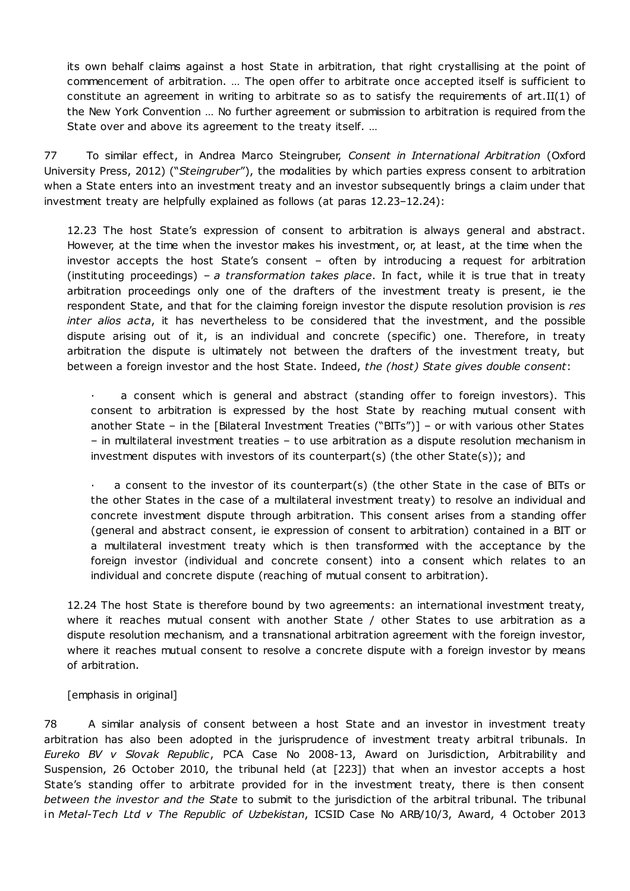its own behalf claims against a host State in arbitration, that right crystallising at the point of commencement of arbitration. … The open offer to arbitrate once accepted itself is sufficient to constitute an agreement in writing to arbitrate so as to satisfy the requirements of art.II(1) of the New York Convention … No further agreement or submission to arbitration is required from the State over and above its agreement to the treaty itself. …

77 To similar effect, in Andrea Marco Steingruber, *Consent in International Arbitration* (Oxford University Press, 2012) ("*Steingruber*"), the modalities by which parties express consent to arbitration when a State enters into an investment treaty and an investor subsequently brings a claim under that investment treaty are helpfully explained as follows (at paras 12.23–12.24):

> 12.23 The host State's expression of consent to arbitration is always general and abstract. However, at the time when the investor makes his investment, or, at least, at the time when the investor accepts the host State's consent – often by introducing a request for arbitration (instituting proceedings) – *a transformation takes place*. In fact, while it is true that in treaty arbitration proceedings only one of the drafters of the investment treaty is present, ie the respondent State, and that for the claiming foreign investor the dispute resolution provision is *res inter alios acta*, it has nevertheless to be considered that the investment, and the possible dispute arising out of it, is an individual and concrete (specific) one. Therefore, in treaty arbitration the dispute is ultimately not between the drafters of the investment treaty, but between a foreign investor and the host State. Indeed, *the (host) State gives double consent*:
>
> · a consent which is general and abstract (standing offer to foreign investors). This consent to arbitration is expressed by the host State by reaching mutual consent with another State – in the [Bilateral Investment Treaties ("BITs")] – or with various other States – in multilateral investment treaties – to use arbitration as a dispute resolution mechanism in investment disputes with investors of its counterpart(s) (the other State(s)); and
>
> · a consent to the investor of its counterpart(s) (the other State in the case of BITs or the other States in the case of a multilateral investment treaty) to resolve an individual and concrete investment dispute through arbitration. This consent arises from a standing offer (general and abstract consent, ie expression of consent to arbitration) contained in a BIT or a multilateral investment treaty which is then transformed with the acceptance by the foreign investor (individual and concrete consent) into a consent which relates to an individual and concrete dispute (reaching of mutual consent to arbitration).
>
> 12.24 The host State is therefore bound by two agreements: an international investment treaty, where it reaches mutual consent with another State / other States to use arbitration as a dispute resolution mechanism, and a transnational arbitration agreement with the foreign investor, where it reaches mutual consent to resolve a concrete dispute with a foreign investor by means of arbitration.
>
> [emphasis in original]

78 A similar analysis of consent between a host State and an investor in investment treaty arbitration has also been adopted in the jurisprudence of investment treaty arbitral tribunals. In *Eureko BV v Slovak Republic*, PCA Case No 2008-13, Award on Jurisdiction, Arbitrability and Suspension, 26 October 2010, the tribunal held (at [223]) that when an investor accepts a host State's standing offer to arbitrate provided for in the investment treaty, there is then consent *between the investor and the State* to submit to the jurisdiction of the arbitral tribunal. The tribunal in *Metal-Tech Ltd v The Republic of Uzbekistan*, ICSID Case No ARB/10/3, Award, 4 October 2013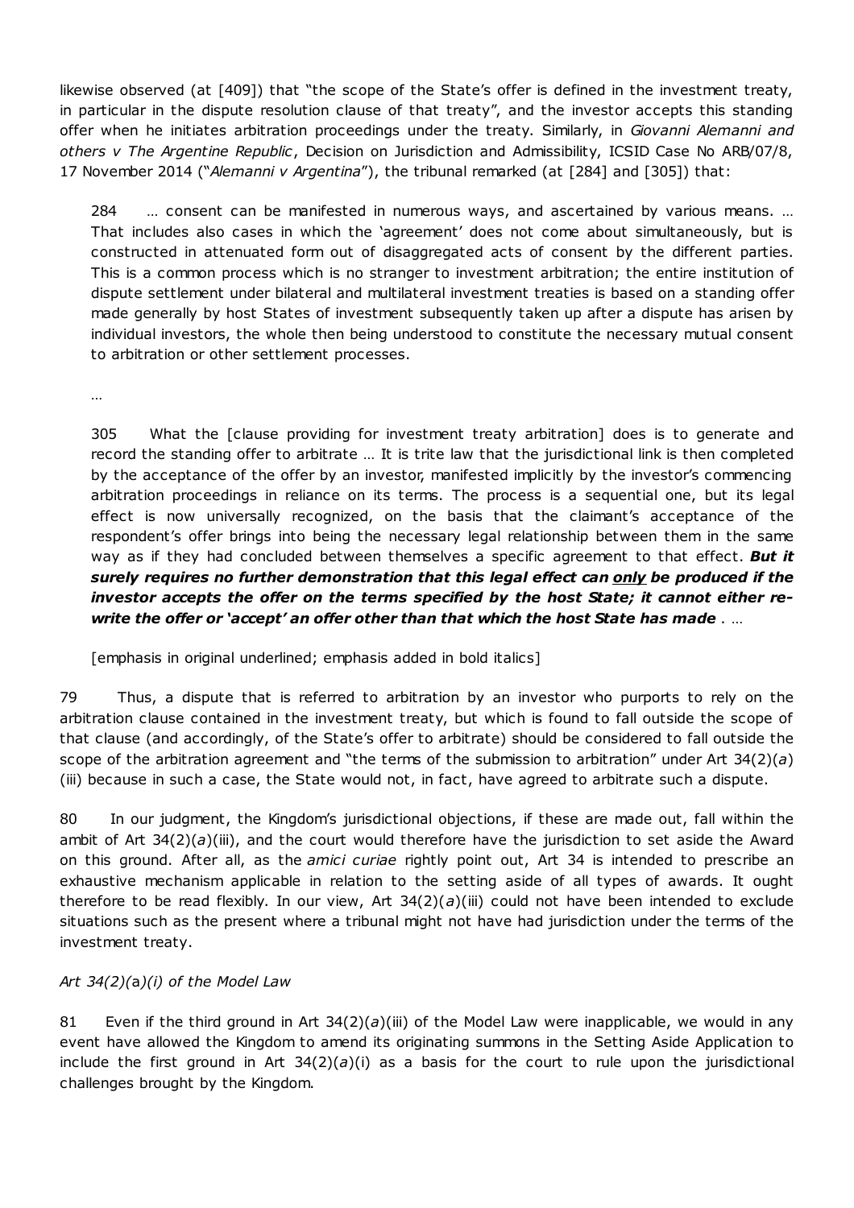likewise observed (at [409]) that "the scope of the State's offer is defined in the investment treaty, in particular in the dispute resolution clause of that treaty", and the investor accepts this standing offer when he initiates arbitration proceedings under the treaty. Similarly, in *Giovanni Alemanni and others v The Argentine Republic*, Decision on Jurisdiction and Admissibility, ICSID Case No ARB/07/8, 17 November 2014 ("*Alemanni v Argentina*"), the tribunal remarked (at [284] and [305]) that:

> 284 … consent can be manifested in numerous ways, and ascertained by various means. … That includes also cases in which the 'agreement' does not come about simultaneously, but is constructed in attenuated form out of disaggregated acts of consent by the different parties. This is a common process which is no stranger to investment arbitration; the entire institution of dispute settlement under bilateral and multilateral investment treaties is based on a standing offer made generally by host States of investment subsequently taken up after a dispute has arisen by individual investors, the whole then being understood to constitute the necessary mutual consent to arbitration or other settlement processes.
>
> …
>
> 305 What the [clause providing for investment treaty arbitration] does is to generate and record the standing offer to arbitrate … It is trite law that the jurisdictional link is then completed by the acceptance of the offer by an investor, manifested implicitly by the investor's commencing arbitration proceedings in reliance on its terms. The process is a sequential one, but its legal effect is now universally recognized, on the basis that the claimant's acceptance of the respondent's offer brings into being the necessary legal relationship between them in the same way as if they had concluded between themselves a specific agreement to that effect. ***But it surely requires no further demonstration that this legal effect can <u>only</u> be produced if the investor accepts the offer on the terms specified by the host State; it cannot either re-write the offer or 'accept' an offer other than that which the host State has made*** . …
>
> [emphasis in original underlined; emphasis added in bold italics]

79 Thus, a dispute that is referred to arbitration by an investor who purports to rely on the arbitration clause contained in the investment treaty, but which is found to fall outside the scope of that clause (and accordingly, of the State's offer to arbitrate) should be considered to fall outside the scope of the arbitration agreement and "the terms of the submission to arbitration" under Art 34(2)(*a*)(iii) because in such a case, the State would not, in fact, have agreed to arbitrate such a dispute.

80 In our judgment, the Kingdom's jurisdictional objections, if these are made out, fall within the ambit of Art 34(2)(*a*)(iii), and the court would therefore have the jurisdiction to set aside the Award on this ground. After all, as the *amici curiae* rightly point out, Art 34 is intended to prescribe an exhaustive mechanism applicable in relation to the setting aside of all types of awards. It ought therefore to be read flexibly. In our view, Art 34(2)(*a*)(iii) could not have been intended to exclude situations such as the present where a tribunal might not have had jurisdiction under the terms of the investment treaty.

*Art 34(2)(a)(i) of the Model Law*

81 Even if the third ground in Art 34(2)(*a*)(iii) of the Model Law were inapplicable, we would in any event have allowed the Kingdom to amend its originating summons in the Setting Aside Application to include the first ground in Art 34(2)(*a*)(i) as a basis for the court to rule upon the jurisdictional challenges brought by the Kingdom.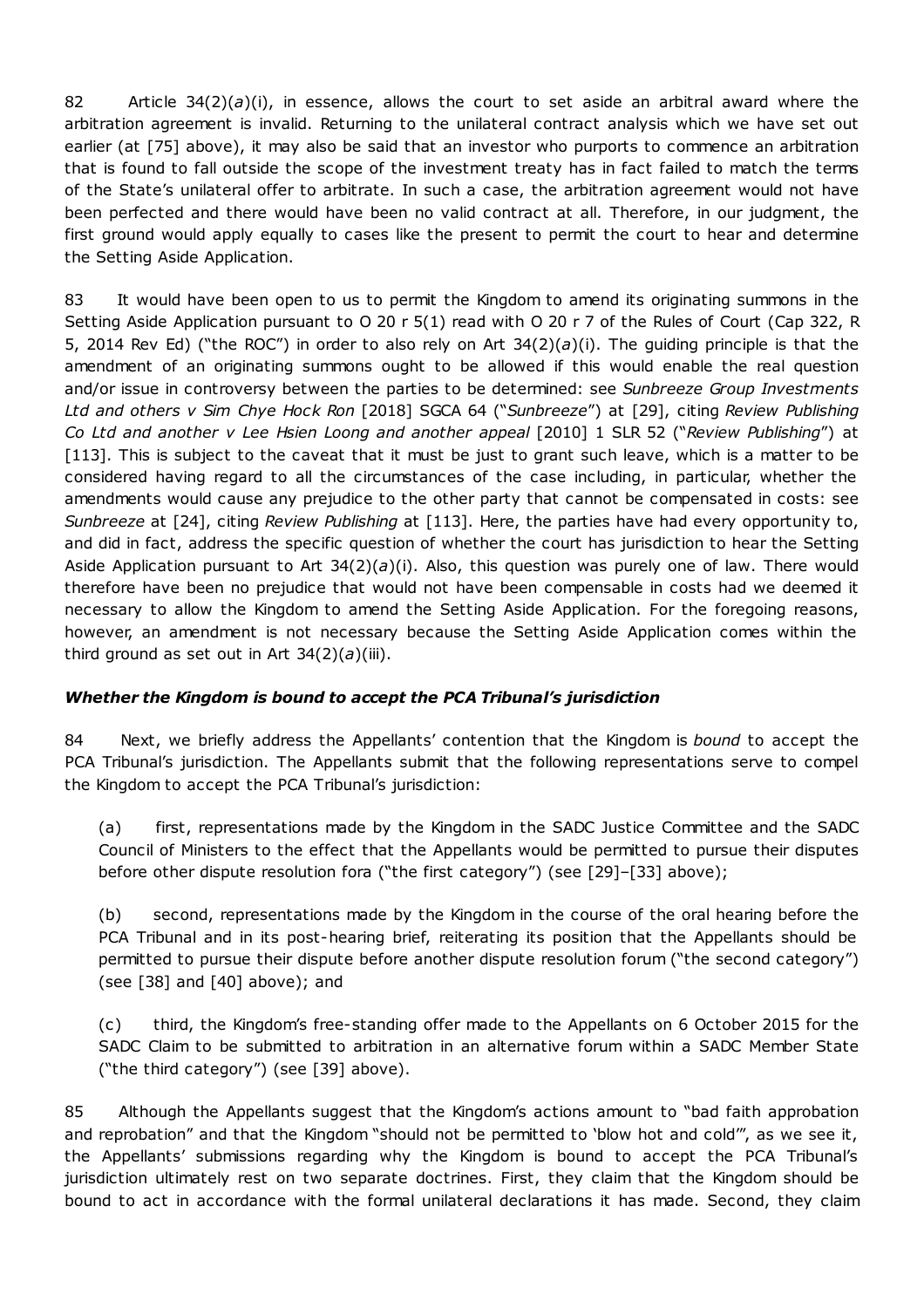82 Article 34(2)(*a*)(i), in essence, allows the court to set aside an arbitral award where the arbitration agreement is invalid. Returning to the unilateral contract analysis which we have set out earlier (at [75] above), it may also be said that an investor who purports to commence an arbitration that is found to fall outside the scope of the investment treaty has in fact failed to match the terms of the State's unilateral offer to arbitrate. In such a case, the arbitration agreement would not have been perfected and there would have been no valid contract at all. Therefore, in our judgment, the first ground would apply equally to cases like the present to permit the court to hear and determine the Setting Aside Application.

83 It would have been open to us to permit the Kingdom to amend its originating summons in the Setting Aside Application pursuant to O 20 r 5(1) read with O 20 r 7 of the Rules of Court (Cap 322, R 5, 2014 Rev Ed) ("the ROC") in order to also rely on Art 34(2)(*a*)(i). The guiding principle is that the amendment of an originating summons ought to be allowed if this would enable the real question and/or issue in controversy between the parties to be determined: see *Sunbreeze Group Investments Ltd and others v Sim Chye Hock Ron* [2018] SGCA 64 ("*Sunbreeze*") at [29], citing *Review Publishing Co Ltd and another v Lee Hsien Loong and another appeal* [2010] 1 SLR 52 ("*Review Publishing*") at [113]. This is subject to the caveat that it must be just to grant such leave, which is a matter to be considered having regard to all the circumstances of the case including, in particular, whether the amendments would cause any prejudice to the other party that cannot be compensated in costs: see *Sunbreeze* at [24], citing *Review Publishing* at [113]. Here, the parties have had every opportunity to, and did in fact, address the specific question of whether the court has jurisdiction to hear the Setting Aside Application pursuant to Art 34(2)(*a*)(i). Also, this question was purely one of law. There would therefore have been no prejudice that would not have been compensable in costs had we deemed it necessary to allow the Kingdom to amend the Setting Aside Application. For the foregoing reasons, however, an amendment is not necessary because the Setting Aside Application comes within the third ground as set out in Art 34(2)(*a*)(iii).

### *Whether the Kingdom is bound to accept the PCA Tribunal's jurisdiction*

84 Next, we briefly address the Appellants' contention that the Kingdom is *bound* to accept the PCA Tribunal's jurisdiction. The Appellants submit that the following representations serve to compel the Kingdom to accept the PCA Tribunal's jurisdiction:

(a) first, representations made by the Kingdom in the SADC Justice Committee and the SADC Council of Ministers to the effect that the Appellants would be permitted to pursue their disputes before other dispute resolution fora ("the first category") (see [29]–[33] above);

(b) second, representations made by the Kingdom in the course of the oral hearing before the PCA Tribunal and in its post-hearing brief, reiterating its position that the Appellants should be permitted to pursue their dispute before another dispute resolution forum ("the second category") (see [38] and [40] above); and

(c) third, the Kingdom's free-standing offer made to the Appellants on 6 October 2015 for the SADC Claim to be submitted to arbitration in an alternative forum within a SADC Member State ("the third category") (see [39] above).

85 Although the Appellants suggest that the Kingdom's actions amount to "bad faith approbation and reprobation" and that the Kingdom "should not be permitted to 'blow hot and cold'", as we see it, the Appellants' submissions regarding why the Kingdom is bound to accept the PCA Tribunal's jurisdiction ultimately rest on two separate doctrines. First, they claim that the Kingdom should be bound to act in accordance with the formal unilateral declarations it has made. Second, they claim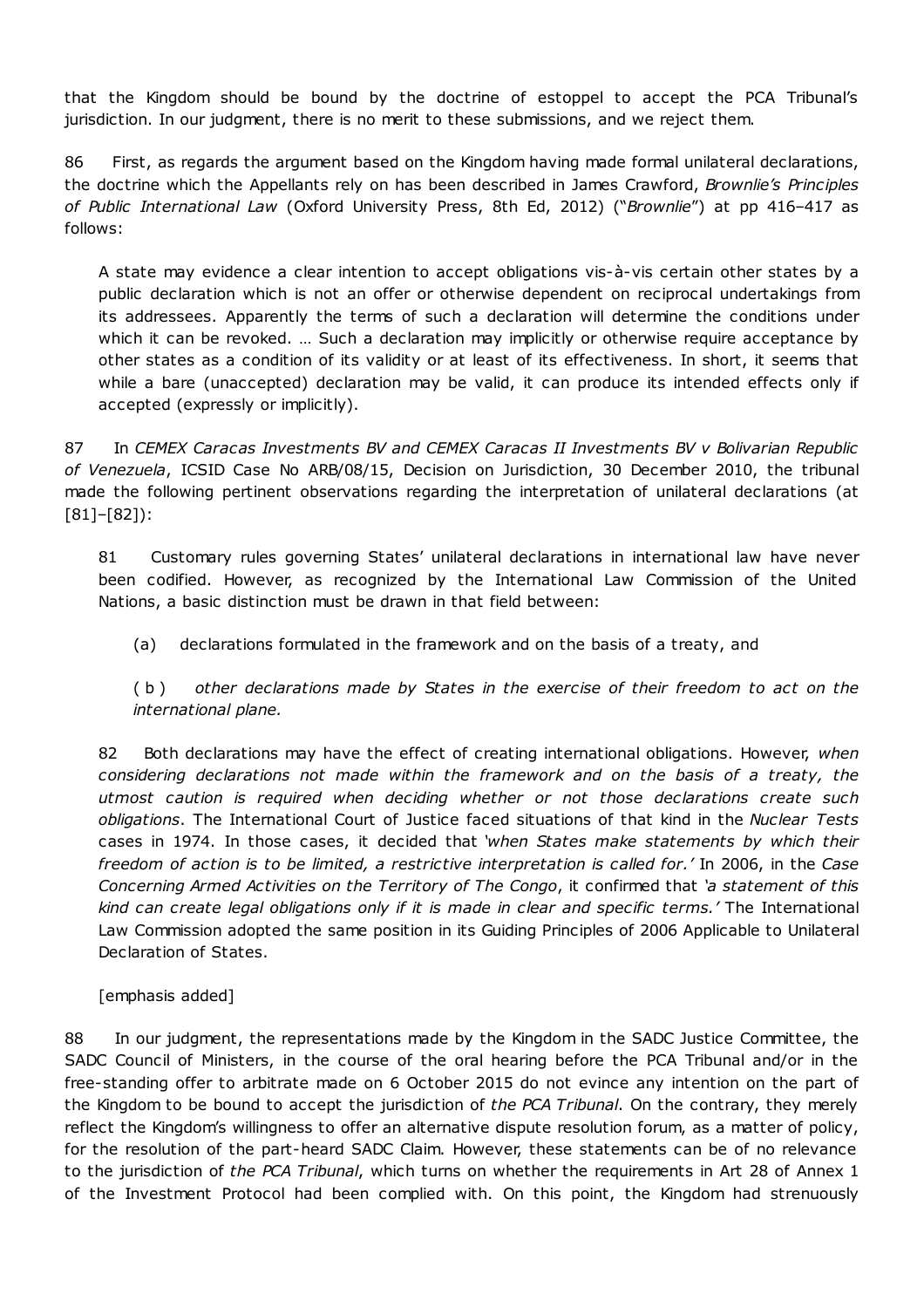that the Kingdom should be bound by the doctrine of estoppel to accept the PCA Tribunal's jurisdiction. In our judgment, there is no merit to these submissions, and we reject them.

86 First, as regards the argument based on the Kingdom having made formal unilateral declarations, the doctrine which the Appellants rely on has been described in James Crawford, *Brownlie's Principles of Public International Law* (Oxford University Press, 8th Ed, 2012) ("*Brownlie*") at pp 416–417 as follows:

> A state may evidence a clear intention to accept obligations vis-à-vis certain other states by a public declaration which is not an offer or otherwise dependent on reciprocal undertakings from its addressees. Apparently the terms of such a declaration will determine the conditions under which it can be revoked. … Such a declaration may implicitly or otherwise require acceptance by other states as a condition of its validity or at least of its effectiveness. In short, it seems that while a bare (unaccepted) declaration may be valid, it can produce its intended effects only if accepted (expressly or implicitly).

87 In *CEMEX Caracas Investments BV and CEMEX Caracas II Investments BV v Bolivarian Republic of Venezuela*, ICSID Case No ARB/08/15, Decision on Jurisdiction, 30 December 2010, the tribunal made the following pertinent observations regarding the interpretation of unilateral declarations (at [81]–[82]):

> 81 Customary rules governing States' unilateral declarations in international law have never been codified. However, as recognized by the International Law Commission of the United Nations, a basic distinction must be drawn in that field between:
>
> (a) declarations formulated in the framework and on the basis of a treaty, and
>
> (b) *other declarations made by States in the exercise of their freedom to act on the international plane.*
>
> 82 Both declarations may have the effect of creating international obligations. However, *when considering declarations not made within the framework and on the basis of a treaty, the utmost caution is required when deciding whether or not those declarations create such obligations*. The International Court of Justice faced situations of that kind in the *Nuclear Tests* cases in 1974. In those cases, it decided that *'when States make statements by which their freedom of action is to be limited, a restrictive interpretation is called for.'* In 2006, in the *Case Concerning Armed Activities on the Territory of The Congo*, it confirmed that *'a statement of this kind can create legal obligations only if it is made in clear and specific terms.'* The International Law Commission adopted the same position in its Guiding Principles of 2006 Applicable to Unilateral Declaration of States.
>
> [emphasis added]

88 In our judgment, the representations made by the Kingdom in the SADC Justice Committee, the SADC Council of Ministers, in the course of the oral hearing before the PCA Tribunal and/or in the free-standing offer to arbitrate made on 6 October 2015 do not evince any intention on the part of the Kingdom to be bound to accept the jurisdiction of *the PCA Tribunal*. On the contrary, they merely reflect the Kingdom's willingness to offer an alternative dispute resolution forum, as a matter of policy, for the resolution of the part-heard SADC Claim. However, these statements can be of no relevance to the jurisdiction of *the PCA Tribunal*, which turns on whether the requirements in Art 28 of Annex 1 of the Investment Protocol had been complied with. On this point, the Kingdom had strenuously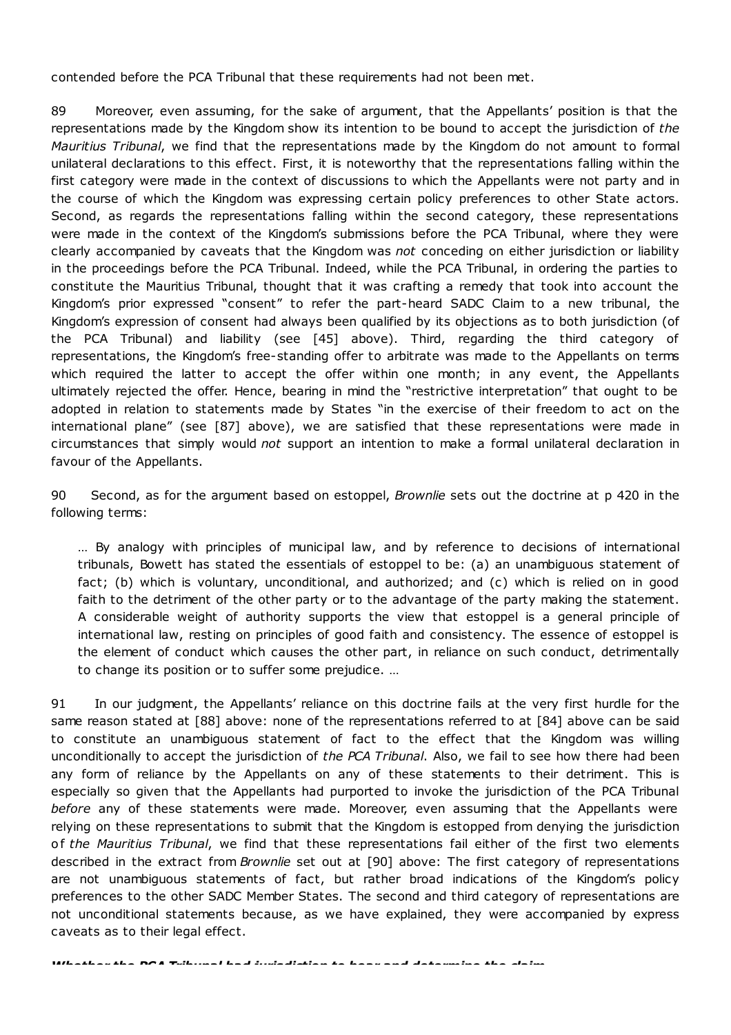contended before the PCA Tribunal that these requirements had not been met.

89 Moreover, even assuming, for the sake of argument, that the Appellants' position is that the representations made by the Kingdom show its intention to be bound to accept the jurisdiction of *the Mauritius Tribunal*, we find that the representations made by the Kingdom do not amount to formal unilateral declarations to this effect. First, it is noteworthy that the representations falling within the first category were made in the context of discussions to which the Appellants were not party and in the course of which the Kingdom was expressing certain policy preferences to other State actors. Second, as regards the representations falling within the second category, these representations were made in the context of the Kingdom's submissions before the PCA Tribunal, where they were clearly accompanied by caveats that the Kingdom was *not* conceding on either jurisdiction or liability in the proceedings before the PCA Tribunal. Indeed, while the PCA Tribunal, in ordering the parties to constitute the Mauritius Tribunal, thought that it was crafting a remedy that took into account the Kingdom's prior expressed "consent" to refer the part-heard SADC Claim to a new tribunal, the Kingdom's expression of consent had always been qualified by its objections as to both jurisdiction (of the PCA Tribunal) and liability (see [45] above). Third, regarding the third category of representations, the Kingdom's free-standing offer to arbitrate was made to the Appellants on terms which required the latter to accept the offer within one month; in any event, the Appellants ultimately rejected the offer. Hence, bearing in mind the "restrictive interpretation" that ought to be adopted in relation to statements made by States "in the exercise of their freedom to act on the international plane" (see [87] above), we are satisfied that these representations were made in circumstances that simply would *not* support an intention to make a formal unilateral declaration in favour of the Appellants.

90 Second, as for the argument based on estoppel, *Brownlie* sets out the doctrine at p 420 in the following terms:

> … By analogy with principles of municipal law, and by reference to decisions of international tribunals, Bowett has stated the essentials of estoppel to be: (a) an unambiguous statement of fact; (b) which is voluntary, unconditional, and authorized; and (c) which is relied on in good faith to the detriment of the other party or to the advantage of the party making the statement. A considerable weight of authority supports the view that estoppel is a general principle of international law, resting on principles of good faith and consistency. The essence of estoppel is the element of conduct which causes the other part, in reliance on such conduct, detrimentally to change its position or to suffer some prejudice. …

91 In our judgment, the Appellants' reliance on this doctrine fails at the very first hurdle for the same reason stated at [88] above: none of the representations referred to at [84] above can be said to constitute an unambiguous statement of fact to the effect that the Kingdom was willing unconditionally to accept the jurisdiction of *the PCA Tribunal*. Also, we fail to see how there had been any form of reliance by the Appellants on any of these statements to their detriment. This is especially so given that the Appellants had purported to invoke the jurisdiction of the PCA Tribunal *before* any of these statements were made. Moreover, even assuming that the Appellants were relying on these representations to submit that the Kingdom is estopped from denying the jurisdiction of *the Mauritius Tribunal*, we find that these representations fail either of the first two elements described in the extract from *Brownlie* set out at [90] above: The first category of representations are not unambiguous statements of fact, but rather broad indications of the Kingdom's policy preferences to the other SADC Member States. The second and third category of representations are not unconditional statements because, as we have explained, they were accompanied by express caveats as to their legal effect.

***Whether the PCA Tribunal had jurisdiction to hear and determine the claim***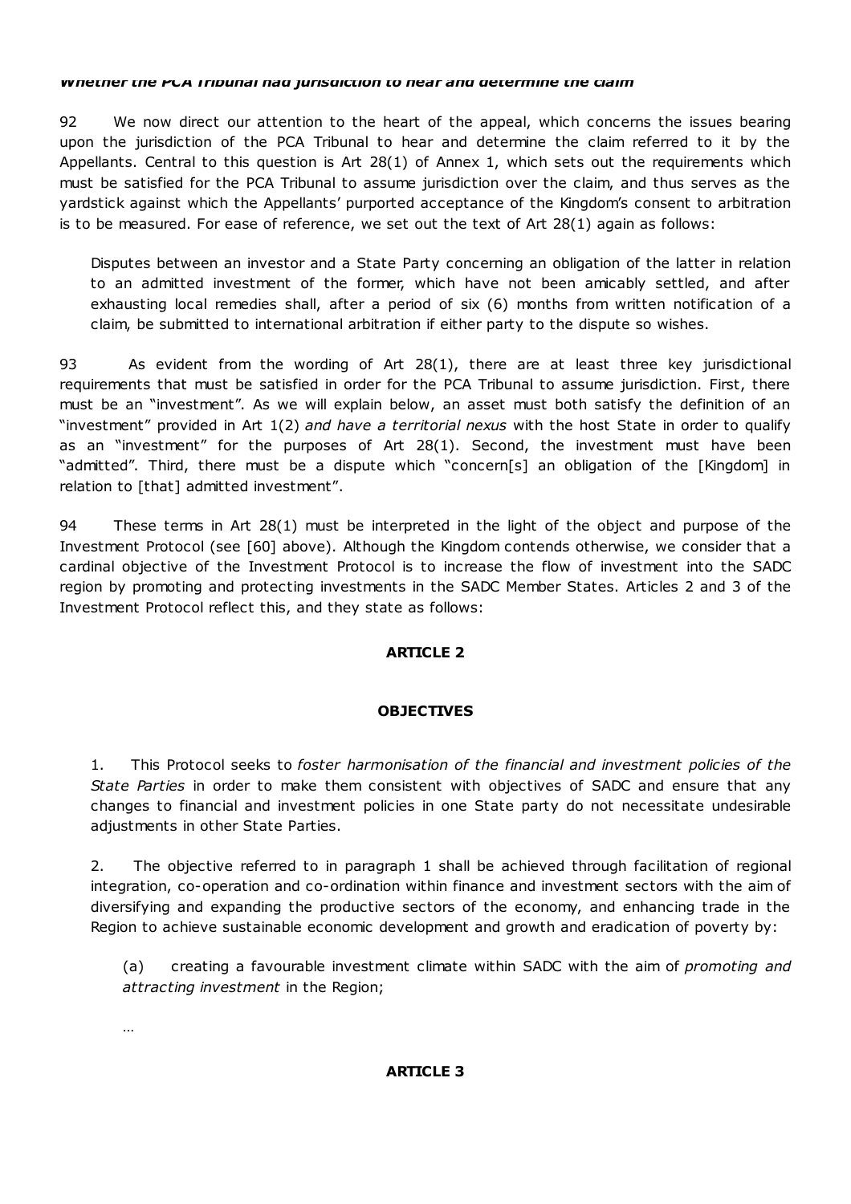***Whether the PCA Tribunal had jurisdiction to hear and determine the claim***

92 We now direct our attention to the heart of the appeal, which concerns the issues bearing upon the jurisdiction of the PCA Tribunal to hear and determine the claim referred to it by the Appellants. Central to this question is Art 28(1) of Annex 1, which sets out the requirements which must be satisfied for the PCA Tribunal to assume jurisdiction over the claim, and thus serves as the yardstick against which the Appellants' purported acceptance of the Kingdom's consent to arbitration is to be measured. For ease of reference, we set out the text of Art 28(1) again as follows:

> Disputes between an investor and a State Party concerning an obligation of the latter in relation to an admitted investment of the former, which have not been amicably settled, and after exhausting local remedies shall, after a period of six (6) months from written notification of a claim, be submitted to international arbitration if either party to the dispute so wishes.

93 As evident from the wording of Art 28(1), there are at least three key jurisdictional requirements that must be satisfied in order for the PCA Tribunal to assume jurisdiction. First, there must be an "investment". As we will explain below, an asset must both satisfy the definition of an "investment" provided in Art 1(2) *and have a territorial nexus* with the host State in order to qualify as an "investment" for the purposes of Art 28(1). Second, the investment must have been "admitted". Third, there must be a dispute which "concern[s] an obligation of the [Kingdom] in relation to [that] admitted investment".

94 These terms in Art 28(1) must be interpreted in the light of the object and purpose of the Investment Protocol (see [60] above). Although the Kingdom contends otherwise, we consider that a cardinal objective of the Investment Protocol is to increase the flow of investment into the SADC region by promoting and protecting investments in the SADC Member States. Articles 2 and 3 of the Investment Protocol reflect this, and they state as follows:

> **ARTICLE 2**
>
> **OBJECTIVES**
>
> 1. This Protocol seeks to *foster harmonisation of the financial and investment policies of the State Parties* in order to make them consistent with objectives of SADC and ensure that any changes to financial and investment policies in one State party do not necessitate undesirable adjustments in other State Parties.
>
> 2. The objective referred to in paragraph 1 shall be achieved through facilitation of regional integration, co-operation and co-ordination within finance and investment sectors with the aim of diversifying and expanding the productive sectors of the economy, and enhancing trade in the Region to achieve sustainable economic development and growth and eradication of poverty by:
>
> (a) creating a favourable investment climate within SADC with the aim of *promoting and attracting investment* in the Region;
>
> …
>
> **ARTICLE 3**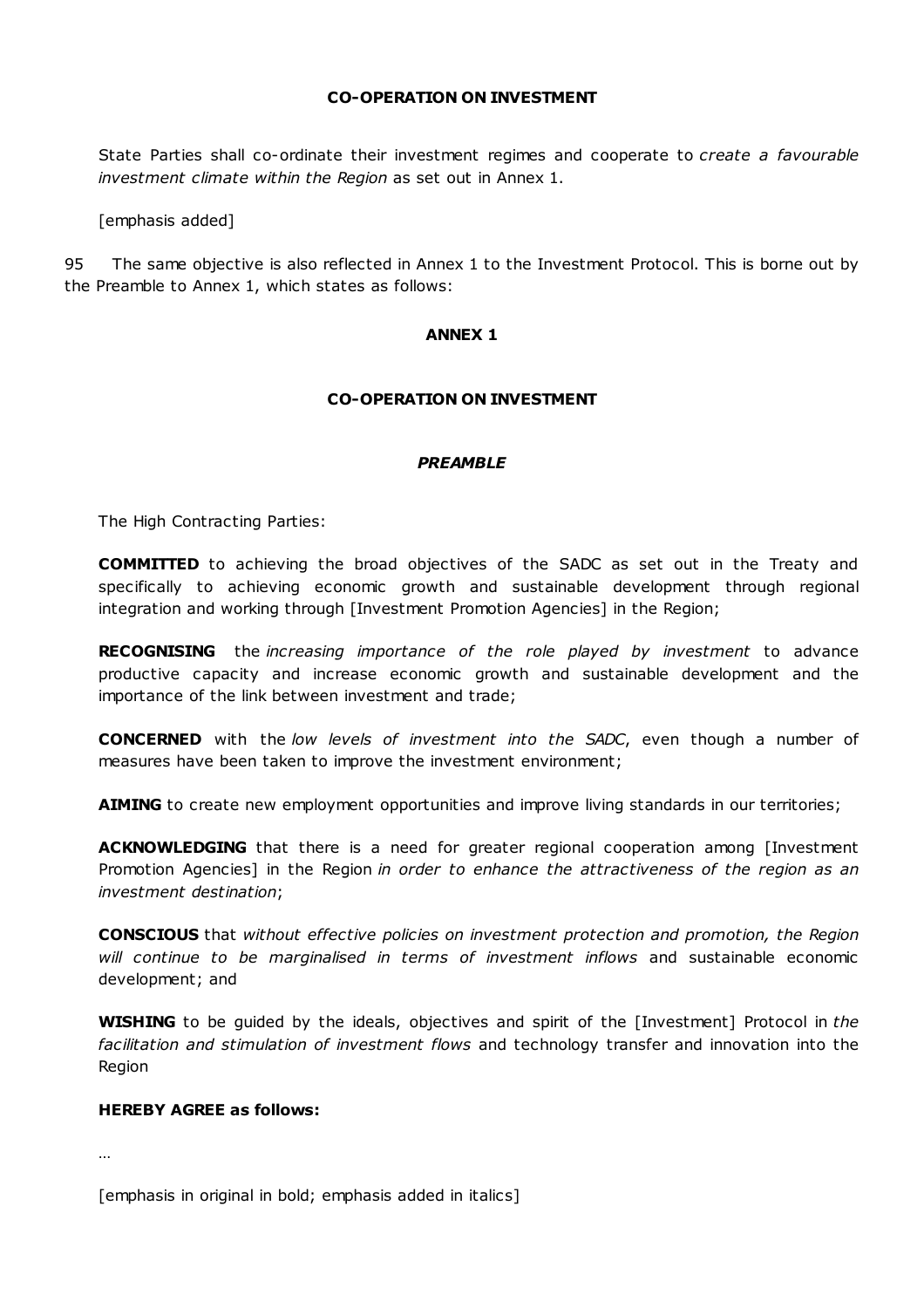**CO-OPERATION ON INVESTMENT**

State Parties shall co-ordinate their investment regimes and cooperate to *create a favourable investment climate within the Region* as set out in Annex 1.

[emphasis added]

95 The same objective is also reflected in Annex 1 to the Investment Protocol. This is borne out by the Preamble to Annex 1, which states as follows:

**ANNEX 1**

**CO-OPERATION ON INVESTMENT**

***PREAMBLE***

The High Contracting Parties:

**COMMITTED** to achieving the broad objectives of the SADC as set out in the Treaty and specifically to achieving economic growth and sustainable development through regional integration and working through [Investment Promotion Agencies] in the Region;

**RECOGNISING** the *increasing importance of the role played by investment* to advance productive capacity and increase economic growth and sustainable development and the importance of the link between investment and trade;

**CONCERNED** with the *low levels of investment into the SADC*, even though a number of measures have been taken to improve the investment environment;

**AIMING** to create new employment opportunities and improve living standards in our territories;

**ACKNOWLEDGING** that there is a need for greater regional cooperation among [Investment Promotion Agencies] in the Region *in order to enhance the attractiveness of the region as an investment destination*;

**CONSCIOUS** that *without effective policies on investment protection and promotion, the Region will continue to be marginalised in terms of investment inflows* and sustainable economic development; and

**WISHING** to be guided by the ideals, objectives and spirit of the [Investment] Protocol in *the facilitation and stimulation of investment flows* and technology transfer and innovation into the Region

**HEREBY AGREE as follows:**

…

[emphasis in original in bold; emphasis added in italics]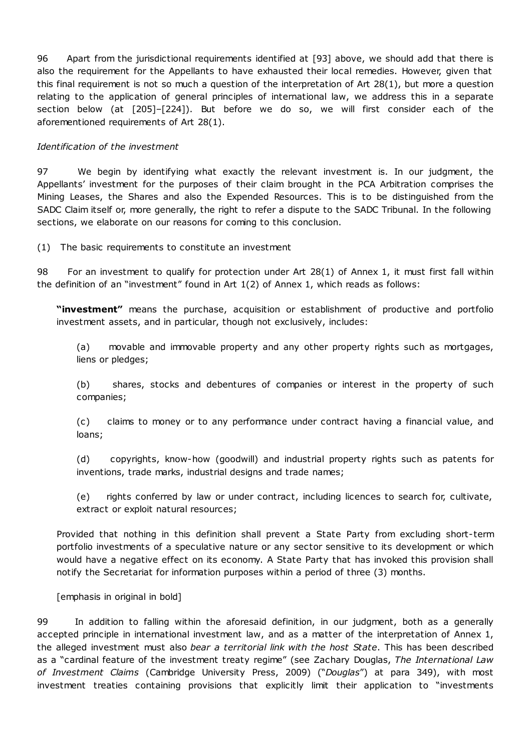96 Apart from the jurisdictional requirements identified at [93] above, we should add that there is also the requirement for the Appellants to have exhausted their local remedies. However, given that this final requirement is not so much a question of the interpretation of Art 28(1), but more a question relating to the application of general principles of international law, we address this in a separate section below (at [205]–[224]). But before we do so, we will first consider each of the aforementioned requirements of Art 28(1).

*Identification of the investment*

97 We begin by identifying what exactly the relevant investment is. In our judgment, the Appellants' investment for the purposes of their claim brought in the PCA Arbitration comprises the Mining Leases, the Shares and also the Expended Resources. This is to be distinguished from the SADC Claim itself or, more generally, the right to refer a dispute to the SADC Tribunal. In the following sections, we elaborate on our reasons for coming to this conclusion.

(1) The basic requirements to constitute an investment

98 For an investment to qualify for protection under Art 28(1) of Annex 1, it must first fall within the definition of an "investment" found in Art 1(2) of Annex 1, which reads as follows:

> **"investment"** means the purchase, acquisition or establishment of productive and portfolio investment assets, and in particular, though not exclusively, includes:
>
> (a) movable and immovable property and any other property rights such as mortgages, liens or pledges;
>
> (b) shares, stocks and debentures of companies or interest in the property of such companies;
>
> (c) claims to money or to any performance under contract having a financial value, and loans;
>
> (d) copyrights, know-how (goodwill) and industrial property rights such as patents for inventions, trade marks, industrial designs and trade names;
>
> (e) rights conferred by law or under contract, including licences to search for, cultivate, extract or exploit natural resources;
>
> Provided that nothing in this definition shall prevent a State Party from excluding short-term portfolio investments of a speculative nature or any sector sensitive to its development or which would have a negative effect on its economy. A State Party that has invoked this provision shall notify the Secretariat for information purposes within a period of three (3) months.
>
> [emphasis in original in bold]

99 In addition to falling within the aforesaid definition, in our judgment, both as a generally accepted principle in international investment law, and as a matter of the interpretation of Annex 1, the alleged investment must also *bear a territorial link with the host State*. This has been described as a "cardinal feature of the investment treaty regime" (see Zachary Douglas, *The International Law of Investment Claims* (Cambridge University Press, 2009) ("*Douglas*") at para 349), with most investment treaties containing provisions that explicitly limit their application to "investments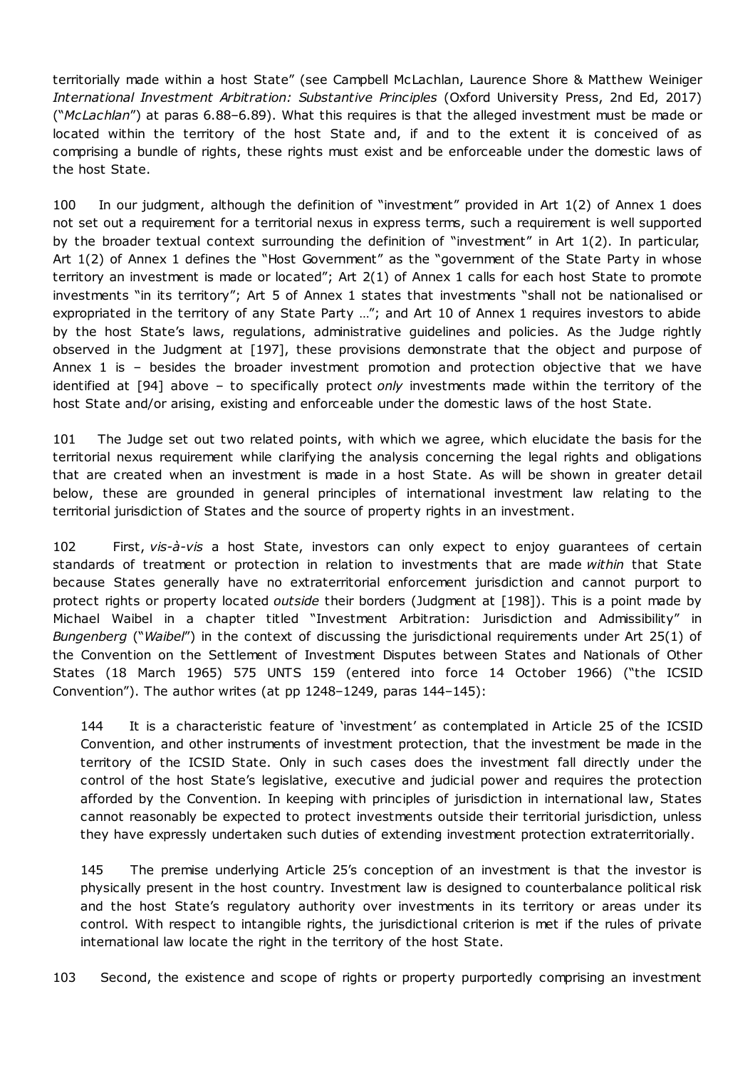territorially made within a host State" (see Campbell McLachlan, Laurence Shore & Matthew Weiniger *International Investment Arbitration: Substantive Principles* (Oxford University Press, 2nd Ed, 2017) ("*McLachlan*") at paras 6.88–6.89). What this requires is that the alleged investment must be made or located within the territory of the host State and, if and to the extent it is conceived of as comprising a bundle of rights, these rights must exist and be enforceable under the domestic laws of the host State.

100 In our judgment, although the definition of "investment" provided in Art 1(2) of Annex 1 does not set out a requirement for a territorial nexus in express terms, such a requirement is well supported by the broader textual context surrounding the definition of "investment" in Art 1(2). In particular, Art 1(2) of Annex 1 defines the "Host Government" as the "government of the State Party in whose territory an investment is made or located"; Art 2(1) of Annex 1 calls for each host State to promote investments "in its territory"; Art 5 of Annex 1 states that investments "shall not be nationalised or expropriated in the territory of any State Party …"; and Art 10 of Annex 1 requires investors to abide by the host State's laws, regulations, administrative guidelines and policies. As the Judge rightly observed in the Judgment at [197], these provisions demonstrate that the object and purpose of Annex 1 is – besides the broader investment promotion and protection objective that we have identified at [94] above – to specifically protect *only* investments made within the territory of the host State and/or arising, existing and enforceable under the domestic laws of the host State.

101 The Judge set out two related points, with which we agree, which elucidate the basis for the territorial nexus requirement while clarifying the analysis concerning the legal rights and obligations that are created when an investment is made in a host State. As will be shown in greater detail below, these are grounded in general principles of international investment law relating to the territorial jurisdiction of States and the source of property rights in an investment.

102 First, *vis-à-vis* a host State, investors can only expect to enjoy guarantees of certain standards of treatment or protection in relation to investments that are made *within* that State because States generally have no extraterritorial enforcement jurisdiction and cannot purport to protect rights or property located *outside* their borders (Judgment at [198]). This is a point made by Michael Waibel in a chapter titled "Investment Arbitration: Jurisdiction and Admissibility" in *Bungenberg* ("*Waibel*") in the context of discussing the jurisdictional requirements under Art 25(1) of the Convention on the Settlement of Investment Disputes between States and Nationals of Other States (18 March 1965) 575 UNTS 159 (entered into force 14 October 1966) ("the ICSID Convention"). The author writes (at pp 1248–1249, paras 144–145):

> 144 It is a characteristic feature of 'investment' as contemplated in Article 25 of the ICSID Convention, and other instruments of investment protection, that the investment be made in the territory of the ICSID State. Only in such cases does the investment fall directly under the control of the host State's legislative, executive and judicial power and requires the protection afforded by the Convention. In keeping with principles of jurisdiction in international law, States cannot reasonably be expected to protect investments outside their territorial jurisdiction, unless they have expressly undertaken such duties of extending investment protection extraterritorially.
>
> 145 The premise underlying Article 25's conception of an investment is that the investor is physically present in the host country. Investment law is designed to counterbalance political risk and the host State's regulatory authority over investments in its territory or areas under its control. With respect to intangible rights, the jurisdictional criterion is met if the rules of private international law locate the right in the territory of the host State.

103 Second, the existence and scope of rights or property purportedly comprising an investment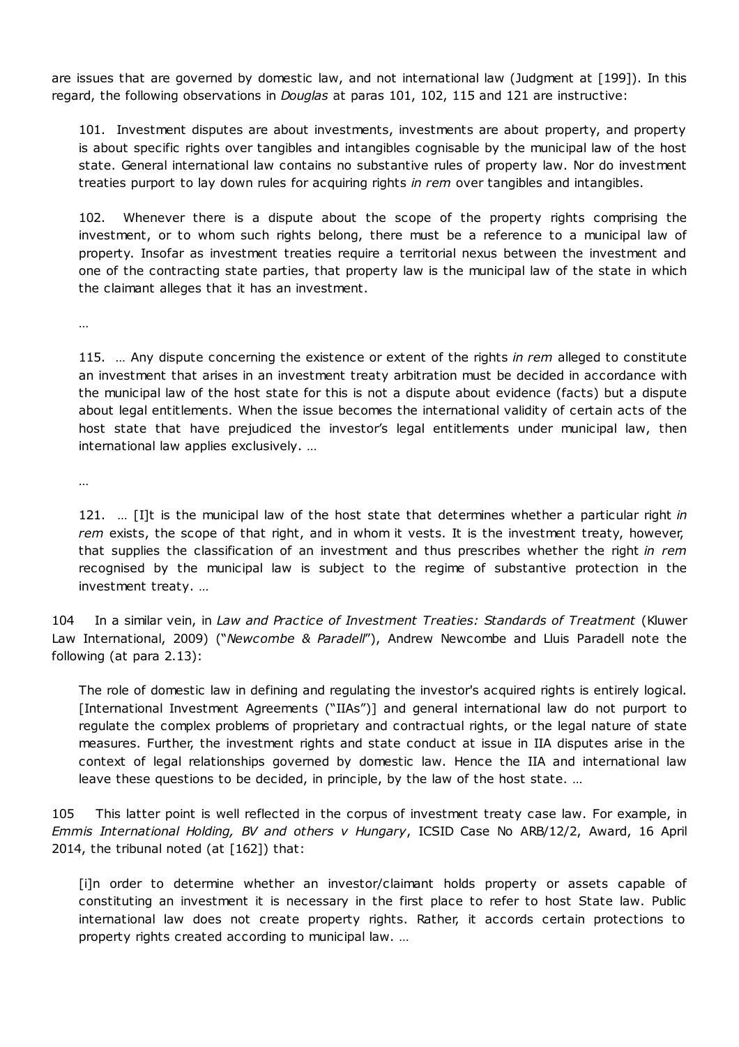are issues that are governed by domestic law, and not international law (Judgment at [199]). In this regard, the following observations in *Douglas* at paras 101, 102, 115 and 121 are instructive:

> 101. Investment disputes are about investments, investments are about property, and property is about specific rights over tangibles and intangibles cognisable by the municipal law of the host state. General international law contains no substantive rules of property law. Nor do investment treaties purport to lay down rules for acquiring rights *in rem* over tangibles and intangibles.
>
> 102. Whenever there is a dispute about the scope of the property rights comprising the investment, or to whom such rights belong, there must be a reference to a municipal law of property. Insofar as investment treaties require a territorial nexus between the investment and one of the contracting state parties, that property law is the municipal law of the state in which the claimant alleges that it has an investment.
>
> …
>
> 115. … Any dispute concerning the existence or extent of the rights *in rem* alleged to constitute an investment that arises in an investment treaty arbitration must be decided in accordance with the municipal law of the host state for this is not a dispute about evidence (facts) but a dispute about legal entitlements. When the issue becomes the international validity of certain acts of the host state that have prejudiced the investor's legal entitlements under municipal law, then international law applies exclusively. …
>
> …
>
> 121. … [I]t is the municipal law of the host state that determines whether a particular right *in rem* exists, the scope of that right, and in whom it vests. It is the investment treaty, however, that supplies the classification of an investment and thus prescribes whether the right *in rem* recognised by the municipal law is subject to the regime of substantive protection in the investment treaty. …

104 In a similar vein, in *Law and Practice of Investment Treaties: Standards of Treatment* (Kluwer Law International, 2009) ("*Newcombe & Paradell*"), Andrew Newcombe and Lluis Paradell note the following (at para 2.13):

> The role of domestic law in defining and regulating the investor's acquired rights is entirely logical. [International Investment Agreements ("IIAs")] and general international law do not purport to regulate the complex problems of proprietary and contractual rights, or the legal nature of state measures. Further, the investment rights and state conduct at issue in IIA disputes arise in the context of legal relationships governed by domestic law. Hence the IIA and international law leave these questions to be decided, in principle, by the law of the host state. …

105 This latter point is well reflected in the corpus of investment treaty case law. For example, in *Emmis International Holding, BV and others v Hungary*, ICSID Case No ARB/12/2, Award, 16 April 2014, the tribunal noted (at [162]) that:

> [i]n order to determine whether an investor/claimant holds property or assets capable of constituting an investment it is necessary in the first place to refer to host State law. Public international law does not create property rights. Rather, it accords certain protections to property rights created according to municipal law. …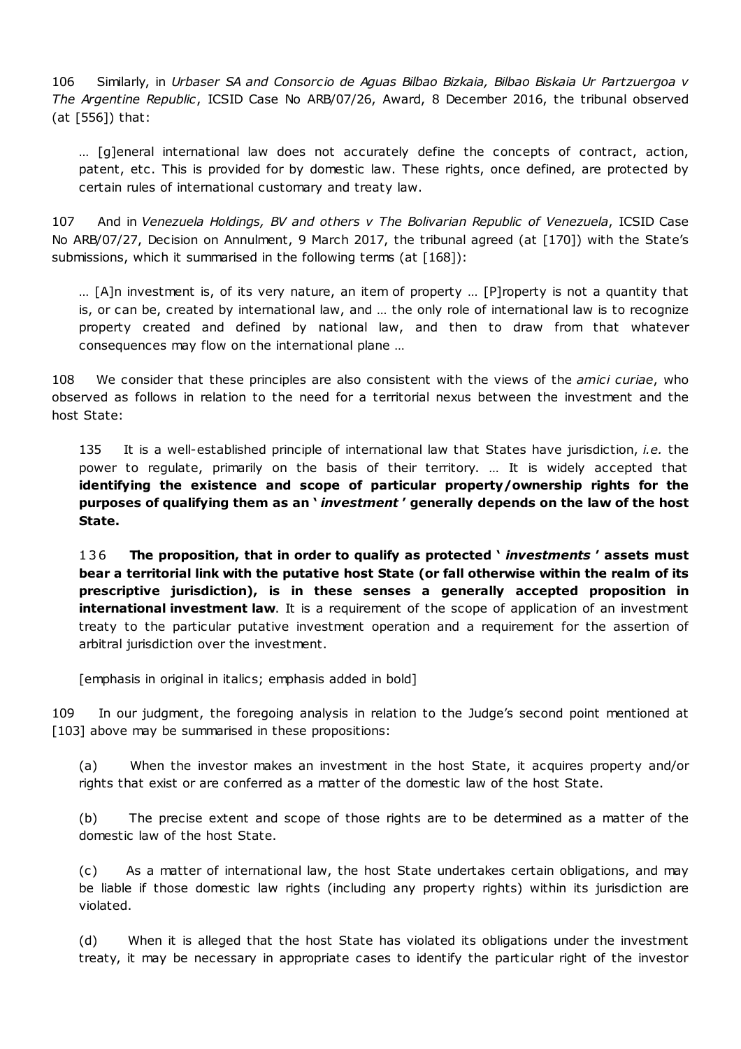106 Similarly, in *Urbaser SA and Consorcio de Aguas Bilbao Bizkaia, Bilbao Biskaia Ur Partzuergoa v The Argentine Republic*, ICSID Case No ARB/07/26, Award, 8 December 2016, the tribunal observed (at [556]) that:

> … [g]eneral international law does not accurately define the concepts of contract, action, patent, etc. This is provided for by domestic law. These rights, once defined, are protected by certain rules of international customary and treaty law.

107 And in *Venezuela Holdings, BV and others v The Bolivarian Republic of Venezuela*, ICSID Case No ARB/07/27, Decision on Annulment, 9 March 2017, the tribunal agreed (at [170]) with the State's submissions, which it summarised in the following terms (at [168]):

> … [A]n investment is, of its very nature, an item of property … [P]roperty is not a quantity that is, or can be, created by international law, and … the only role of international law is to recognize property created and defined by national law, and then to draw from that whatever consequences may flow on the international plane …

108 We consider that these principles are also consistent with the views of the *amici curiae*, who observed as follows in relation to the need for a territorial nexus between the investment and the host State:

> 135 It is a well-established principle of international law that States have jurisdiction, *i.e.* the power to regulate, primarily on the basis of their territory. … It is widely accepted that **identifying the existence and scope of particular property/ownership rights for the purposes of qualifying them as an '*investment*' generally depends on the law of the host State.**
>
> 136 **The proposition, that in order to qualify as protected '*investments*' assets must bear a territorial link with the putative host State (or fall otherwise within the realm of its prescriptive jurisdiction), is in these senses a generally accepted proposition in international investment law**. It is a requirement of the scope of application of an investment treaty to the particular putative investment operation and a requirement for the assertion of arbitral jurisdiction over the investment.
>
> [emphasis in original in italics; emphasis added in bold]

109 In our judgment, the foregoing analysis in relation to the Judge's second point mentioned at [103] above may be summarised in these propositions:

(a) When the investor makes an investment in the host State, it acquires property and/or rights that exist or are conferred as a matter of the domestic law of the host State.

(b) The precise extent and scope of those rights are to be determined as a matter of the domestic law of the host State.

(c) As a matter of international law, the host State undertakes certain obligations, and may be liable if those domestic law rights (including any property rights) within its jurisdiction are violated.

(d) When it is alleged that the host State has violated its obligations under the investment treaty, it may be necessary in appropriate cases to identify the particular right of the investor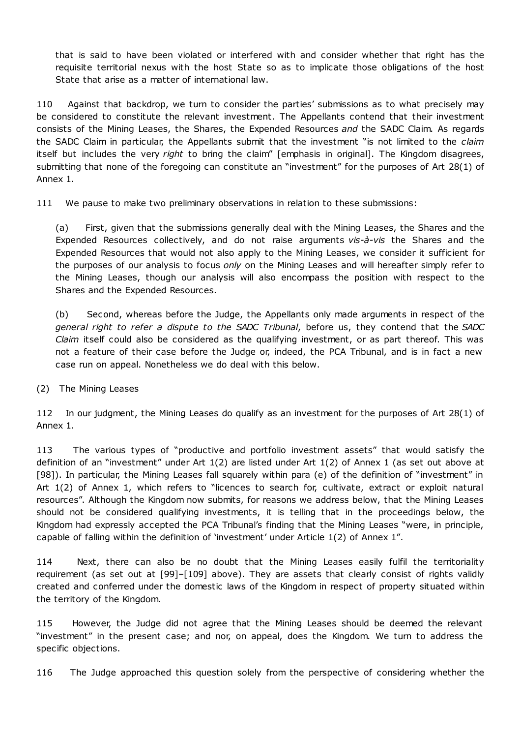that is said to have been violated or interfered with and consider whether that right has the requisite territorial nexus with the host State so as to implicate those obligations of the host State that arise as a matter of international law.

110 Against that backdrop, we turn to consider the parties' submissions as to what precisely may be considered to constitute the relevant investment. The Appellants contend that their investment consists of the Mining Leases, the Shares, the Expended Resources *and* the SADC Claim. As regards the SADC Claim in particular, the Appellants submit that the investment "is not limited to the *claim* itself but includes the very *right* to bring the claim" [emphasis in original]. The Kingdom disagrees, submitting that none of the foregoing can constitute an "investment" for the purposes of Art 28(1) of Annex 1.

111 We pause to make two preliminary observations in relation to these submissions:

(a) First, given that the submissions generally deal with the Mining Leases, the Shares and the Expended Resources collectively, and do not raise arguments *vis-à-vis* the Shares and the Expended Resources that would not also apply to the Mining Leases, we consider it sufficient for the purposes of our analysis to focus *only* on the Mining Leases and will hereafter simply refer to the Mining Leases, though our analysis will also encompass the position with respect to the Shares and the Expended Resources.

(b) Second, whereas before the Judge, the Appellants only made arguments in respect of the *general right to refer a dispute to the SADC Tribunal*, before us, they contend that the *SADC Claim* itself could also be considered as the qualifying investment, or as part thereof. This was not a feature of their case before the Judge or, indeed, the PCA Tribunal, and is in fact a new case run on appeal. Nonetheless we do deal with this below.

(2) The Mining Leases

112 In our judgment, the Mining Leases do qualify as an investment for the purposes of Art 28(1) of Annex 1.

113 The various types of "productive and portfolio investment assets" that would satisfy the definition of an "investment" under Art 1(2) are listed under Art 1(2) of Annex 1 (as set out above at [98]). In particular, the Mining Leases fall squarely within para (e) of the definition of "investment" in Art 1(2) of Annex 1, which refers to "licences to search for, cultivate, extract or exploit natural resources". Although the Kingdom now submits, for reasons we address below, that the Mining Leases should not be considered qualifying investments, it is telling that in the proceedings below, the Kingdom had expressly accepted the PCA Tribunal's finding that the Mining Leases "were, in principle, capable of falling within the definition of 'investment' under Article 1(2) of Annex 1".

114 Next, there can also be no doubt that the Mining Leases easily fulfil the territoriality requirement (as set out at [99]–[109] above). They are assets that clearly consist of rights validly created and conferred under the domestic laws of the Kingdom in respect of property situated within the territory of the Kingdom.

115 However, the Judge did not agree that the Mining Leases should be deemed the relevant "investment" in the present case; and nor, on appeal, does the Kingdom. We turn to address the specific objections.

116 The Judge approached this question solely from the perspective of considering whether the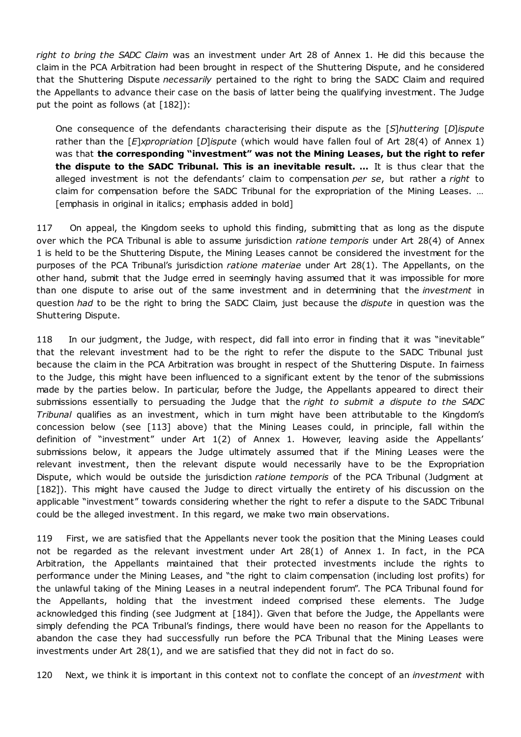*right to bring the SADC Claim* was an investment under Art 28 of Annex 1. He did this because the claim in the PCA Arbitration had been brought in respect of the Shuttering Dispute, and he considered that the Shuttering Dispute *necessarily* pertained to the right to bring the SADC Claim and required the Appellants to advance their case on the basis of latter being the qualifying investment. The Judge put the point as follows (at [182]):

> One consequence of the defendants characterising their dispute as the [*S*]*huttering* [*D*]*ispute* rather than the [*E*]*xpropriation* [*D*]*ispute* (which would have fallen foul of Art 28(4) of Annex 1) was that **the corresponding "investment" was not the Mining Leases, but the right to refer the dispute to the SADC Tribunal. This is an inevitable result. …** It is thus clear that the alleged investment is not the defendants' claim to compensation *per se*, but rather a *right* to claim for compensation before the SADC Tribunal for the expropriation of the Mining Leases. … [emphasis in original in italics; emphasis added in bold]

117 On appeal, the Kingdom seeks to uphold this finding, submitting that as long as the dispute over which the PCA Tribunal is able to assume jurisdiction *ratione temporis* under Art 28(4) of Annex 1 is held to be the Shuttering Dispute, the Mining Leases cannot be considered the investment for the purposes of the PCA Tribunal's jurisdiction *ratione materiae* under Art 28(1). The Appellants, on the other hand, submit that the Judge erred in seemingly having assumed that it was impossible for more than one dispute to arise out of the same investment and in determining that the *investment* in question *had* to be the right to bring the SADC Claim, just because the *dispute* in question was the Shuttering Dispute.

118 In our judgment, the Judge, with respect, did fall into error in finding that it was "inevitable" that the relevant investment had to be the right to refer the dispute to the SADC Tribunal just because the claim in the PCA Arbitration was brought in respect of the Shuttering Dispute. In fairness to the Judge, this might have been influenced to a significant extent by the tenor of the submissions made by the parties below. In particular, before the Judge, the Appellants appeared to direct their submissions essentially to persuading the Judge that the *right to submit a dispute to the SADC Tribunal* qualifies as an investment, which in turn might have been attributable to the Kingdom's concession below (see [113] above) that the Mining Leases could, in principle, fall within the definition of "investment" under Art 1(2) of Annex 1. However, leaving aside the Appellants' submissions below, it appears the Judge ultimately assumed that if the Mining Leases were the relevant investment, then the relevant dispute would necessarily have to be the Expropriation Dispute, which would be outside the jurisdiction *ratione temporis* of the PCA Tribunal (Judgment at [182]). This might have caused the Judge to direct virtually the entirety of his discussion on the applicable "investment" towards considering whether the right to refer a dispute to the SADC Tribunal could be the alleged investment. In this regard, we make two main observations.

119 First, we are satisfied that the Appellants never took the position that the Mining Leases could not be regarded as the relevant investment under Art 28(1) of Annex 1. In fact, in the PCA Arbitration, the Appellants maintained that their protected investments include the rights to performance under the Mining Leases, and "the right to claim compensation (including lost profits) for the unlawful taking of the Mining Leases in a neutral independent forum". The PCA Tribunal found for the Appellants, holding that the investment indeed comprised these elements. The Judge acknowledged this finding (see Judgment at [184]). Given that before the Judge, the Appellants were simply defending the PCA Tribunal's findings, there would have been no reason for the Appellants to abandon the case they had successfully run before the PCA Tribunal that the Mining Leases were investments under Art 28(1), and we are satisfied that they did not in fact do so.

120 Next, we think it is important in this context not to conflate the concept of an *investment* with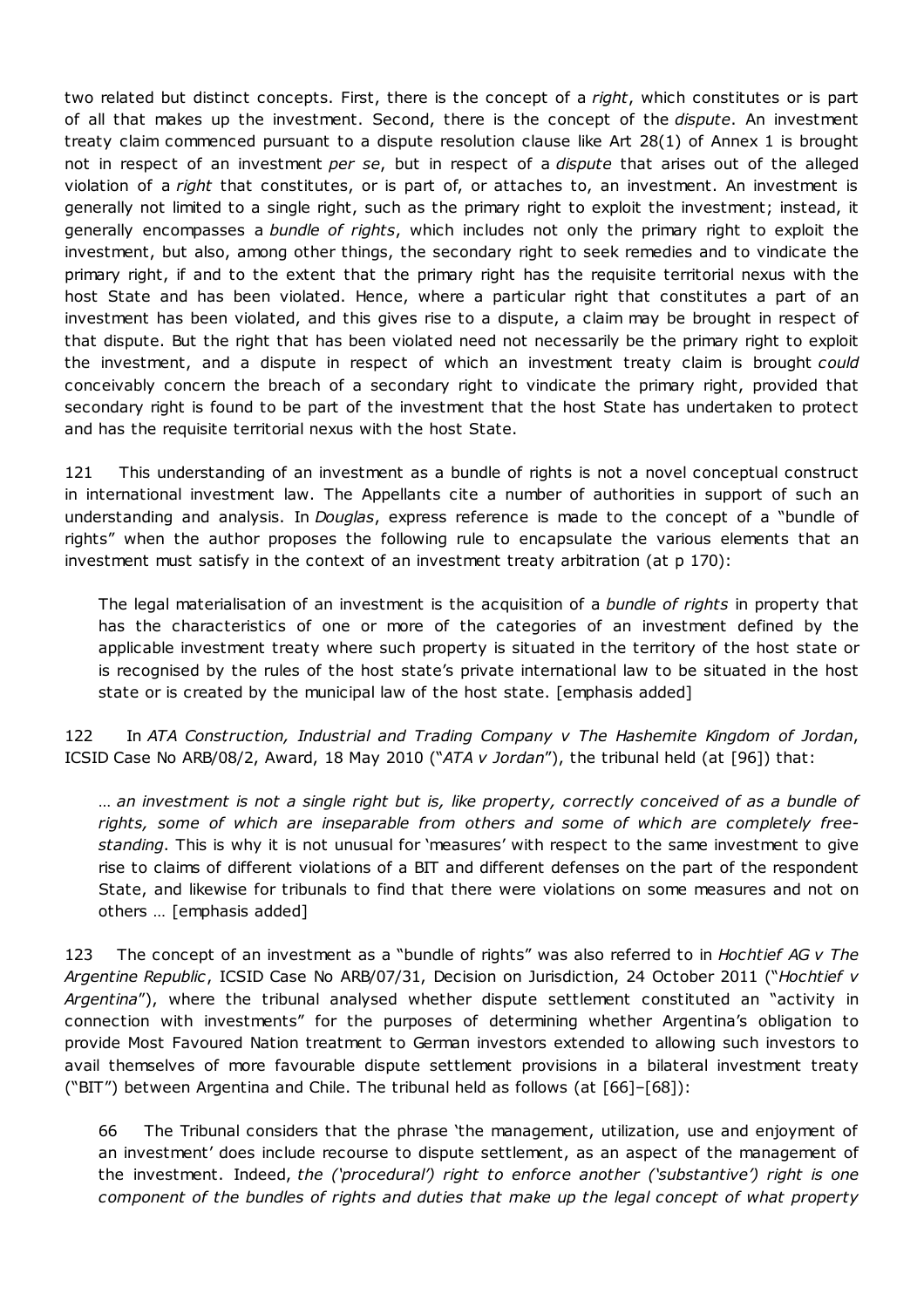two related but distinct concepts. First, there is the concept of a *right*, which constitutes or is part of all that makes up the investment. Second, there is the concept of the *dispute*. An investment treaty claim commenced pursuant to a dispute resolution clause like Art 28(1) of Annex 1 is brought not in respect of an investment *per se*, but in respect of a *dispute* that arises out of the alleged violation of a *right* that constitutes, or is part of, or attaches to, an investment. An investment is generally not limited to a single right, such as the primary right to exploit the investment; instead, it generally encompasses a *bundle of rights*, which includes not only the primary right to exploit the investment, but also, among other things, the secondary right to seek remedies and to vindicate the primary right, if and to the extent that the primary right has the requisite territorial nexus with the host State and has been violated. Hence, where a particular right that constitutes a part of an investment has been violated, and this gives rise to a dispute, a claim may be brought in respect of that dispute. But the right that has been violated need not necessarily be the primary right to exploit the investment, and a dispute in respect of which an investment treaty claim is brought *could* conceivably concern the breach of a secondary right to vindicate the primary right, provided that secondary right is found to be part of the investment that the host State has undertaken to protect and has the requisite territorial nexus with the host State.

121 This understanding of an investment as a bundle of rights is not a novel conceptual construct in international investment law. The Appellants cite a number of authorities in support of such an understanding and analysis. In *Douglas*, express reference is made to the concept of a "bundle of rights" when the author proposes the following rule to encapsulate the various elements that an investment must satisfy in the context of an investment treaty arbitration (at p 170):

> The legal materialisation of an investment is the acquisition of a *bundle of rights* in property that has the characteristics of one or more of the categories of an investment defined by the applicable investment treaty where such property is situated in the territory of the host state or is recognised by the rules of the host state's private international law to be situated in the host state or is created by the municipal law of the host state. [emphasis added]

122 In *ATA Construction, Industrial and Trading Company v The Hashemite Kingdom of Jordan*, ICSID Case No ARB/08/2, Award, 18 May 2010 ("*ATA v Jordan*"), the tribunal held (at [96]) that:

> … *an investment is not a single right but is, like property, correctly conceived of as a bundle of rights, some of which are inseparable from others and some of which are completely free-standing*. This is why it is not unusual for 'measures' with respect to the same investment to give rise to claims of different violations of a BIT and different defenses on the part of the respondent State, and likewise for tribunals to find that there were violations on some measures and not on others … [emphasis added]

123 The concept of an investment as a "bundle of rights" was also referred to in *Hochtief AG v The Argentine Republic*, ICSID Case No ARB/07/31, Decision on Jurisdiction, 24 October 2011 ("*Hochtief v Argentina*"), where the tribunal analysed whether dispute settlement constituted an "activity in connection with investments" for the purposes of determining whether Argentina's obligation to provide Most Favoured Nation treatment to German investors extended to allowing such investors to avail themselves of more favourable dispute settlement provisions in a bilateral investment treaty ("BIT") between Argentina and Chile. The tribunal held as follows (at [66]–[68]):

> 66 The Tribunal considers that the phrase 'the management, utilization, use and enjoyment of an investment' does include recourse to dispute settlement, as an aspect of the management of the investment. Indeed, *the ('procedural') right to enforce another ('substantive') right is one component of the bundles of rights and duties that make up the legal concept of what property*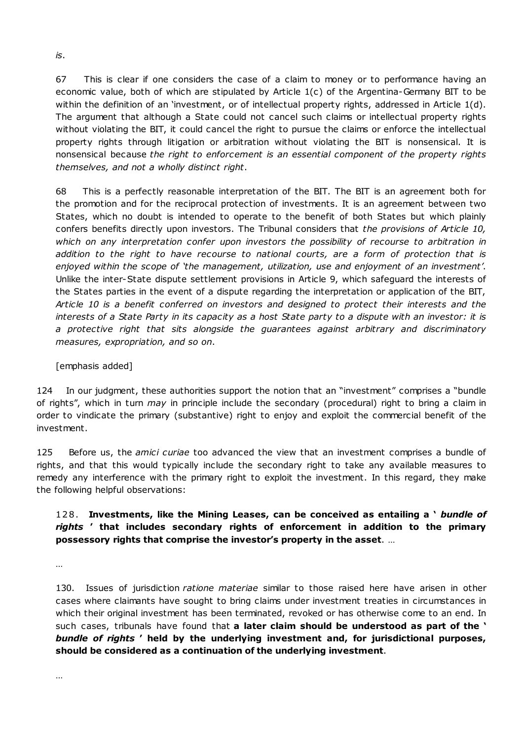*is*.

67 This is clear if one considers the case of a claim to money or to performance having an economic value, both of which are stipulated by Article 1(c) of the Argentina-Germany BIT to be within the definition of an 'investment, or of intellectual property rights, addressed in Article 1(d). The argument that although a State could not cancel such claims or intellectual property rights without violating the BIT, it could cancel the right to pursue the claims or enforce the intellectual property rights through litigation or arbitration without violating the BIT is nonsensical. It is nonsensical because *the right to enforcement is an essential component of the property rights themselves, and not a wholly distinct right*.

68 This is a perfectly reasonable interpretation of the BIT. The BIT is an agreement both for the promotion and for the reciprocal protection of investments. It is an agreement between two States, which no doubt is intended to operate to the benefit of both States but which plainly confers benefits directly upon investors. The Tribunal considers that *the provisions of Article 10, which on any interpretation confer upon investors the possibility of recourse to arbitration in addition to the right to have recourse to national courts, are a form of protection that is enjoyed within the scope of 'the management, utilization, use and enjoyment of an investment'*. Unlike the inter-State dispute settlement provisions in Article 9, which safeguard the interests of the States parties in the event of a dispute regarding the interpretation or application of the BIT, *Article 10 is a benefit conferred on investors and designed to protect their interests and the interests of a State Party in its capacity as a host State party to a dispute with an investor: it is a protective right that sits alongside the guarantees against arbitrary and discriminatory measures, expropriation, and so on*.

[emphasis added]

124 In our judgment, these authorities support the notion that an "investment" comprises a "bundle of rights", which in turn *may* in principle include the secondary (procedural) right to bring a claim in order to vindicate the primary (substantive) right to enjoy and exploit the commercial benefit of the investment.

125 Before us, the *amici curiae* too advanced the view that an investment comprises a bundle of rights, and that this would typically include the secondary right to take any available measures to remedy any interference with the primary right to exploit the investment. In this regard, they make the following helpful observations:

> 128. **Investments, like the Mining Leases, can be conceived as entailing a '*bundle of rights*' that includes secondary rights of enforcement in addition to the primary possessory rights that comprise the investor's property in the asset**. …
>
> …
>
> 130. Issues of jurisdiction *ratione materiae* similar to those raised here have arisen in other cases where claimants have sought to bring claims under investment treaties in circumstances in which their original investment has been terminated, revoked or has otherwise come to an end. In such cases, tribunals have found that **a later claim should be understood as part of the '*bundle of rights*' held by the underlying investment and, for jurisdictional purposes, should be considered as a continuation of the underlying investment**.
>
> …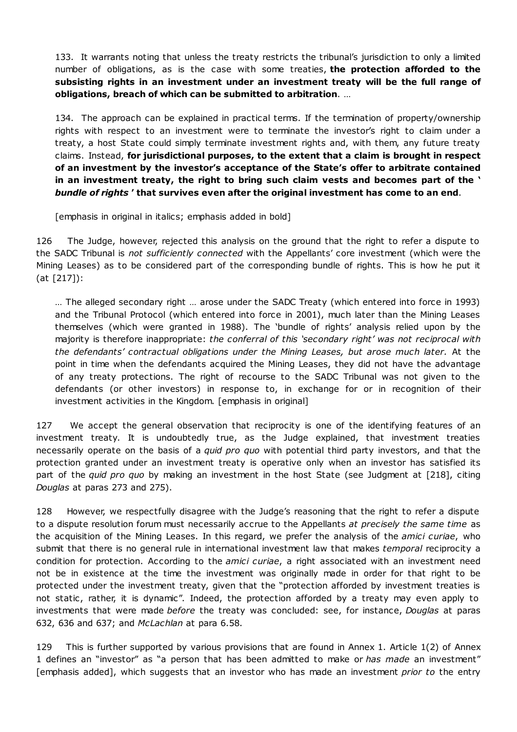> 133. It warrants noting that unless the treaty restricts the tribunal's jurisdiction to only a limited number of obligations, as is the case with some treaties, **the protection afforded to the subsisting rights in an investment under an investment treaty will be the full range of obligations, breach of which can be submitted to arbitration**. …
>
> 134. The approach can be explained in practical terms. If the termination of property/ownership rights with respect to an investment were to terminate the investor's right to claim under a treaty, a host State could simply terminate investment rights and, with them, any future treaty claims. Instead, **for jurisdictional purposes, to the extent that a claim is brought in respect of an investment by the investor's acceptance of the State's offer to arbitrate contained in an investment treaty, the right to bring such claim vests and becomes part of the '*bundle of rights*' that survives even after the original investment has come to an end**.
>
> [emphasis in original in italics; emphasis added in bold]

126 The Judge, however, rejected this analysis on the ground that the right to refer a dispute to the SADC Tribunal is *not sufficiently connected* with the Appellants' core investment (which were the Mining Leases) as to be considered part of the corresponding bundle of rights. This is how he put it (at [217]):

> … The alleged secondary right … arose under the SADC Treaty (which entered into force in 1993) and the Tribunal Protocol (which entered into force in 2001), much later than the Mining Leases themselves (which were granted in 1988). The 'bundle of rights' analysis relied upon by the majority is therefore inappropriate: *the conferral of this 'secondary right' was not reciprocal with the defendants' contractual obligations under the Mining Leases, but arose much later.* At the point in time when the defendants acquired the Mining Leases, they did not have the advantage of any treaty protections. The right of recourse to the SADC Tribunal was not given to the defendants (or other investors) in response to, in exchange for or in recognition of their investment activities in the Kingdom. [emphasis in original]

127 We accept the general observation that reciprocity is one of the identifying features of an investment treaty. It is undoubtedly true, as the Judge explained, that investment treaties necessarily operate on the basis of a *quid pro quo* with potential third party investors, and that the protection granted under an investment treaty is operative only when an investor has satisfied its part of the *quid pro quo* by making an investment in the host State (see Judgment at [218], citing *Douglas* at paras 273 and 275).

128 However, we respectfully disagree with the Judge's reasoning that the right to refer a dispute to a dispute resolution forum must necessarily accrue to the Appellants *at precisely the same time* as the acquisition of the Mining Leases. In this regard, we prefer the analysis of the *amici curiae*, who submit that there is no general rule in international investment law that makes *temporal* reciprocity a condition for protection. According to the *amici curiae*, a right associated with an investment need not be in existence at the time the investment was originally made in order for that right to be protected under the investment treaty, given that the "protection afforded by investment treaties is not static, rather, it is dynamic". Indeed, the protection afforded by a treaty may even apply to investments that were made *before* the treaty was concluded: see, for instance, *Douglas* at paras 632, 636 and 637; and *McLachlan* at para 6.58.

129 This is further supported by various provisions that are found in Annex 1. Article 1(2) of Annex 1 defines an "investor" as "a person that has been admitted to make or *has made* an investment" [emphasis added], which suggests that an investor who has made an investment *prior to* the entry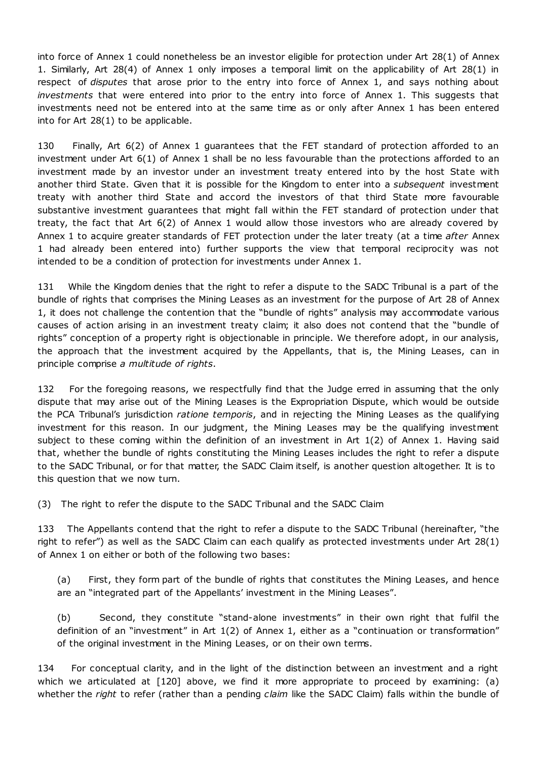into force of Annex 1 could nonetheless be an investor eligible for protection under Art 28(1) of Annex 1. Similarly, Art 28(4) of Annex 1 only imposes a temporal limit on the applicability of Art 28(1) in respect of *disputes* that arose prior to the entry into force of Annex 1, and says nothing about *investments* that were entered into prior to the entry into force of Annex 1. This suggests that investments need not be entered into at the same time as or only after Annex 1 has been entered into for Art 28(1) to be applicable.

130 Finally, Art 6(2) of Annex 1 guarantees that the FET standard of protection afforded to an investment under Art 6(1) of Annex 1 shall be no less favourable than the protections afforded to an investment made by an investor under an investment treaty entered into by the host State with another third State. Given that it is possible for the Kingdom to enter into a *subsequent* investment treaty with another third State and accord the investors of that third State more favourable substantive investment guarantees that might fall within the FET standard of protection under that treaty, the fact that Art 6(2) of Annex 1 would allow those investors who are already covered by Annex 1 to acquire greater standards of FET protection under the later treaty (at a time *after* Annex 1 had already been entered into) further supports the view that temporal reciprocity was not intended to be a condition of protection for investments under Annex 1.

131 While the Kingdom denies that the right to refer a dispute to the SADC Tribunal is a part of the bundle of rights that comprises the Mining Leases as an investment for the purpose of Art 28 of Annex 1, it does not challenge the contention that the "bundle of rights" analysis may accommodate various causes of action arising in an investment treaty claim; it also does not contend that the "bundle of rights" conception of a property right is objectionable in principle. We therefore adopt, in our analysis, the approach that the investment acquired by the Appellants, that is, the Mining Leases, can in principle comprise *a multitude of rights*.

132 For the foregoing reasons, we respectfully find that the Judge erred in assuming that the only dispute that may arise out of the Mining Leases is the Expropriation Dispute, which would be outside the PCA Tribunal's jurisdiction *ratione temporis*, and in rejecting the Mining Leases as the qualifying investment for this reason. In our judgment, the Mining Leases may be the qualifying investment subject to these coming within the definition of an investment in Art 1(2) of Annex 1. Having said that, whether the bundle of rights constituting the Mining Leases includes the right to refer a dispute to the SADC Tribunal, or for that matter, the SADC Claim itself, is another question altogether. It is to this question that we now turn.

(3) The right to refer the dispute to the SADC Tribunal and the SADC Claim

133 The Appellants contend that the right to refer a dispute to the SADC Tribunal (hereinafter, "the right to refer") as well as the SADC Claim can each qualify as protected investments under Art 28(1) of Annex 1 on either or both of the following two bases:

(a) First, they form part of the bundle of rights that constitutes the Mining Leases, and hence are an "integrated part of the Appellants' investment in the Mining Leases".

(b) Second, they constitute "stand-alone investments" in their own right that fulfil the definition of an "investment" in Art 1(2) of Annex 1, either as a "continuation or transformation" of the original investment in the Mining Leases, or on their own terms.

134 For conceptual clarity, and in the light of the distinction between an investment and a right which we articulated at [120] above, we find it more appropriate to proceed by examining: (a) whether the *right* to refer (rather than a pending *claim* like the SADC Claim) falls within the bundle of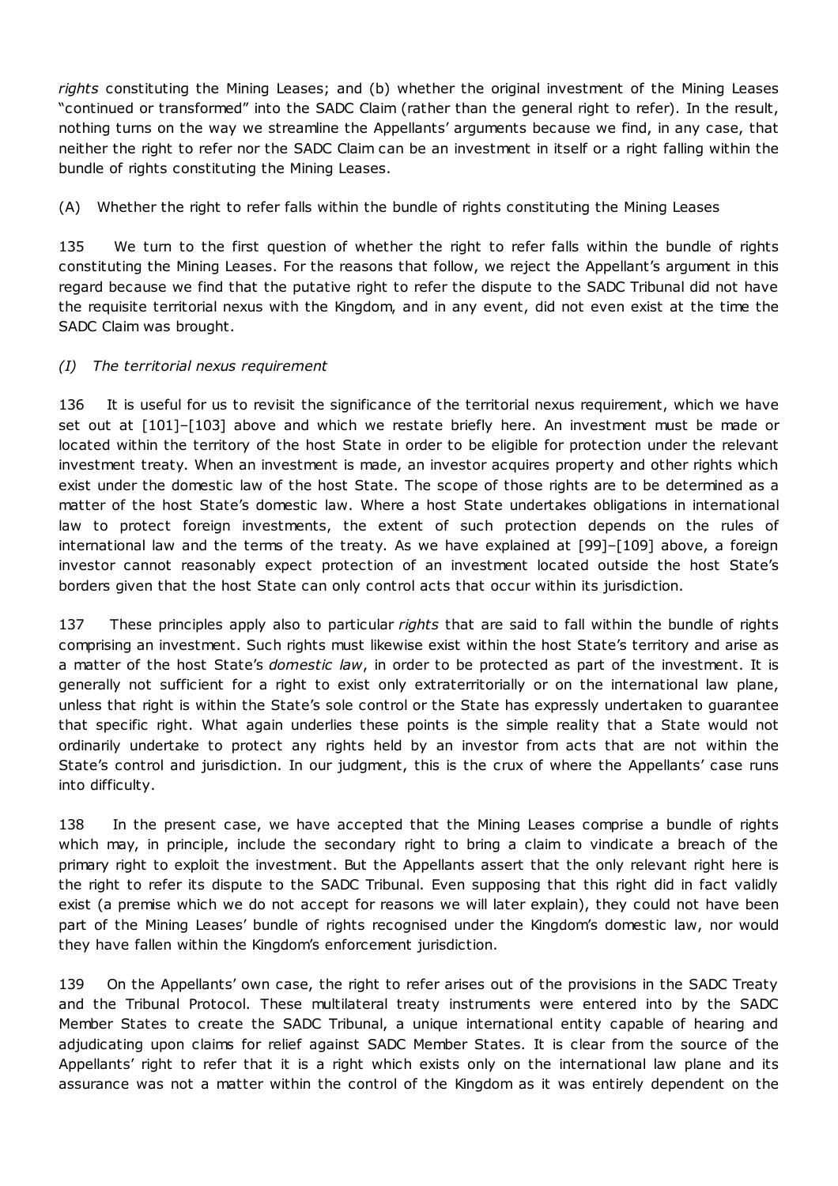*rights* constituting the Mining Leases; and (b) whether the original investment of the Mining Leases "continued or transformed" into the SADC Claim (rather than the general right to refer). In the result, nothing turns on the way we streamline the Appellants' arguments because we find, in any case, that neither the right to refer nor the SADC Claim can be an investment in itself or a right falling within the bundle of rights constituting the Mining Leases.

(A) Whether the right to refer falls within the bundle of rights constituting the Mining Leases

135 We turn to the first question of whether the right to refer falls within the bundle of rights constituting the Mining Leases. For the reasons that follow, we reject the Appellant's argument in this regard because we find that the putative right to refer the dispute to the SADC Tribunal did not have the requisite territorial nexus with the Kingdom, and in any event, did not even exist at the time the SADC Claim was brought.

*(I) The territorial nexus requirement*

136 It is useful for us to revisit the significance of the territorial nexus requirement, which we have set out at [101]–[103] above and which we restate briefly here. An investment must be made or located within the territory of the host State in order to be eligible for protection under the relevant investment treaty. When an investment is made, an investor acquires property and other rights which exist under the domestic law of the host State. The scope of those rights are to be determined as a matter of the host State's domestic law. Where a host State undertakes obligations in international law to protect foreign investments, the extent of such protection depends on the rules of international law and the terms of the treaty. As we have explained at [99]–[109] above, a foreign investor cannot reasonably expect protection of an investment located outside the host State's borders given that the host State can only control acts that occur within its jurisdiction.

137 These principles apply also to particular *rights* that are said to fall within the bundle of rights comprising an investment. Such rights must likewise exist within the host State's territory and arise as a matter of the host State's *domestic law*, in order to be protected as part of the investment. It is generally not sufficient for a right to exist only extraterritorially or on the international law plane, unless that right is within the State's sole control or the State has expressly undertaken to guarantee that specific right. What again underlies these points is the simple reality that a State would not ordinarily undertake to protect any rights held by an investor from acts that are not within the State's control and jurisdiction. In our judgment, this is the crux of where the Appellants' case runs into difficulty.

138 In the present case, we have accepted that the Mining Leases comprise a bundle of rights which may, in principle, include the secondary right to bring a claim to vindicate a breach of the primary right to exploit the investment. But the Appellants assert that the only relevant right here is the right to refer its dispute to the SADC Tribunal. Even supposing that this right did in fact validly exist (a premise which we do not accept for reasons we will later explain), they could not have been part of the Mining Leases' bundle of rights recognised under the Kingdom's domestic law, nor would they have fallen within the Kingdom's enforcement jurisdiction.

139 On the Appellants' own case, the right to refer arises out of the provisions in the SADC Treaty and the Tribunal Protocol. These multilateral treaty instruments were entered into by the SADC Member States to create the SADC Tribunal, a unique international entity capable of hearing and adjudicating upon claims for relief against SADC Member States. It is clear from the source of the Appellants' right to refer that it is a right which exists only on the international law plane and its assurance was not a matter within the control of the Kingdom as it was entirely dependent on the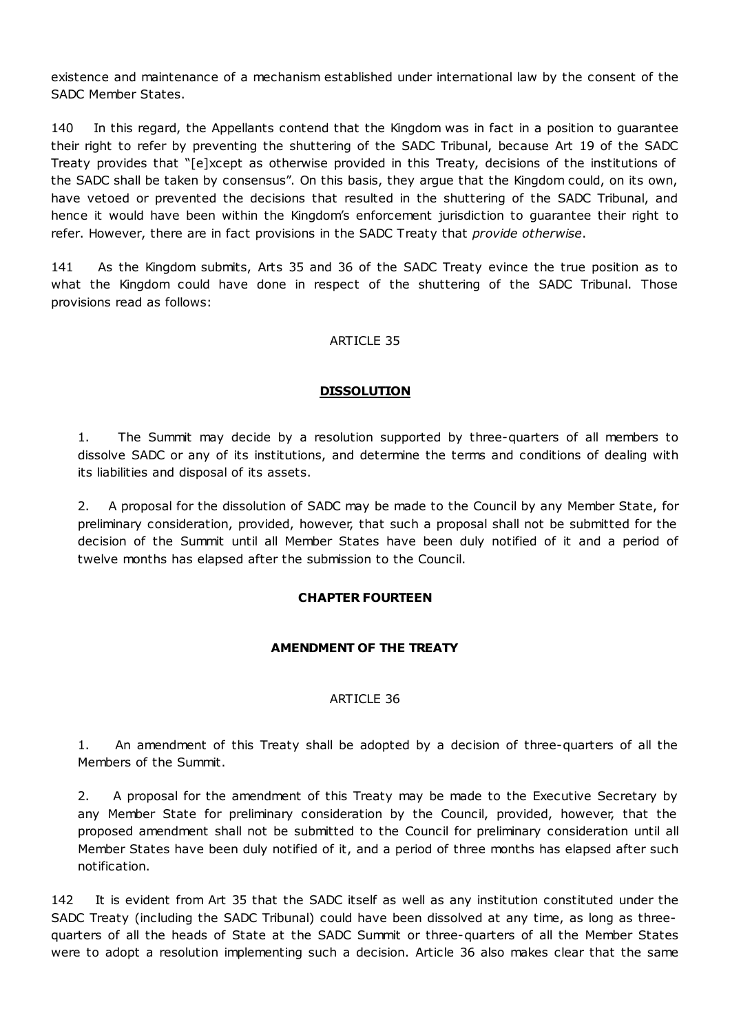existence and maintenance of a mechanism established under international law by the consent of the SADC Member States.

140 In this regard, the Appellants contend that the Kingdom was in fact in a position to guarantee their right to refer by preventing the shuttering of the SADC Tribunal, because Art 19 of the SADC Treaty provides that "[e]xcept as otherwise provided in this Treaty, decisions of the institutions of the SADC shall be taken by consensus". On this basis, they argue that the Kingdom could, on its own, have vetoed or prevented the decisions that resulted in the shuttering of the SADC Tribunal, and hence it would have been within the Kingdom's enforcement jurisdiction to guarantee their right to refer. However, there are in fact provisions in the SADC Treaty that *provide otherwise*.

141 As the Kingdom submits, Arts 35 and 36 of the SADC Treaty evince the true position as to what the Kingdom could have done in respect of the shuttering of the SADC Tribunal. Those provisions read as follows:

> ARTICLE 35
>
> **DISSOLUTION**
>
> 1. The Summit may decide by a resolution supported by three-quarters of all members to dissolve SADC or any of its institutions, and determine the terms and conditions of dealing with its liabilities and disposal of its assets.
>
> 2. A proposal for the dissolution of SADC may be made to the Council by any Member State, for preliminary consideration, provided, however, that such a proposal shall not be submitted for the decision of the Summit until all Member States have been duly notified of it and a period of twelve months has elapsed after the submission to the Council.
>
> **CHAPTER FOURTEEN**
>
> **AMENDMENT OF THE TREATY**
>
> ARTICLE 36
>
> 1. An amendment of this Treaty shall be adopted by a decision of three-quarters of all the Members of the Summit.
>
> 2. A proposal for the amendment of this Treaty may be made to the Executive Secretary by any Member State for preliminary consideration by the Council, provided, however, that the proposed amendment shall not be submitted to the Council for preliminary consideration until all Member States have been duly notified of it, and a period of three months has elapsed after such notification.

142 It is evident from Art 35 that the SADC itself as well as any institution constituted under the SADC Treaty (including the SADC Tribunal) could have been dissolved at any time, as long as three-quarters of all the heads of State at the SADC Summit or three-quarters of all the Member States were to adopt a resolution implementing such a decision. Article 36 also makes clear that the same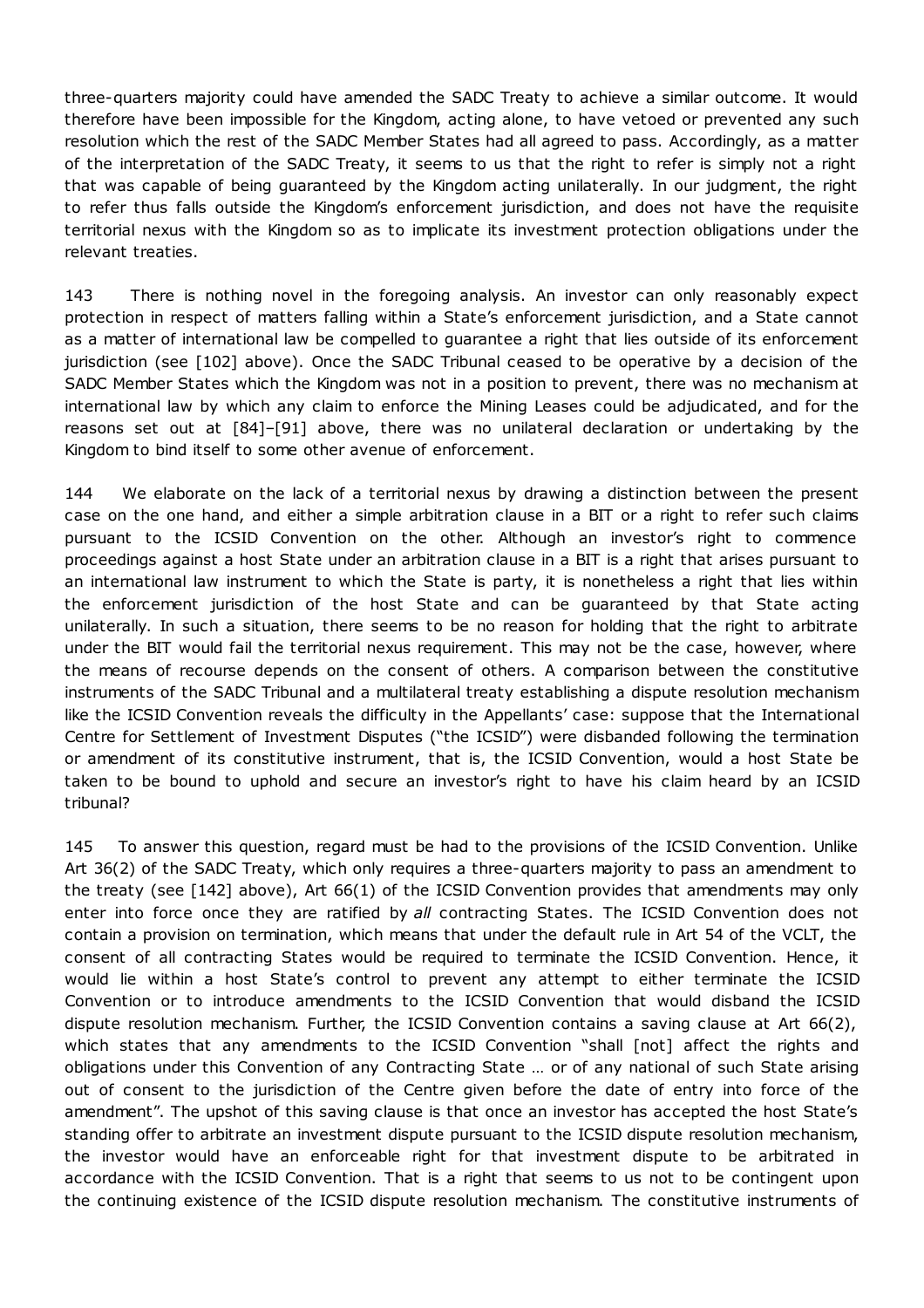three-quarters majority could have amended the SADC Treaty to achieve a similar outcome. It would therefore have been impossible for the Kingdom, acting alone, to have vetoed or prevented any such resolution which the rest of the SADC Member States had all agreed to pass. Accordingly, as a matter of the interpretation of the SADC Treaty, it seems to us that the right to refer is simply not a right that was capable of being guaranteed by the Kingdom acting unilaterally. In our judgment, the right to refer thus falls outside the Kingdom's enforcement jurisdiction, and does not have the requisite territorial nexus with the Kingdom so as to implicate its investment protection obligations under the relevant treaties.

143 There is nothing novel in the foregoing analysis. An investor can only reasonably expect protection in respect of matters falling within a State's enforcement jurisdiction, and a State cannot as a matter of international law be compelled to guarantee a right that lies outside of its enforcement jurisdiction (see [102] above). Once the SADC Tribunal ceased to be operative by a decision of the SADC Member States which the Kingdom was not in a position to prevent, there was no mechanism at international law by which any claim to enforce the Mining Leases could be adjudicated, and for the reasons set out at [84]–[91] above, there was no unilateral declaration or undertaking by the Kingdom to bind itself to some other avenue of enforcement.

144 We elaborate on the lack of a territorial nexus by drawing a distinction between the present case on the one hand, and either a simple arbitration clause in a BIT or a right to refer such claims pursuant to the ICSID Convention on the other. Although an investor's right to commence proceedings against a host State under an arbitration clause in a BIT is a right that arises pursuant to an international law instrument to which the State is party, it is nonetheless a right that lies within the enforcement jurisdiction of the host State and can be guaranteed by that State acting unilaterally. In such a situation, there seems to be no reason for holding that the right to arbitrate under the BIT would fail the territorial nexus requirement. This may not be the case, however, where the means of recourse depends on the consent of others. A comparison between the constitutive instruments of the SADC Tribunal and a multilateral treaty establishing a dispute resolution mechanism like the ICSID Convention reveals the difficulty in the Appellants' case: suppose that the International Centre for Settlement of Investment Disputes ("the ICSID") were disbanded following the termination or amendment of its constitutive instrument, that is, the ICSID Convention, would a host State be taken to be bound to uphold and secure an investor's right to have his claim heard by an ICSID tribunal?

145 To answer this question, regard must be had to the provisions of the ICSID Convention. Unlike Art 36(2) of the SADC Treaty, which only requires a three-quarters majority to pass an amendment to the treaty (see [142] above), Art 66(1) of the ICSID Convention provides that amendments may only enter into force once they are ratified by *all* contracting States. The ICSID Convention does not contain a provision on termination, which means that under the default rule in Art 54 of the VCLT, the consent of all contracting States would be required to terminate the ICSID Convention. Hence, it would lie within a host State's control to prevent any attempt to either terminate the ICSID Convention or to introduce amendments to the ICSID Convention that would disband the ICSID dispute resolution mechanism. Further, the ICSID Convention contains a saving clause at Art 66(2), which states that any amendments to the ICSID Convention "shall [not] affect the rights and obligations under this Convention of any Contracting State … or of any national of such State arising out of consent to the jurisdiction of the Centre given before the date of entry into force of the amendment". The upshot of this saving clause is that once an investor has accepted the host State's standing offer to arbitrate an investment dispute pursuant to the ICSID dispute resolution mechanism, the investor would have an enforceable right for that investment dispute to be arbitrated in accordance with the ICSID Convention. That is a right that seems to us not to be contingent upon the continuing existence of the ICSID dispute resolution mechanism. The constitutive instruments of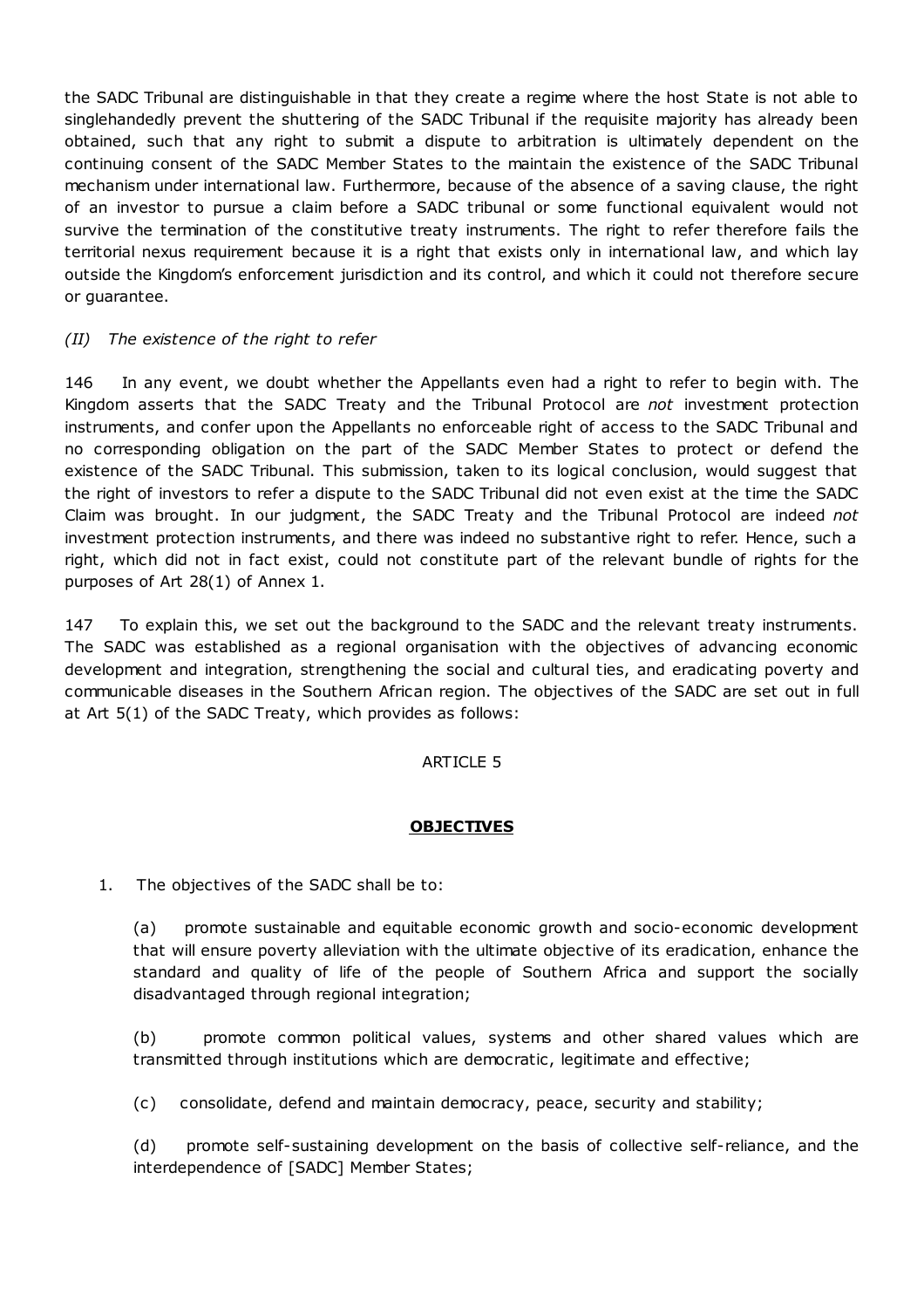the SADC Tribunal are distinguishable in that they create a regime where the host State is not able to singlehandedly prevent the shuttering of the SADC Tribunal if the requisite majority has already been obtained, such that any right to submit a dispute to arbitration is ultimately dependent on the continuing consent of the SADC Member States to the maintain the existence of the SADC Tribunal mechanism under international law. Furthermore, because of the absence of a saving clause, the right of an investor to pursue a claim before a SADC tribunal or some functional equivalent would not survive the termination of the constitutive treaty instruments. The right to refer therefore fails the territorial nexus requirement because it is a right that exists only in international law, and which lay outside the Kingdom's enforcement jurisdiction and its control, and which it could not therefore secure or guarantee.

*(II) The existence of the right to refer*

146 In any event, we doubt whether the Appellants even had a right to refer to begin with. The Kingdom asserts that the SADC Treaty and the Tribunal Protocol are *not* investment protection instruments, and confer upon the Appellants no enforceable right of access to the SADC Tribunal and no corresponding obligation on the part of the SADC Member States to protect or defend the existence of the SADC Tribunal. This submission, taken to its logical conclusion, would suggest that the right of investors to refer a dispute to the SADC Tribunal did not even exist at the time the SADC Claim was brought. In our judgment, the SADC Treaty and the Tribunal Protocol are indeed *not* investment protection instruments, and there was indeed no substantive right to refer. Hence, such a right, which did not in fact exist, could not constitute part of the relevant bundle of rights for the purposes of Art 28(1) of Annex 1.

147 To explain this, we set out the background to the SADC and the relevant treaty instruments. The SADC was established as a regional organisation with the objectives of advancing economic development and integration, strengthening the social and cultural ties, and eradicating poverty and communicable diseases in the Southern African region. The objectives of the SADC are set out in full at Art 5(1) of the SADC Treaty, which provides as follows:

ARTICLE 5

**OBJECTIVES**

1. The objectives of the SADC shall be to:

   (a) promote sustainable and equitable economic growth and socio-economic development that will ensure poverty alleviation with the ultimate objective of its eradication, enhance the standard and quality of life of the people of Southern Africa and support the socially disadvantaged through regional integration;

   (b) promote common political values, systems and other shared values which are transmitted through institutions which are democratic, legitimate and effective;

   (c) consolidate, defend and maintain democracy, peace, security and stability;

   (d) promote self-sustaining development on the basis of collective self-reliance, and the interdependence of [SADC] Member States;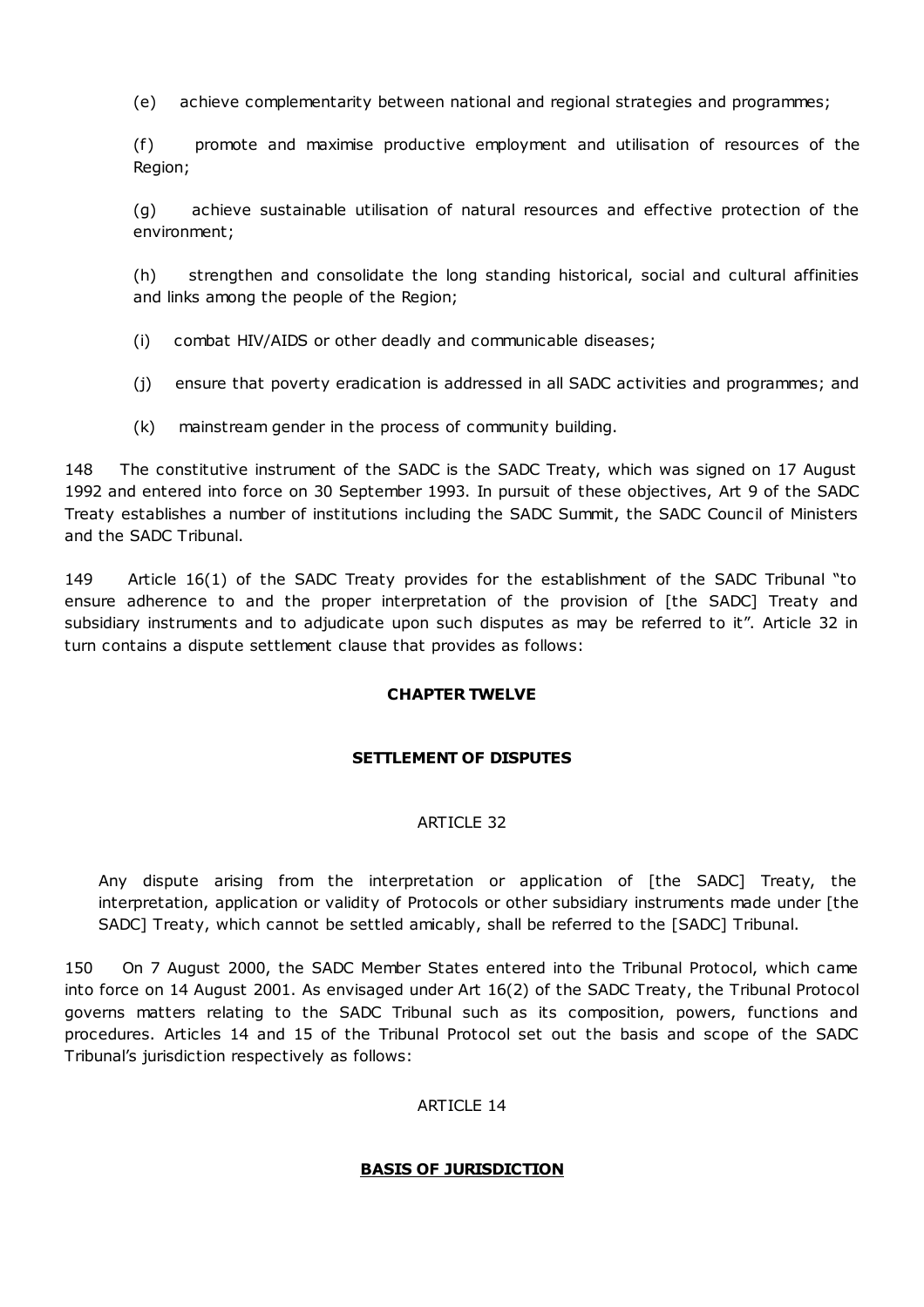(e) achieve complementarity between national and regional strategies and programmes;

(f) promote and maximise productive employment and utilisation of resources of the Region;

(g) achieve sustainable utilisation of natural resources and effective protection of the environment;

(h) strengthen and consolidate the long standing historical, social and cultural affinities and links among the people of the Region;

(i) combat HIV/AIDS or other deadly and communicable diseases;

(j) ensure that poverty eradication is addressed in all SADC activities and programmes; and

(k) mainstream gender in the process of community building.

148 The constitutive instrument of the SADC is the SADC Treaty, which was signed on 17 August 1992 and entered into force on 30 September 1993. In pursuit of these objectives, Art 9 of the SADC Treaty establishes a number of institutions including the SADC Summit, the SADC Council of Ministers and the SADC Tribunal.

149 Article 16(1) of the SADC Treaty provides for the establishment of the SADC Tribunal "to ensure adherence to and the proper interpretation of the provision of [the SADC] Treaty and subsidiary instruments and to adjudicate upon such disputes as may be referred to it". Article 32 in turn contains a dispute settlement clause that provides as follows:

**CHAPTER TWELVE**

**SETTLEMENT OF DISPUTES**

ARTICLE 32

> Any dispute arising from the interpretation or application of [the SADC] Treaty, the interpretation, application or validity of Protocols or other subsidiary instruments made under [the SADC] Treaty, which cannot be settled amicably, shall be referred to the [SADC] Tribunal.

150 On 7 August 2000, the SADC Member States entered into the Tribunal Protocol, which came into force on 14 August 2001. As envisaged under Art 16(2) of the SADC Treaty, the Tribunal Protocol governs matters relating to the SADC Tribunal such as its composition, powers, functions and procedures. Articles 14 and 15 of the Tribunal Protocol set out the basis and scope of the SADC Tribunal's jurisdiction respectively as follows:

ARTICLE 14

**BASIS OF JURISDICTION**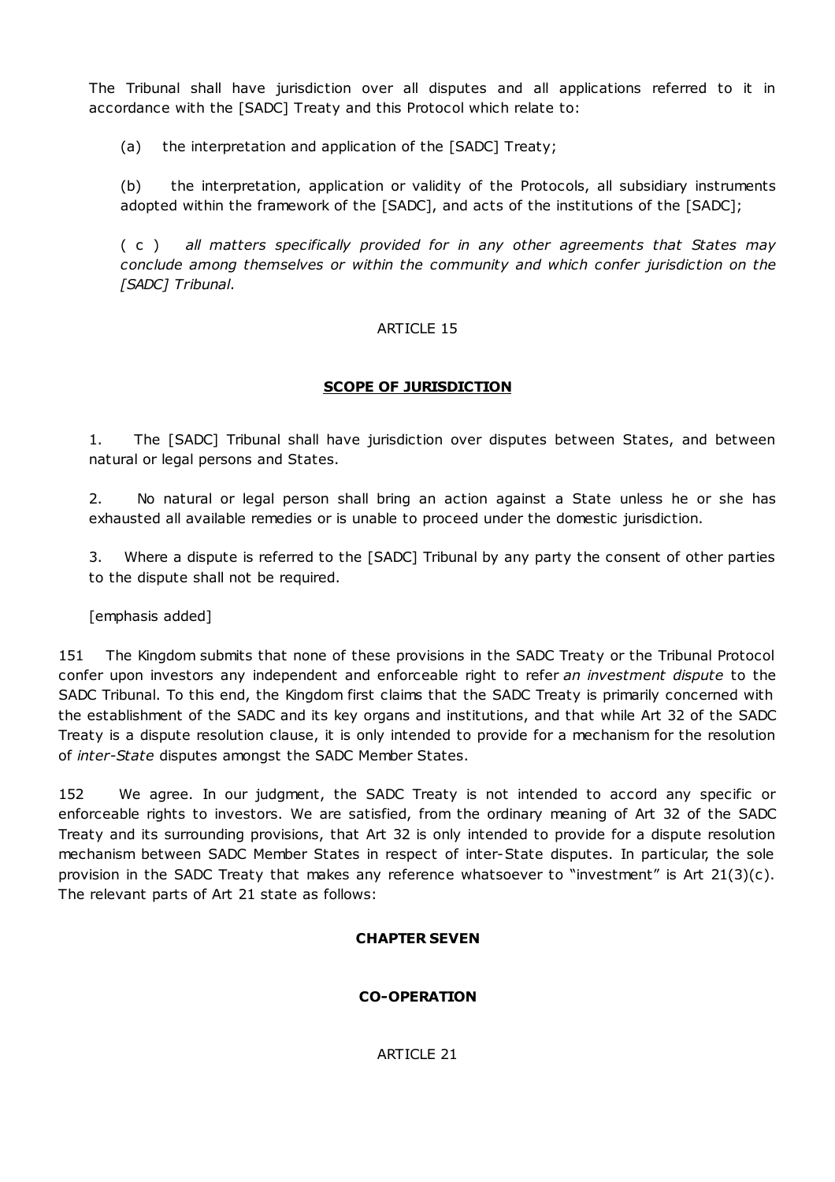The Tribunal shall have jurisdiction over all disputes and all applications referred to it in accordance with the [SADC] Treaty and this Protocol which relate to:

(a) the interpretation and application of the [SADC] Treaty;

(b) the interpretation, application or validity of the Protocols, all subsidiary instruments adopted within the framework of the [SADC], and acts of the institutions of the [SADC];

( c ) *all matters specifically provided for in any other agreements that States may conclude among themselves or within the community and which confer jurisdiction on the [SADC] Tribunal*.

ARTICLE 15

**SCOPE OF JURISDICTION**

1. The [SADC] Tribunal shall have jurisdiction over disputes between States, and between natural or legal persons and States.

2. No natural or legal person shall bring an action against a State unless he or she has exhausted all available remedies or is unable to proceed under the domestic jurisdiction.

3. Where a dispute is referred to the [SADC] Tribunal by any party the consent of other parties to the dispute shall not be required.

[emphasis added]

151 The Kingdom submits that none of these provisions in the SADC Treaty or the Tribunal Protocol confer upon investors any independent and enforceable right to refer *an investment dispute* to the SADC Tribunal. To this end, the Kingdom first claims that the SADC Treaty is primarily concerned with the establishment of the SADC and its key organs and institutions, and that while Art 32 of the SADC Treaty is a dispute resolution clause, it is only intended to provide for a mechanism for the resolution of *inter-State* disputes amongst the SADC Member States.

152 We agree. In our judgment, the SADC Treaty is not intended to accord any specific or enforceable rights to investors. We are satisfied, from the ordinary meaning of Art 32 of the SADC Treaty and its surrounding provisions, that Art 32 is only intended to provide for a dispute resolution mechanism between SADC Member States in respect of inter-State disputes. In particular, the sole provision in the SADC Treaty that makes any reference whatsoever to "investment" is Art 21(3)(c). The relevant parts of Art 21 state as follows:

**CHAPTER SEVEN**

**CO-OPERATION**

ARTICLE 21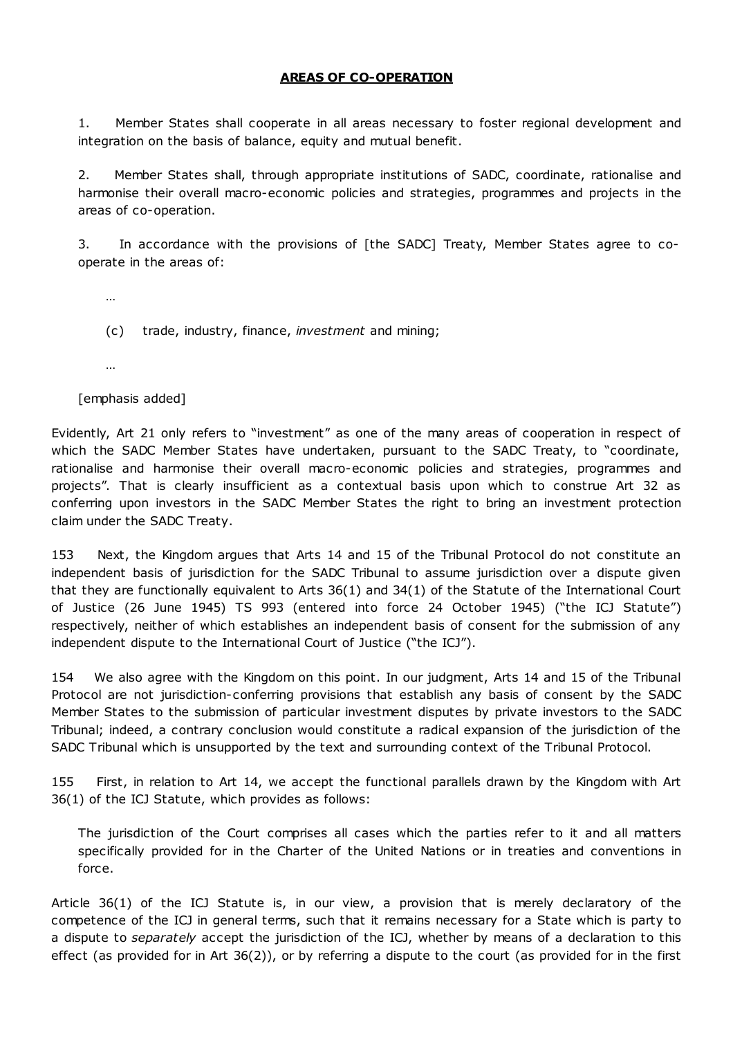**AREAS OF CO-OPERATION**

> 1. Member States shall cooperate in all areas necessary to foster regional development and integration on the basis of balance, equity and mutual benefit.
>
> 2. Member States shall, through appropriate institutions of SADC, coordinate, rationalise and harmonise their overall macro-economic policies and strategies, programmes and projects in the areas of co-operation.
>
> 3. In accordance with the provisions of [the SADC] Treaty, Member States agree to co-operate in the areas of:
>
> …
>
> (c) trade, industry, finance, *investment* and mining;
>
> …
>
> [emphasis added]

Evidently, Art 21 only refers to "investment" as one of the many areas of cooperation in respect of which the SADC Member States have undertaken, pursuant to the SADC Treaty, to "coordinate, rationalise and harmonise their overall macro-economic policies and strategies, programmes and projects". That is clearly insufficient as a contextual basis upon which to construe Art 32 as conferring upon investors in the SADC Member States the right to bring an investment protection claim under the SADC Treaty.

153 Next, the Kingdom argues that Arts 14 and 15 of the Tribunal Protocol do not constitute an independent basis of jurisdiction for the SADC Tribunal to assume jurisdiction over a dispute given that they are functionally equivalent to Arts 36(1) and 34(1) of the Statute of the International Court of Justice (26 June 1945) TS 993 (entered into force 24 October 1945) ("the ICJ Statute") respectively, neither of which establishes an independent basis of consent for the submission of any independent dispute to the International Court of Justice ("the ICJ").

154 We also agree with the Kingdom on this point. In our judgment, Arts 14 and 15 of the Tribunal Protocol are not jurisdiction-conferring provisions that establish any basis of consent by the SADC Member States to the submission of particular investment disputes by private investors to the SADC Tribunal; indeed, a contrary conclusion would constitute a radical expansion of the jurisdiction of the SADC Tribunal which is unsupported by the text and surrounding context of the Tribunal Protocol.

155 First, in relation to Art 14, we accept the functional parallels drawn by the Kingdom with Art 36(1) of the ICJ Statute, which provides as follows:

> The jurisdiction of the Court comprises all cases which the parties refer to it and all matters specifically provided for in the Charter of the United Nations or in treaties and conventions in force.

Article 36(1) of the ICJ Statute is, in our view, a provision that is merely declaratory of the competence of the ICJ in general terms, such that it remains necessary for a State which is party to a dispute to *separately* accept the jurisdiction of the ICJ, whether by means of a declaration to this effect (as provided for in Art 36(2)), or by referring a dispute to the court (as provided for in the first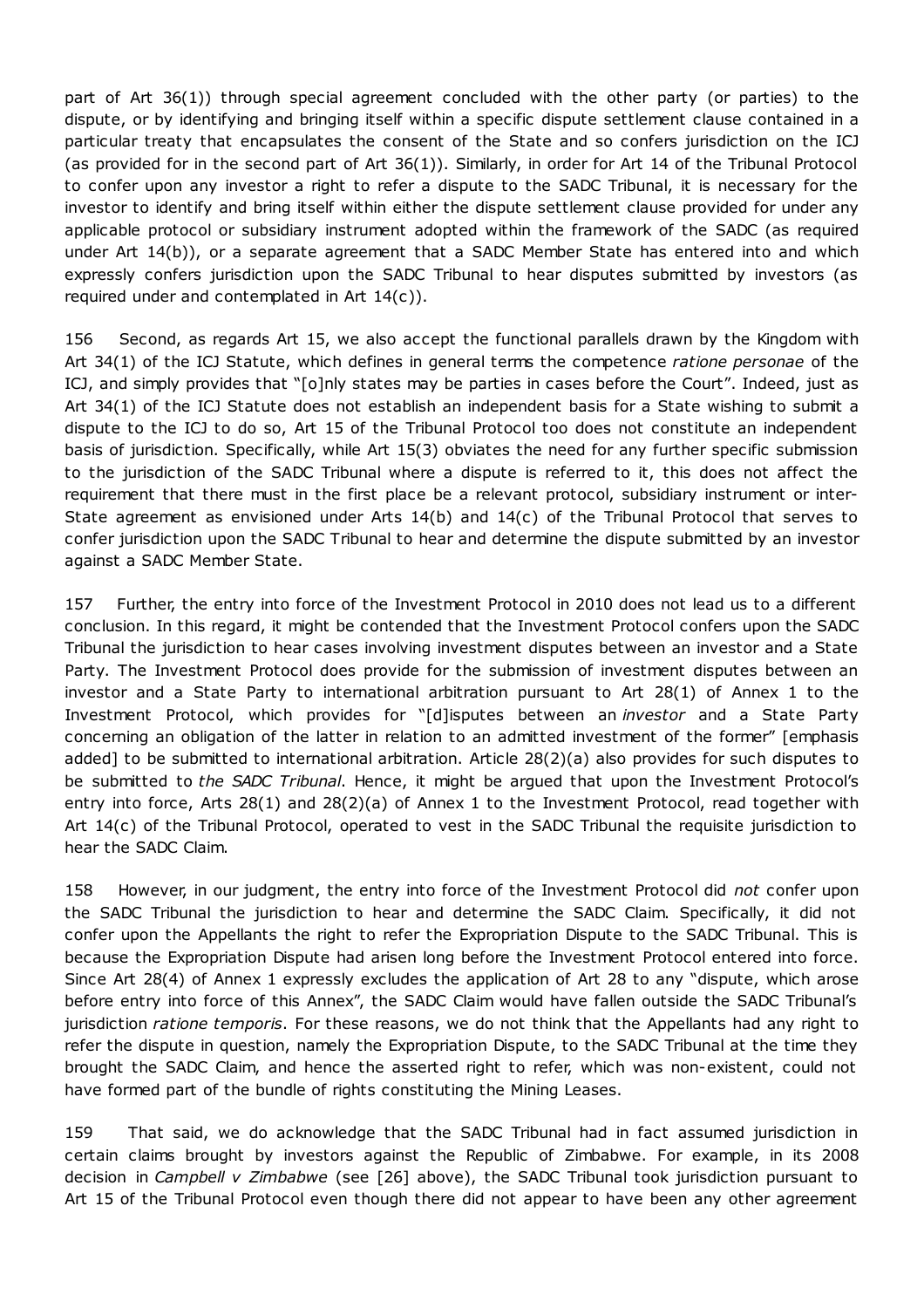part of Art 36(1)) through special agreement concluded with the other party (or parties) to the dispute, or by identifying and bringing itself within a specific dispute settlement clause contained in a particular treaty that encapsulates the consent of the State and so confers jurisdiction on the ICJ (as provided for in the second part of Art 36(1)). Similarly, in order for Art 14 of the Tribunal Protocol to confer upon any investor a right to refer a dispute to the SADC Tribunal, it is necessary for the investor to identify and bring itself within either the dispute settlement clause provided for under any applicable protocol or subsidiary instrument adopted within the framework of the SADC (as required under Art 14(b)), or a separate agreement that a SADC Member State has entered into and which expressly confers jurisdiction upon the SADC Tribunal to hear disputes submitted by investors (as required under and contemplated in Art 14(c)).

156 Second, as regards Art 15, we also accept the functional parallels drawn by the Kingdom with Art 34(1) of the ICJ Statute, which defines in general terms the competence *ratione personae* of the ICJ, and simply provides that "[o]nly states may be parties in cases before the Court". Indeed, just as Art 34(1) of the ICJ Statute does not establish an independent basis for a State wishing to submit a dispute to the ICJ to do so, Art 15 of the Tribunal Protocol too does not constitute an independent basis of jurisdiction. Specifically, while Art 15(3) obviates the need for any further specific submission to the jurisdiction of the SADC Tribunal where a dispute is referred to it, this does not affect the requirement that there must in the first place be a relevant protocol, subsidiary instrument or inter-State agreement as envisioned under Arts 14(b) and 14(c) of the Tribunal Protocol that serves to confer jurisdiction upon the SADC Tribunal to hear and determine the dispute submitted by an investor against a SADC Member State.

157 Further, the entry into force of the Investment Protocol in 2010 does not lead us to a different conclusion. In this regard, it might be contended that the Investment Protocol confers upon the SADC Tribunal the jurisdiction to hear cases involving investment disputes between an investor and a State Party. The Investment Protocol does provide for the submission of investment disputes between an investor and a State Party to international arbitration pursuant to Art 28(1) of Annex 1 to the Investment Protocol, which provides for "[d]isputes between an *investor* and a State Party concerning an obligation of the latter in relation to an admitted investment of the former" [emphasis added] to be submitted to international arbitration. Article 28(2)(a) also provides for such disputes to be submitted to *the SADC Tribunal*. Hence, it might be argued that upon the Investment Protocol's entry into force, Arts 28(1) and 28(2)(a) of Annex 1 to the Investment Protocol, read together with Art 14(c) of the Tribunal Protocol, operated to vest in the SADC Tribunal the requisite jurisdiction to hear the SADC Claim.

158 However, in our judgment, the entry into force of the Investment Protocol did *not* confer upon the SADC Tribunal the jurisdiction to hear and determine the SADC Claim. Specifically, it did not confer upon the Appellants the right to refer the Expropriation Dispute to the SADC Tribunal. This is because the Expropriation Dispute had arisen long before the Investment Protocol entered into force. Since Art 28(4) of Annex 1 expressly excludes the application of Art 28 to any "dispute, which arose before entry into force of this Annex", the SADC Claim would have fallen outside the SADC Tribunal's jurisdiction *ratione temporis*. For these reasons, we do not think that the Appellants had any right to refer the dispute in question, namely the Expropriation Dispute, to the SADC Tribunal at the time they brought the SADC Claim, and hence the asserted right to refer, which was non-existent, could not have formed part of the bundle of rights constituting the Mining Leases.

159 That said, we do acknowledge that the SADC Tribunal had in fact assumed jurisdiction in certain claims brought by investors against the Republic of Zimbabwe. For example, in its 2008 decision in *Campbell v Zimbabwe* (see [26] above), the SADC Tribunal took jurisdiction pursuant to Art 15 of the Tribunal Protocol even though there did not appear to have been any other agreement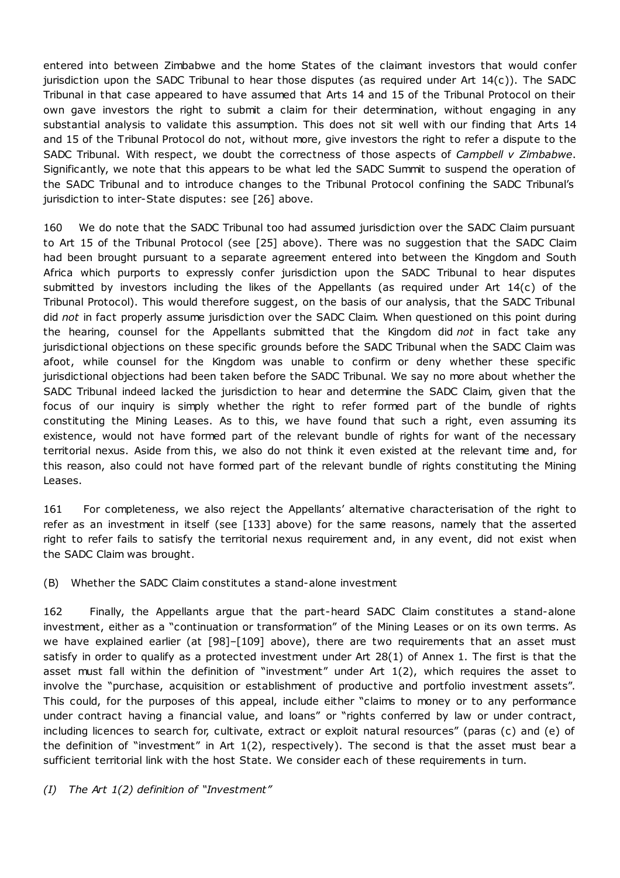entered into between Zimbabwe and the home States of the claimant investors that would confer jurisdiction upon the SADC Tribunal to hear those disputes (as required under Art 14(c)). The SADC Tribunal in that case appeared to have assumed that Arts 14 and 15 of the Tribunal Protocol on their own gave investors the right to submit a claim for their determination, without engaging in any substantial analysis to validate this assumption. This does not sit well with our finding that Arts 14 and 15 of the Tribunal Protocol do not, without more, give investors the right to refer a dispute to the SADC Tribunal. With respect, we doubt the correctness of those aspects of *Campbell v Zimbabwe*. Significantly, we note that this appears to be what led the SADC Summit to suspend the operation of the SADC Tribunal and to introduce changes to the Tribunal Protocol confining the SADC Tribunal's jurisdiction to inter-State disputes: see [26] above.

160 We do note that the SADC Tribunal too had assumed jurisdiction over the SADC Claim pursuant to Art 15 of the Tribunal Protocol (see [25] above). There was no suggestion that the SADC Claim had been brought pursuant to a separate agreement entered into between the Kingdom and South Africa which purports to expressly confer jurisdiction upon the SADC Tribunal to hear disputes submitted by investors including the likes of the Appellants (as required under Art 14(c) of the Tribunal Protocol). This would therefore suggest, on the basis of our analysis, that the SADC Tribunal did *not* in fact properly assume jurisdiction over the SADC Claim. When questioned on this point during the hearing, counsel for the Appellants submitted that the Kingdom did *not* in fact take any jurisdictional objections on these specific grounds before the SADC Tribunal when the SADC Claim was afoot, while counsel for the Kingdom was unable to confirm or deny whether these specific jurisdictional objections had been taken before the SADC Tribunal. We say no more about whether the SADC Tribunal indeed lacked the jurisdiction to hear and determine the SADC Claim, given that the focus of our inquiry is simply whether the right to refer formed part of the bundle of rights constituting the Mining Leases. As to this, we have found that such a right, even assuming its existence, would not have formed part of the relevant bundle of rights for want of the necessary territorial nexus. Aside from this, we also do not think it even existed at the relevant time and, for this reason, also could not have formed part of the relevant bundle of rights constituting the Mining Leases.

161 For completeness, we also reject the Appellants' alternative characterisation of the right to refer as an investment in itself (see [133] above) for the same reasons, namely that the asserted right to refer fails to satisfy the territorial nexus requirement and, in any event, did not exist when the SADC Claim was brought.

(B) Whether the SADC Claim constitutes a stand-alone investment

162 Finally, the Appellants argue that the part-heard SADC Claim constitutes a stand-alone investment, either as a "continuation or transformation" of the Mining Leases or on its own terms. As we have explained earlier (at [98]–[109] above), there are two requirements that an asset must satisfy in order to qualify as a protected investment under Art 28(1) of Annex 1. The first is that the asset must fall within the definition of "investment" under Art 1(2), which requires the asset to involve the "purchase, acquisition or establishment of productive and portfolio investment assets". This could, for the purposes of this appeal, include either "claims to money or to any performance under contract having a financial value, and loans" or "rights conferred by law or under contract, including licences to search for, cultivate, extract or exploit natural resources" (paras (c) and (e) of the definition of "investment" in Art 1(2), respectively). The second is that the asset must bear a sufficient territorial link with the host State. We consider each of these requirements in turn.

*(I) The Art 1(2) definition of "Investment"*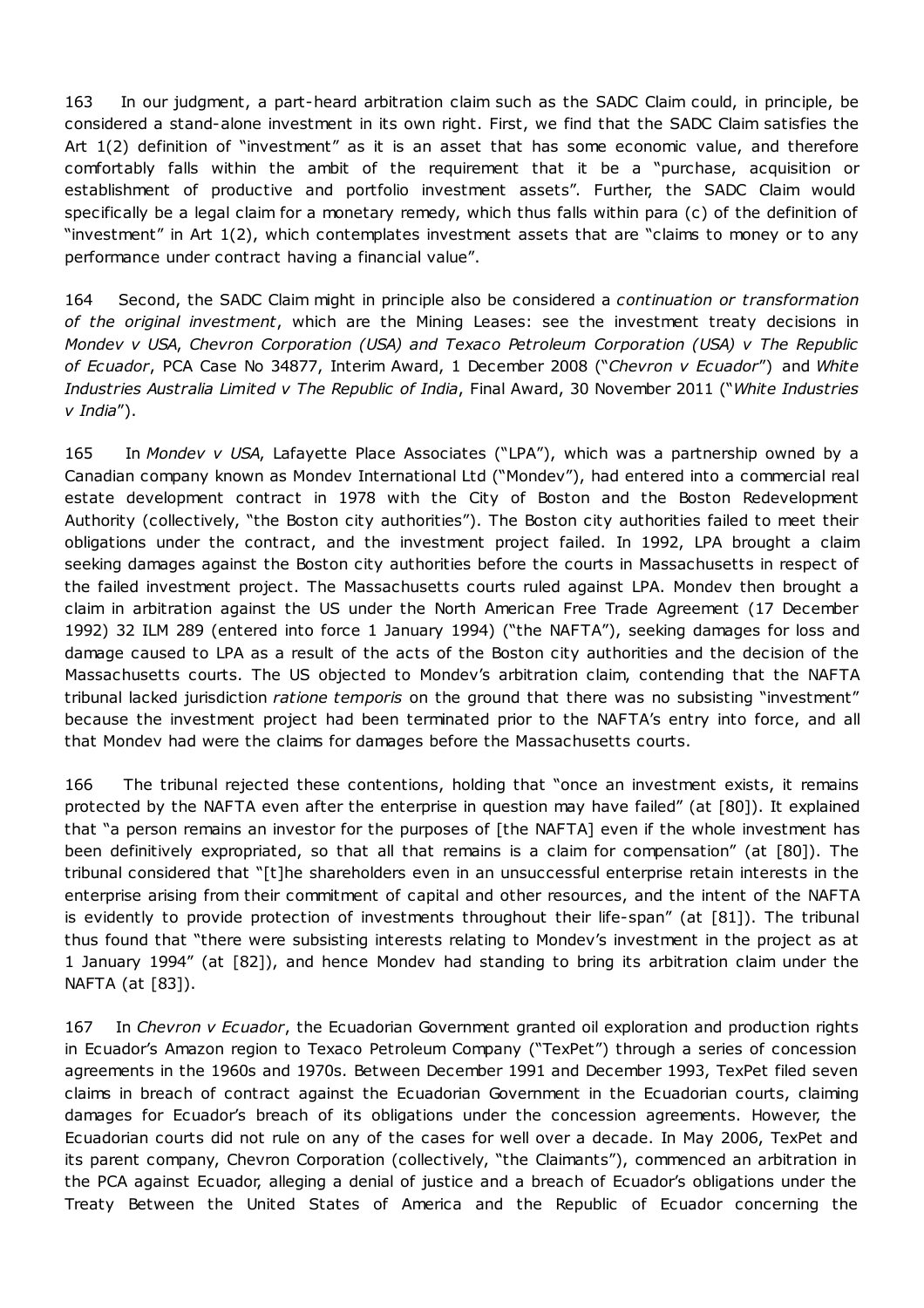163 In our judgment, a part-heard arbitration claim such as the SADC Claim could, in principle, be considered a stand-alone investment in its own right. First, we find that the SADC Claim satisfies the Art 1(2) definition of "investment" as it is an asset that has some economic value, and therefore comfortably falls within the ambit of the requirement that it be a "purchase, acquisition or establishment of productive and portfolio investment assets". Further, the SADC Claim would specifically be a legal claim for a monetary remedy, which thus falls within para (c) of the definition of "investment" in Art 1(2), which contemplates investment assets that are "claims to money or to any performance under contract having a financial value".

164 Second, the SADC Claim might in principle also be considered a *continuation or transformation of the original investment*, which are the Mining Leases: see the investment treaty decisions in *Mondev v USA*, *Chevron Corporation (USA) and Texaco Petroleum Corporation (USA) v The Republic of Ecuador*, PCA Case No 34877, Interim Award, 1 December 2008 ("*Chevron v Ecuador*") and *White Industries Australia Limited v The Republic of India*, Final Award, 30 November 2011 ("*White Industries v India*").

165 In *Mondev v USA*, Lafayette Place Associates ("LPA"), which was a partnership owned by a Canadian company known as Mondev International Ltd ("Mondev"), had entered into a commercial real estate development contract in 1978 with the City of Boston and the Boston Redevelopment Authority (collectively, "the Boston city authorities"). The Boston city authorities failed to meet their obligations under the contract, and the investment project failed. In 1992, LPA brought a claim seeking damages against the Boston city authorities before the courts in Massachusetts in respect of the failed investment project. The Massachusetts courts ruled against LPA. Mondev then brought a claim in arbitration against the US under the North American Free Trade Agreement (17 December 1992) 32 ILM 289 (entered into force 1 January 1994) ("the NAFTA"), seeking damages for loss and damage caused to LPA as a result of the acts of the Boston city authorities and the decision of the Massachusetts courts. The US objected to Mondev's arbitration claim, contending that the NAFTA tribunal lacked jurisdiction *ratione temporis* on the ground that there was no subsisting "investment" because the investment project had been terminated prior to the NAFTA's entry into force, and all that Mondev had were the claims for damages before the Massachusetts courts.

166 The tribunal rejected these contentions, holding that "once an investment exists, it remains protected by the NAFTA even after the enterprise in question may have failed" (at [80]). It explained that "a person remains an investor for the purposes of [the NAFTA] even if the whole investment has been definitively expropriated, so that all that remains is a claim for compensation" (at [80]). The tribunal considered that "[t]he shareholders even in an unsuccessful enterprise retain interests in the enterprise arising from their commitment of capital and other resources, and the intent of the NAFTA is evidently to provide protection of investments throughout their life-span" (at [81]). The tribunal thus found that "there were subsisting interests relating to Mondev's investment in the project as at 1 January 1994" (at [82]), and hence Mondev had standing to bring its arbitration claim under the NAFTA (at [83]).

167 In *Chevron v Ecuador*, the Ecuadorian Government granted oil exploration and production rights in Ecuador's Amazon region to Texaco Petroleum Company ("TexPet") through a series of concession agreements in the 1960s and 1970s. Between December 1991 and December 1993, TexPet filed seven claims in breach of contract against the Ecuadorian Government in the Ecuadorian courts, claiming damages for Ecuador's breach of its obligations under the concession agreements. However, the Ecuadorian courts did not rule on any of the cases for well over a decade. In May 2006, TexPet and its parent company, Chevron Corporation (collectively, "the Claimants"), commenced an arbitration in the PCA against Ecuador, alleging a denial of justice and a breach of Ecuador's obligations under the Treaty Between the United States of America and the Republic of Ecuador concerning the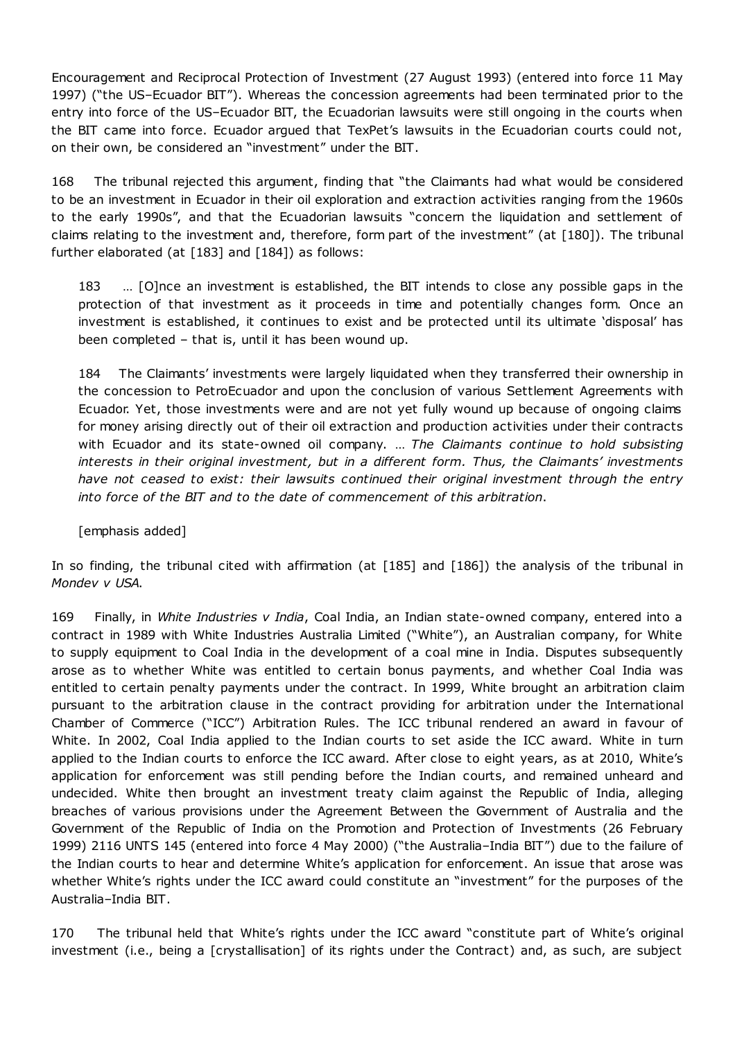Encouragement and Reciprocal Protection of Investment (27 August 1993) (entered into force 11 May 1997) ("the US–Ecuador BIT"). Whereas the concession agreements had been terminated prior to the entry into force of the US–Ecuador BIT, the Ecuadorian lawsuits were still ongoing in the courts when the BIT came into force. Ecuador argued that TexPet's lawsuits in the Ecuadorian courts could not, on their own, be considered an "investment" under the BIT.

168 The tribunal rejected this argument, finding that "the Claimants had what would be considered to be an investment in Ecuador in their oil exploration and extraction activities ranging from the 1960s to the early 1990s", and that the Ecuadorian lawsuits "concern the liquidation and settlement of claims relating to the investment and, therefore, form part of the investment" (at [180]). The tribunal further elaborated (at [183] and [184]) as follows:

> 183 … [O]nce an investment is established, the BIT intends to close any possible gaps in the protection of that investment as it proceeds in time and potentially changes form. Once an investment is established, it continues to exist and be protected until its ultimate 'disposal' has been completed – that is, until it has been wound up.
>
> 184 The Claimants' investments were largely liquidated when they transferred their ownership in the concession to PetroEcuador and upon the conclusion of various Settlement Agreements with Ecuador. Yet, those investments were and are not yet fully wound up because of ongoing claims for money arising directly out of their oil extraction and production activities under their contracts with Ecuador and its state-owned oil company. … *The Claimants continue to hold subsisting interests in their original investment, but in a different form. Thus, the Claimants' investments have not ceased to exist: their lawsuits continued their original investment through the entry into force of the BIT and to the date of commencement of this arbitration*.
>
> [emphasis added]

In so finding, the tribunal cited with affirmation (at [185] and [186]) the analysis of the tribunal in *Mondev v USA*.

169 Finally, in *White Industries v India*, Coal India, an Indian state-owned company, entered into a contract in 1989 with White Industries Australia Limited ("White"), an Australian company, for White to supply equipment to Coal India in the development of a coal mine in India. Disputes subsequently arose as to whether White was entitled to certain bonus payments, and whether Coal India was entitled to certain penalty payments under the contract. In 1999, White brought an arbitration claim pursuant to the arbitration clause in the contract providing for arbitration under the International Chamber of Commerce ("ICC") Arbitration Rules. The ICC tribunal rendered an award in favour of White. In 2002, Coal India applied to the Indian courts to set aside the ICC award. White in turn applied to the Indian courts to enforce the ICC award. After close to eight years, as at 2010, White's application for enforcement was still pending before the Indian courts, and remained unheard and undecided. White then brought an investment treaty claim against the Republic of India, alleging breaches of various provisions under the Agreement Between the Government of Australia and the Government of the Republic of India on the Promotion and Protection of Investments (26 February 1999) 2116 UNTS 145 (entered into force 4 May 2000) ("the Australia–India BIT") due to the failure of the Indian courts to hear and determine White's application for enforcement. An issue that arose was whether White's rights under the ICC award could constitute an "investment" for the purposes of the Australia–India BIT.

170 The tribunal held that White's rights under the ICC award "constitute part of White's original investment (i.e., being a [crystallisation] of its rights under the Contract) and, as such, are subject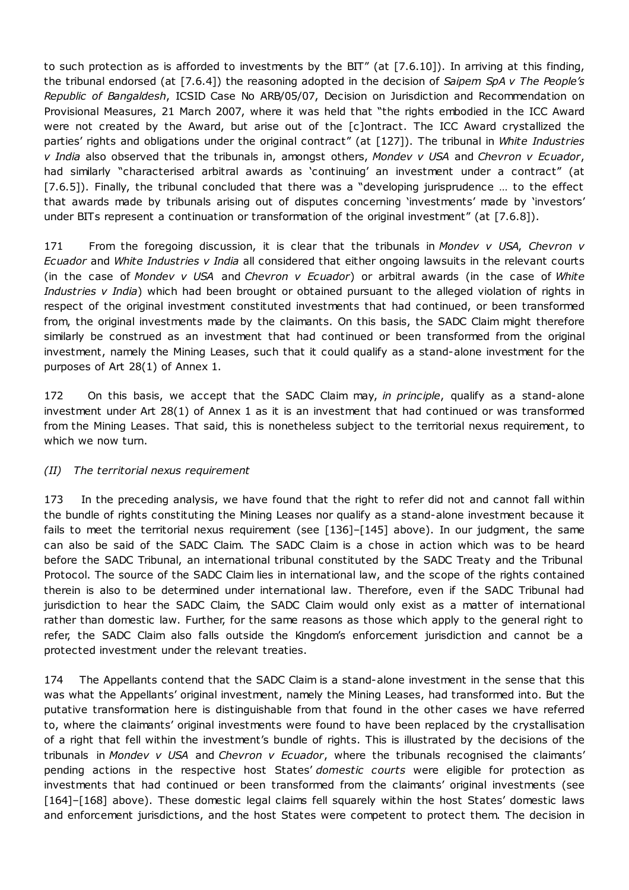to such protection as is afforded to investments by the BIT" (at [7.6.10]). In arriving at this finding, the tribunal endorsed (at [7.6.4]) the reasoning adopted in the decision of *Saipem SpA v The People's Republic of Bangaldesh*, ICSID Case No ARB/05/07, Decision on Jurisdiction and Recommendation on Provisional Measures, 21 March 2007, where it was held that "the rights embodied in the ICC Award were not created by the Award, but arise out of the [c]ontract. The ICC Award crystallized the parties' rights and obligations under the original contract" (at [127]). The tribunal in *White Industries v India* also observed that the tribunals in, amongst others, *Mondev v USA* and *Chevron v Ecuador*, had similarly "characterised arbitral awards as 'continuing' an investment under a contract" (at [7.6.5]). Finally, the tribunal concluded that there was a "developing jurisprudence … to the effect that awards made by tribunals arising out of disputes concerning 'investments' made by 'investors' under BITs represent a continuation or transformation of the original investment" (at [7.6.8]).

171 From the foregoing discussion, it is clear that the tribunals in *Mondev v USA*, *Chevron v Ecuador* and *White Industries v India* all considered that either ongoing lawsuits in the relevant courts (in the case of *Mondev v USA* and *Chevron v Ecuador*) or arbitral awards (in the case of *White Industries v India*) which had been brought or obtained pursuant to the alleged violation of rights in respect of the original investment constituted investments that had continued, or been transformed from, the original investments made by the claimants. On this basis, the SADC Claim might therefore similarly be construed as an investment that had continued or been transformed from the original investment, namely the Mining Leases, such that it could qualify as a stand-alone investment for the purposes of Art 28(1) of Annex 1.

172 On this basis, we accept that the SADC Claim may, *in principle*, qualify as a stand-alone investment under Art 28(1) of Annex 1 as it is an investment that had continued or was transformed from the Mining Leases. That said, this is nonetheless subject to the territorial nexus requirement, to which we now turn.

*(II) The territorial nexus requirement*

173 In the preceding analysis, we have found that the right to refer did not and cannot fall within the bundle of rights constituting the Mining Leases nor qualify as a stand-alone investment because it fails to meet the territorial nexus requirement (see [136]–[145] above). In our judgment, the same can also be said of the SADC Claim. The SADC Claim is a chose in action which was to be heard before the SADC Tribunal, an international tribunal constituted by the SADC Treaty and the Tribunal Protocol. The source of the SADC Claim lies in international law, and the scope of the rights contained therein is also to be determined under international law. Therefore, even if the SADC Tribunal had jurisdiction to hear the SADC Claim, the SADC Claim would only exist as a matter of international rather than domestic law. Further, for the same reasons as those which apply to the general right to refer, the SADC Claim also falls outside the Kingdom's enforcement jurisdiction and cannot be a protected investment under the relevant treaties.

174 The Appellants contend that the SADC Claim is a stand-alone investment in the sense that this was what the Appellants' original investment, namely the Mining Leases, had transformed into. But the putative transformation here is distinguishable from that found in the other cases we have referred to, where the claimants' original investments were found to have been replaced by the crystallisation of a right that fell within the investment's bundle of rights. This is illustrated by the decisions of the tribunals in *Mondev v USA* and *Chevron v Ecuador*, where the tribunals recognised the claimants' pending actions in the respective host States' *domestic courts* were eligible for protection as investments that had continued or been transformed from the claimants' original investments (see [164]–[168] above). These domestic legal claims fell squarely within the host States' domestic laws and enforcement jurisdictions, and the host States were competent to protect them. The decision in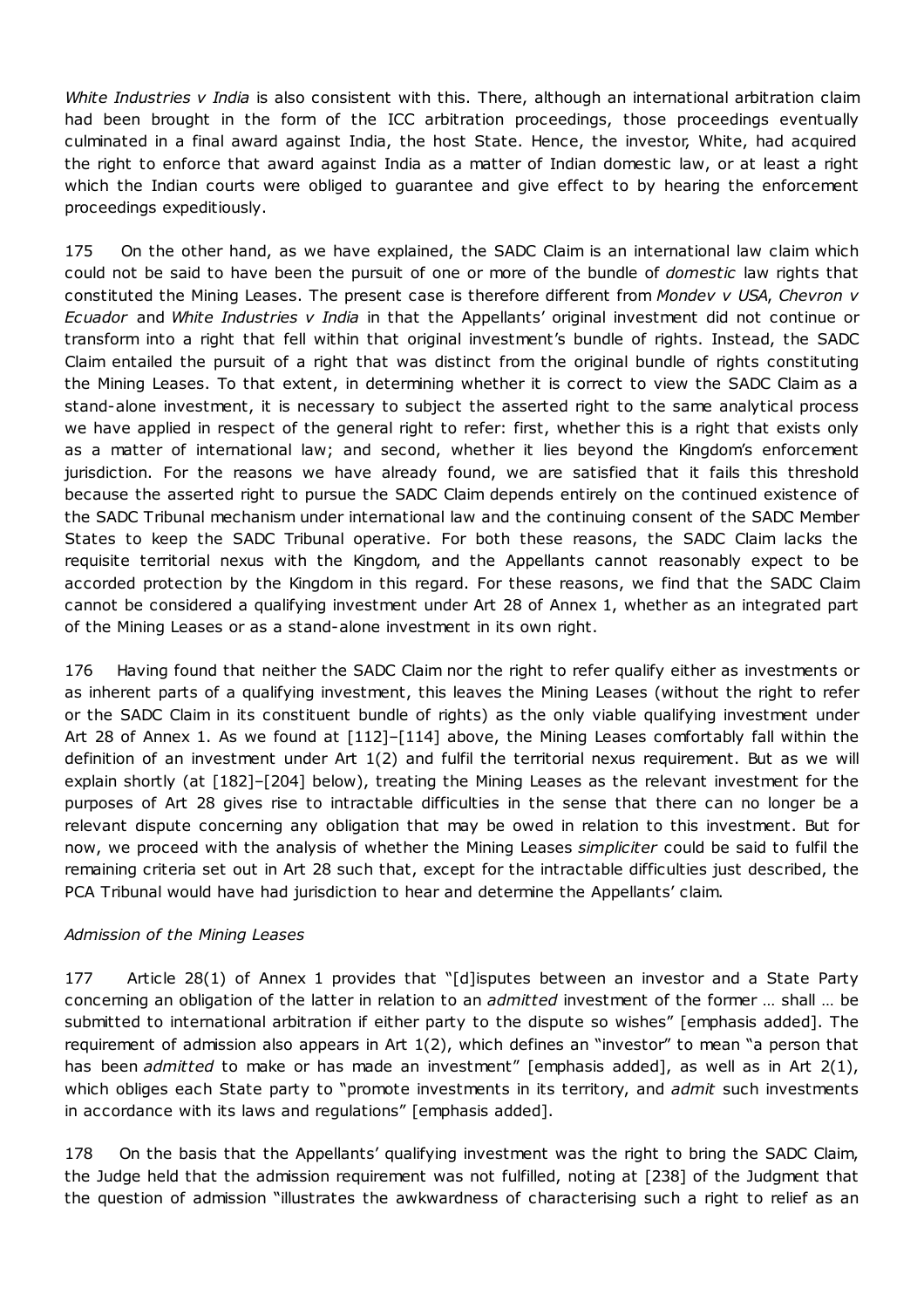*White Industries v India* is also consistent with this. There, although an international arbitration claim had been brought in the form of the ICC arbitration proceedings, those proceedings eventually culminated in a final award against India, the host State. Hence, the investor, White, had acquired the right to enforce that award against India as a matter of Indian domestic law, or at least a right which the Indian courts were obliged to guarantee and give effect to by hearing the enforcement proceedings expeditiously.

175 On the other hand, as we have explained, the SADC Claim is an international law claim which could not be said to have been the pursuit of one or more of the bundle of *domestic* law rights that constituted the Mining Leases. The present case is therefore different from *Mondev v USA*, *Chevron v Ecuador* and *White Industries v India* in that the Appellants' original investment did not continue or transform into a right that fell within that original investment's bundle of rights. Instead, the SADC Claim entailed the pursuit of a right that was distinct from the original bundle of rights constituting the Mining Leases. To that extent, in determining whether it is correct to view the SADC Claim as a stand-alone investment, it is necessary to subject the asserted right to the same analytical process we have applied in respect of the general right to refer: first, whether this is a right that exists only as a matter of international law; and second, whether it lies beyond the Kingdom's enforcement jurisdiction. For the reasons we have already found, we are satisfied that it fails this threshold because the asserted right to pursue the SADC Claim depends entirely on the continued existence of the SADC Tribunal mechanism under international law and the continuing consent of the SADC Member States to keep the SADC Tribunal operative. For both these reasons, the SADC Claim lacks the requisite territorial nexus with the Kingdom, and the Appellants cannot reasonably expect to be accorded protection by the Kingdom in this regard. For these reasons, we find that the SADC Claim cannot be considered a qualifying investment under Art 28 of Annex 1, whether as an integrated part of the Mining Leases or as a stand-alone investment in its own right.

176 Having found that neither the SADC Claim nor the right to refer qualify either as investments or as inherent parts of a qualifying investment, this leaves the Mining Leases (without the right to refer or the SADC Claim in its constituent bundle of rights) as the only viable qualifying investment under Art 28 of Annex 1. As we found at [112]–[114] above, the Mining Leases comfortably fall within the definition of an investment under Art 1(2) and fulfil the territorial nexus requirement. But as we will explain shortly (at [182]–[204] below), treating the Mining Leases as the relevant investment for the purposes of Art 28 gives rise to intractable difficulties in the sense that there can no longer be a relevant dispute concerning any obligation that may be owed in relation to this investment. But for now, we proceed with the analysis of whether the Mining Leases *simpliciter* could be said to fulfil the remaining criteria set out in Art 28 such that, except for the intractable difficulties just described, the PCA Tribunal would have had jurisdiction to hear and determine the Appellants' claim.

*Admission of the Mining Leases*

177 Article 28(1) of Annex 1 provides that "[d]isputes between an investor and a State Party concerning an obligation of the latter in relation to an *admitted* investment of the former … shall … be submitted to international arbitration if either party to the dispute so wishes" [emphasis added]. The requirement of admission also appears in Art 1(2), which defines an "investor" to mean "a person that has been *admitted* to make or has made an investment" [emphasis added], as well as in Art 2(1), which obliges each State party to "promote investments in its territory, and *admit* such investments in accordance with its laws and regulations" [emphasis added].

178 On the basis that the Appellants' qualifying investment was the right to bring the SADC Claim, the Judge held that the admission requirement was not fulfilled, noting at [238] of the Judgment that the question of admission "illustrates the awkwardness of characterising such a right to relief as an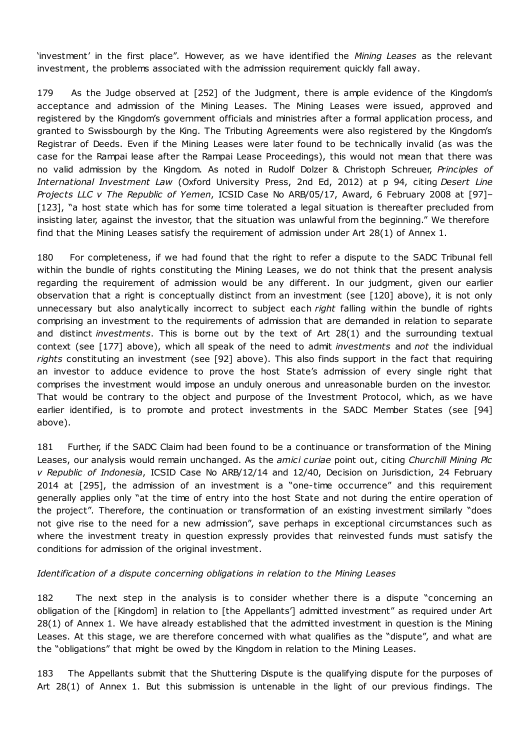'investment' in the first place". However, as we have identified the *Mining Leases* as the relevant investment, the problems associated with the admission requirement quickly fall away.

179 As the Judge observed at [252] of the Judgment, there is ample evidence of the Kingdom's acceptance and admission of the Mining Leases. The Mining Leases were issued, approved and registered by the Kingdom's government officials and ministries after a formal application process, and granted to Swissbourgh by the King. The Tributing Agreements were also registered by the Kingdom's Registrar of Deeds. Even if the Mining Leases were later found to be technically invalid (as was the case for the Rampai lease after the Rampai Lease Proceedings), this would not mean that there was no valid admission by the Kingdom. As noted in Rudolf Dolzer & Christoph Schreuer, *Principles of International Investment Law* (Oxford University Press, 2nd Ed, 2012) at p 94, citing *Desert Line Projects LLC v The Republic of Yemen*, ICSID Case No ARB/05/17, Award, 6 February 2008 at [97]–[123], "a host state which has for some time tolerated a legal situation is thereafter precluded from insisting later, against the investor, that the situation was unlawful from the beginning." We therefore find that the Mining Leases satisfy the requirement of admission under Art 28(1) of Annex 1.

180 For completeness, if we had found that the right to refer a dispute to the SADC Tribunal fell within the bundle of rights constituting the Mining Leases, we do not think that the present analysis regarding the requirement of admission would be any different. In our judgment, given our earlier observation that a right is conceptually distinct from an investment (see [120] above), it is not only unnecessary but also analytically incorrect to subject each *right* falling within the bundle of rights comprising an investment to the requirements of admission that are demanded in relation to separate and distinct *investments*. This is borne out by the text of Art 28(1) and the surrounding textual context (see [177] above), which all speak of the need to admit *investments* and *not* the individual *rights* constituting an investment (see [92] above). This also finds support in the fact that requiring an investor to adduce evidence to prove the host State's admission of every single right that comprises the investment would impose an unduly onerous and unreasonable burden on the investor. That would be contrary to the object and purpose of the Investment Protocol, which, as we have earlier identified, is to promote and protect investments in the SADC Member States (see [94] above).

181 Further, if the SADC Claim had been found to be a continuance or transformation of the Mining Leases, our analysis would remain unchanged. As the *amici curiae* point out, citing *Churchill Mining Plc v Republic of Indonesia*, ICSID Case No ARB/12/14 and 12/40, Decision on Jurisdiction, 24 February 2014 at [295], the admission of an investment is a "one-time occurrence" and this requirement generally applies only "at the time of entry into the host State and not during the entire operation of the project". Therefore, the continuation or transformation of an existing investment similarly "does not give rise to the need for a new admission", save perhaps in exceptional circumstances such as where the investment treaty in question expressly provides that reinvested funds must satisfy the conditions for admission of the original investment.

*Identification of a dispute concerning obligations in relation to the Mining Leases*

182 The next step in the analysis is to consider whether there is a dispute "concerning an obligation of the [Kingdom] in relation to [the Appellants'] admitted investment" as required under Art 28(1) of Annex 1. We have already established that the admitted investment in question is the Mining Leases. At this stage, we are therefore concerned with what qualifies as the "dispute", and what are the "obligations" that might be owed by the Kingdom in relation to the Mining Leases.

183 The Appellants submit that the Shuttering Dispute is the qualifying dispute for the purposes of Art 28(1) of Annex 1. But this submission is untenable in the light of our previous findings. The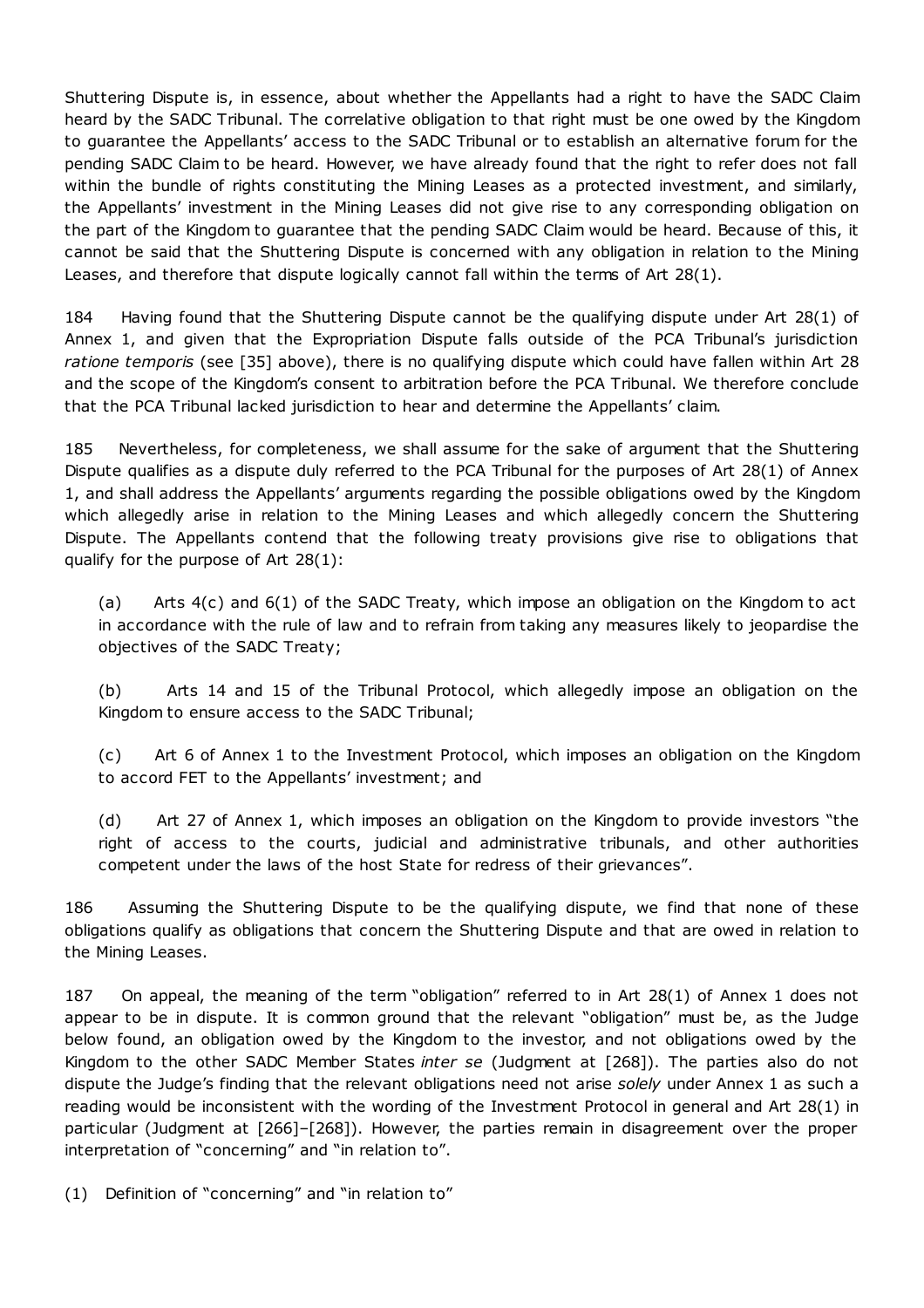Shuttering Dispute is, in essence, about whether the Appellants had a right to have the SADC Claim heard by the SADC Tribunal. The correlative obligation to that right must be one owed by the Kingdom to guarantee the Appellants' access to the SADC Tribunal or to establish an alternative forum for the pending SADC Claim to be heard. However, we have already found that the right to refer does not fall within the bundle of rights constituting the Mining Leases as a protected investment, and similarly, the Appellants' investment in the Mining Leases did not give rise to any corresponding obligation on the part of the Kingdom to guarantee that the pending SADC Claim would be heard. Because of this, it cannot be said that the Shuttering Dispute is concerned with any obligation in relation to the Mining Leases, and therefore that dispute logically cannot fall within the terms of Art 28(1).

184 Having found that the Shuttering Dispute cannot be the qualifying dispute under Art 28(1) of Annex 1, and given that the Expropriation Dispute falls outside of the PCA Tribunal's jurisdiction *ratione temporis* (see [35] above), there is no qualifying dispute which could have fallen within Art 28 and the scope of the Kingdom's consent to arbitration before the PCA Tribunal. We therefore conclude that the PCA Tribunal lacked jurisdiction to hear and determine the Appellants' claim.

185 Nevertheless, for completeness, we shall assume for the sake of argument that the Shuttering Dispute qualifies as a dispute duly referred to the PCA Tribunal for the purposes of Art 28(1) of Annex 1, and shall address the Appellants' arguments regarding the possible obligations owed by the Kingdom which allegedly arise in relation to the Mining Leases and which allegedly concern the Shuttering Dispute. The Appellants contend that the following treaty provisions give rise to obligations that qualify for the purpose of Art 28(1):

(a) Arts 4(c) and 6(1) of the SADC Treaty, which impose an obligation on the Kingdom to act in accordance with the rule of law and to refrain from taking any measures likely to jeopardise the objectives of the SADC Treaty;

(b) Arts 14 and 15 of the Tribunal Protocol, which allegedly impose an obligation on the Kingdom to ensure access to the SADC Tribunal;

(c) Art 6 of Annex 1 to the Investment Protocol, which imposes an obligation on the Kingdom to accord FET to the Appellants' investment; and

(d) Art 27 of Annex 1, which imposes an obligation on the Kingdom to provide investors "the right of access to the courts, judicial and administrative tribunals, and other authorities competent under the laws of the host State for redress of their grievances".

186 Assuming the Shuttering Dispute to be the qualifying dispute, we find that none of these obligations qualify as obligations that concern the Shuttering Dispute and that are owed in relation to the Mining Leases.

187 On appeal, the meaning of the term "obligation" referred to in Art 28(1) of Annex 1 does not appear to be in dispute. It is common ground that the relevant "obligation" must be, as the Judge below found, an obligation owed by the Kingdom to the investor, and not obligations owed by the Kingdom to the other SADC Member States *inter se* (Judgment at [268]). The parties also do not dispute the Judge's finding that the relevant obligations need not arise *solely* under Annex 1 as such a reading would be inconsistent with the wording of the Investment Protocol in general and Art 28(1) in particular (Judgment at [266]–[268]). However, the parties remain in disagreement over the proper interpretation of "concerning" and "in relation to".

### (1) Definition of "concerning" and "in relation to"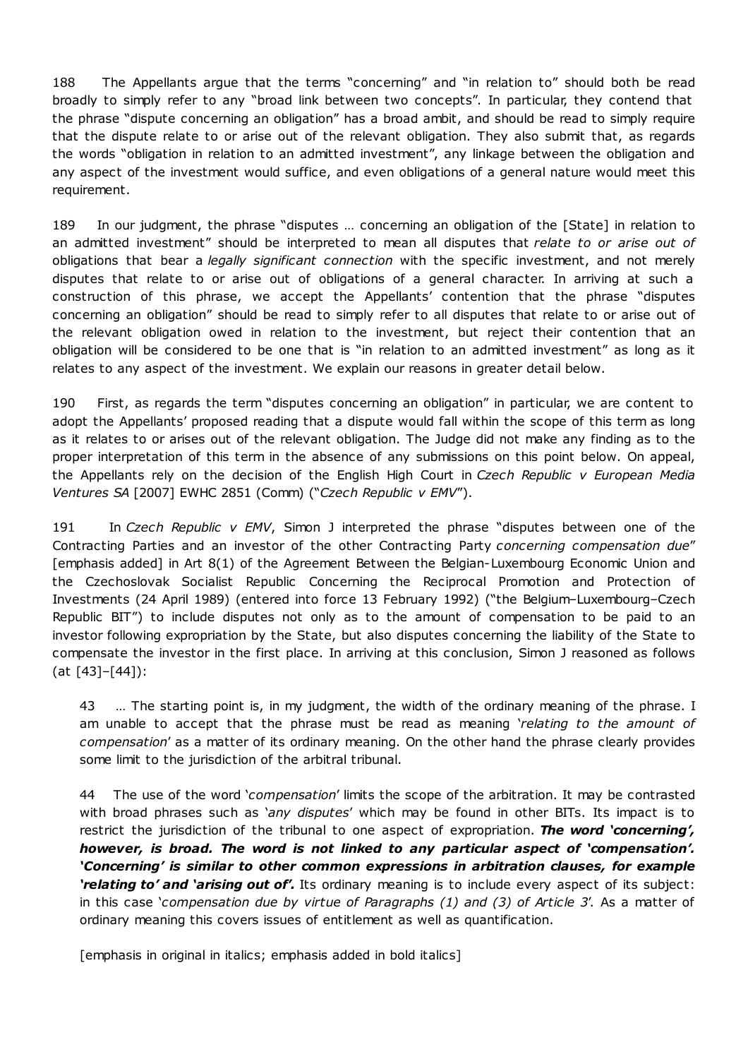188 The Appellants argue that the terms "concerning" and "in relation to" should both be read broadly to simply refer to any "broad link between two concepts". In particular, they contend that the phrase "dispute concerning an obligation" has a broad ambit, and should be read to simply require that the dispute relate to or arise out of the relevant obligation. They also submit that, as regards the words "obligation in relation to an admitted investment", any linkage between the obligation and any aspect of the investment would suffice, and even obligations of a general nature would meet this requirement.

189 In our judgment, the phrase "disputes … concerning an obligation of the [State] in relation to an admitted investment" should be interpreted to mean all disputes that *relate to or arise out of* obligations that bear a *legally significant connection* with the specific investment, and not merely disputes that relate to or arise out of obligations of a general character. In arriving at such a construction of this phrase, we accept the Appellants' contention that the phrase "disputes concerning an obligation" should be read to simply refer to all disputes that relate to or arise out of the relevant obligation owed in relation to the investment, but reject their contention that an obligation will be considered to be one that is "in relation to an admitted investment" as long as it relates to any aspect of the investment. We explain our reasons in greater detail below.

190 First, as regards the term "disputes concerning an obligation" in particular, we are content to adopt the Appellants' proposed reading that a dispute would fall within the scope of this term as long as it relates to or arises out of the relevant obligation. The Judge did not make any finding as to the proper interpretation of this term in the absence of any submissions on this point below. On appeal, the Appellants rely on the decision of the English High Court in *Czech Republic v European Media Ventures SA* [2007] EWHC 2851 (Comm) ("*Czech Republic v EMV*").

191 In *Czech Republic v EMV*, Simon J interpreted the phrase "disputes between one of the Contracting Parties and an investor of the other Contracting Party *concerning compensation due*" [emphasis added] in Art 8(1) of the Agreement Between the Belgian-Luxembourg Economic Union and the Czechoslovak Socialist Republic Concerning the Reciprocal Promotion and Protection of Investments (24 April 1989) (entered into force 13 February 1992) ("the Belgium–Luxembourg–Czech Republic BIT") to include disputes not only as to the amount of compensation to be paid to an investor following expropriation by the State, but also disputes concerning the liability of the State to compensate the investor in the first place. In arriving at this conclusion, Simon J reasoned as follows (at [43]–[44]):

> 43 … The starting point is, in my judgment, the width of the ordinary meaning of the phrase. I am unable to accept that the phrase must be read as meaning '*relating to the amount of compensation*' as a matter of its ordinary meaning. On the other hand the phrase clearly provides some limit to the jurisdiction of the arbitral tribunal.
>
> 44 The use of the word '*compensation*' limits the scope of the arbitration. It may be contrasted with broad phrases such as '*any disputes*' which may be found in other BITs. Its impact is to restrict the jurisdiction of the tribunal to one aspect of expropriation. ***The word 'concerning', however, is broad. The word is not linked to any particular aspect of 'compensation'. 'Concerning' is similar to other common expressions in arbitration clauses, for example 'relating to' and 'arising out of'.*** Its ordinary meaning is to include every aspect of its subject: in this case '*compensation due by virtue of Paragraphs (1) and (3) of Article 3*'. As a matter of ordinary meaning this covers issues of entitlement as well as quantification.
>
> [emphasis in original in italics; emphasis added in bold italics]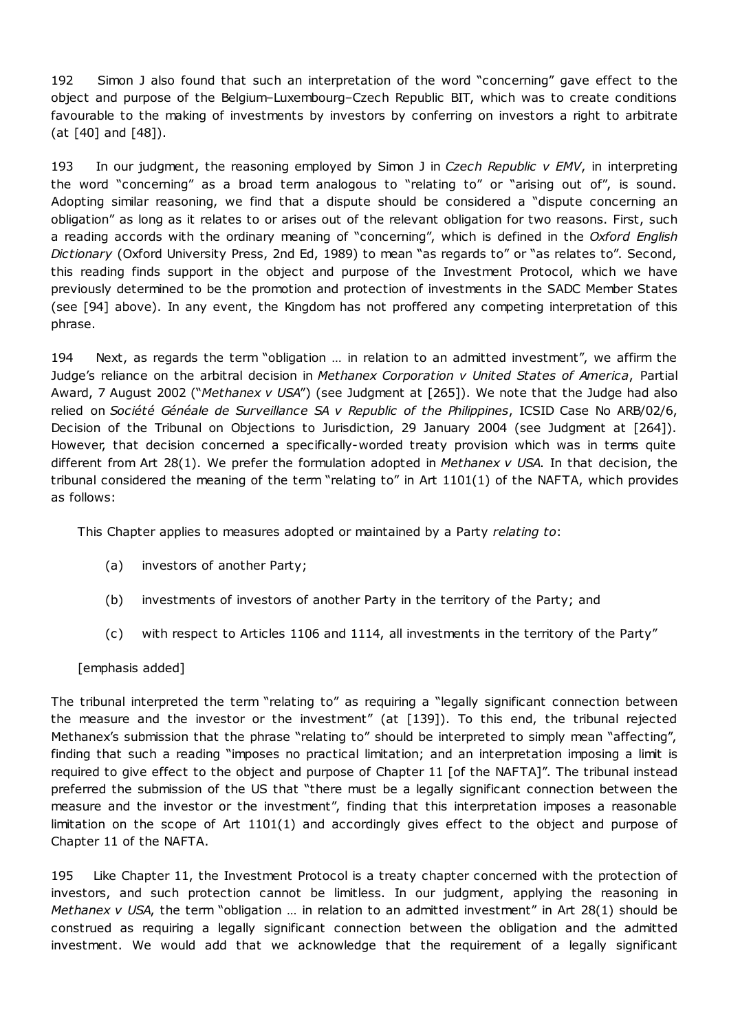192 Simon J also found that such an interpretation of the word "concerning" gave effect to the object and purpose of the Belgium–Luxembourg–Czech Republic BIT, which was to create conditions favourable to the making of investments by investors by conferring on investors a right to arbitrate (at [40] and [48]).

193 In our judgment, the reasoning employed by Simon J in *Czech Republic v EMV*, in interpreting the word "concerning" as a broad term analogous to "relating to" or "arising out of", is sound. Adopting similar reasoning, we find that a dispute should be considered a "dispute concerning an obligation" as long as it relates to or arises out of the relevant obligation for two reasons. First, such a reading accords with the ordinary meaning of "concerning", which is defined in the *Oxford English Dictionary* (Oxford University Press, 2nd Ed, 1989) to mean "as regards to" or "as relates to". Second, this reading finds support in the object and purpose of the Investment Protocol, which we have previously determined to be the promotion and protection of investments in the SADC Member States (see [94] above). In any event, the Kingdom has not proffered any competing interpretation of this phrase.

194 Next, as regards the term "obligation … in relation to an admitted investment", we affirm the Judge's reliance on the arbitral decision in *Methanex Corporation v United States of America*, Partial Award, 7 August 2002 ("*Methanex v USA*") (see Judgment at [265]). We note that the Judge had also relied on *Société Généale de Surveillance SA v Republic of the Philippines*, ICSID Case No ARB/02/6, Decision of the Tribunal on Objections to Jurisdiction, 29 January 2004 (see Judgment at [264]). However, that decision concerned a specifically-worded treaty provision which was in terms quite different from Art 28(1). We prefer the formulation adopted in *Methanex v USA*. In that decision, the tribunal considered the meaning of the term "relating to" in Art 1101(1) of the NAFTA, which provides as follows:

> This Chapter applies to measures adopted or maintained by a Party *relating to*:
>
> (a) investors of another Party;
>
> (b) investments of investors of another Party in the territory of the Party; and
>
> (c) with respect to Articles 1106 and 1114, all investments in the territory of the Party"
>
> [emphasis added]

The tribunal interpreted the term "relating to" as requiring a "legally significant connection between the measure and the investor or the investment" (at [139]). To this end, the tribunal rejected Methanex's submission that the phrase "relating to" should be interpreted to simply mean "affecting", finding that such a reading "imposes no practical limitation; and an interpretation imposing a limit is required to give effect to the object and purpose of Chapter 11 [of the NAFTA]". The tribunal instead preferred the submission of the US that "there must be a legally significant connection between the measure and the investor or the investment", finding that this interpretation imposes a reasonable limitation on the scope of Art 1101(1) and accordingly gives effect to the object and purpose of Chapter 11 of the NAFTA.

195 Like Chapter 11, the Investment Protocol is a treaty chapter concerned with the protection of investors, and such protection cannot be limitless. In our judgment, applying the reasoning in *Methanex v USA*, the term "obligation … in relation to an admitted investment" in Art 28(1) should be construed as requiring a legally significant connection between the obligation and the admitted investment. We would add that we acknowledge that the requirement of a legally significant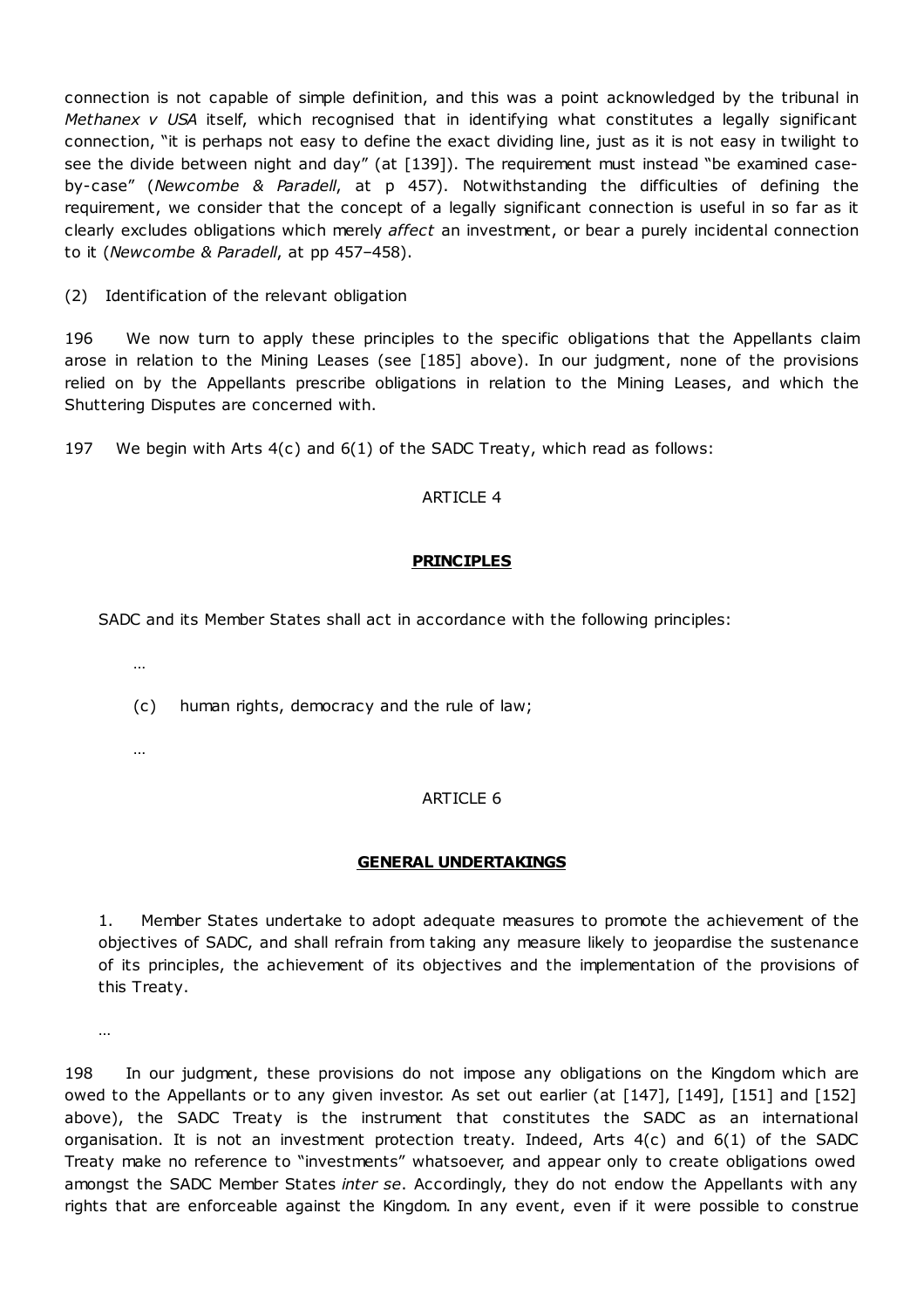connection is not capable of simple definition, and this was a point acknowledged by the tribunal in *Methanex v USA* itself, which recognised that in identifying what constitutes a legally significant connection, "it is perhaps not easy to define the exact dividing line, just as it is not easy in twilight to see the divide between night and day" (at [139]). The requirement must instead "be examined case-by-case" (*Newcombe & Paradell*, at p 457). Notwithstanding the difficulties of defining the requirement, we consider that the concept of a legally significant connection is useful in so far as it clearly excludes obligations which merely *affect* an investment, or bear a purely incidental connection to it (*Newcombe & Paradell*, at pp 457–458).

(2) Identification of the relevant obligation

196 We now turn to apply these principles to the specific obligations that the Appellants claim arose in relation to the Mining Leases (see [185] above). In our judgment, none of the provisions relied on by the Appellants prescribe obligations in relation to the Mining Leases, and which the Shuttering Disputes are concerned with.

197 We begin with Arts 4(c) and 6(1) of the SADC Treaty, which read as follows:

> ARTICLE 4
>
> **PRINCIPLES**
>
> SADC and its Member States shall act in accordance with the following principles:
>
> …
>
> (c) human rights, democracy and the rule of law;
>
> …
>
> ARTICLE 6
>
> **GENERAL UNDERTAKINGS**
>
> 1. Member States undertake to adopt adequate measures to promote the achievement of the objectives of SADC, and shall refrain from taking any measure likely to jeopardise the sustenance of its principles, the achievement of its objectives and the implementation of the provisions of this Treaty.
>
> …

198 In our judgment, these provisions do not impose any obligations on the Kingdom which are owed to the Appellants or to any given investor. As set out earlier (at [147], [149], [151] and [152] above), the SADC Treaty is the instrument that constitutes the SADC as an international organisation. It is not an investment protection treaty. Indeed, Arts 4(c) and 6(1) of the SADC Treaty make no reference to "investments" whatsoever, and appear only to create obligations owed amongst the SADC Member States *inter se*. Accordingly, they do not endow the Appellants with any rights that are enforceable against the Kingdom. In any event, even if it were possible to construe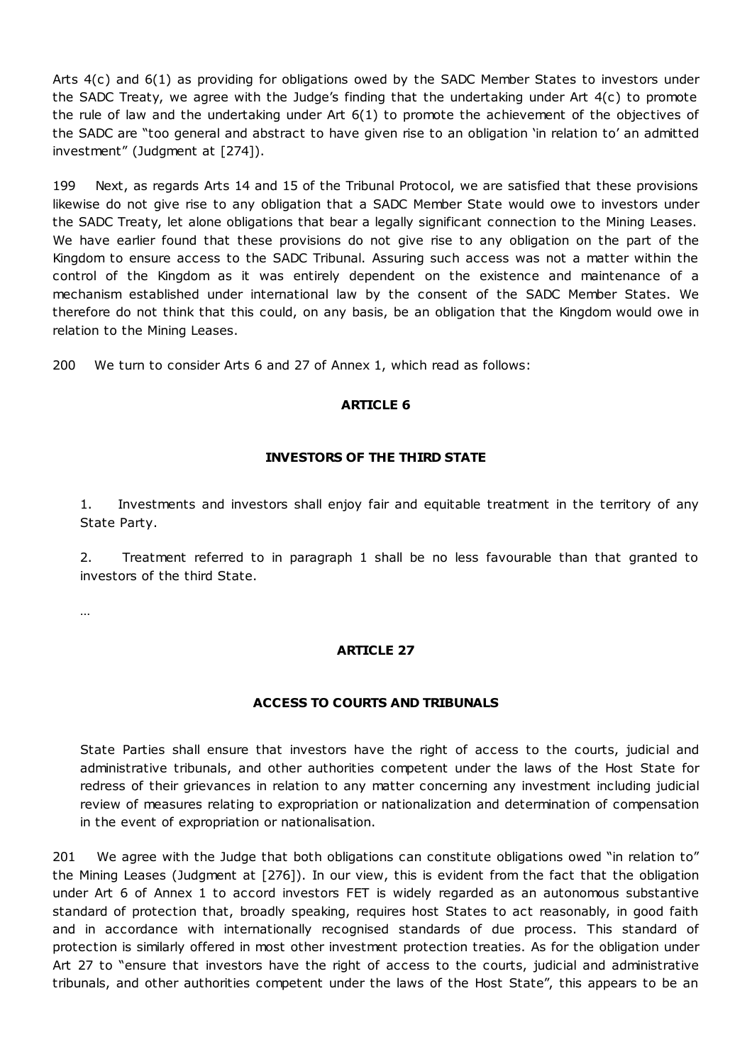Arts 4(c) and 6(1) as providing for obligations owed by the SADC Member States to investors under the SADC Treaty, we agree with the Judge's finding that the undertaking under Art 4(c) to promote the rule of law and the undertaking under Art 6(1) to promote the achievement of the objectives of the SADC are "too general and abstract to have given rise to an obligation 'in relation to' an admitted investment" (Judgment at [274]).

199 Next, as regards Arts 14 and 15 of the Tribunal Protocol, we are satisfied that these provisions likewise do not give rise to any obligation that a SADC Member State would owe to investors under the SADC Treaty, let alone obligations that bear a legally significant connection to the Mining Leases. We have earlier found that these provisions do not give rise to any obligation on the part of the Kingdom to ensure access to the SADC Tribunal. Assuring such access was not a matter within the control of the Kingdom as it was entirely dependent on the existence and maintenance of a mechanism established under international law by the consent of the SADC Member States. We therefore do not think that this could, on any basis, be an obligation that the Kingdom would owe in relation to the Mining Leases.

200 We turn to consider Arts 6 and 27 of Annex 1, which read as follows:

> **ARTICLE 6**
>
> **INVESTORS OF THE THIRD STATE**
>
> 1. Investments and investors shall enjoy fair and equitable treatment in the territory of any State Party.
>
> 2. Treatment referred to in paragraph 1 shall be no less favourable than that granted to investors of the third State.
>
> …
>
> **ARTICLE 27**
>
> **ACCESS TO COURTS AND TRIBUNALS**
>
> State Parties shall ensure that investors have the right of access to the courts, judicial and administrative tribunals, and other authorities competent under the laws of the Host State for redress of their grievances in relation to any matter concerning any investment including judicial review of measures relating to expropriation or nationalization and determination of compensation in the event of expropriation or nationalisation.

201 We agree with the Judge that both obligations can constitute obligations owed "in relation to" the Mining Leases (Judgment at [276]). In our view, this is evident from the fact that the obligation under Art 6 of Annex 1 to accord investors FET is widely regarded as an autonomous substantive standard of protection that, broadly speaking, requires host States to act reasonably, in good faith and in accordance with internationally recognised standards of due process. This standard of protection is similarly offered in most other investment protection treaties. As for the obligation under Art 27 to "ensure that investors have the right of access to the courts, judicial and administrative tribunals, and other authorities competent under the laws of the Host State", this appears to be an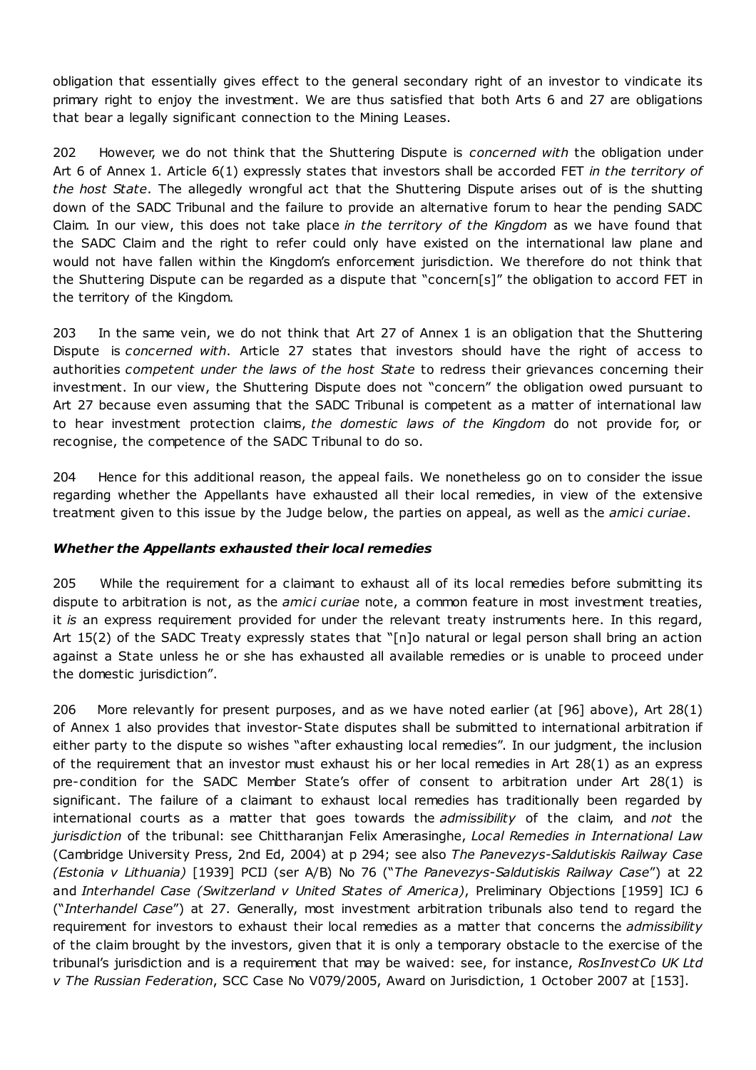obligation that essentially gives effect to the general secondary right of an investor to vindicate its primary right to enjoy the investment. We are thus satisfied that both Arts 6 and 27 are obligations that bear a legally significant connection to the Mining Leases.

202 However, we do not think that the Shuttering Dispute is *concerned with* the obligation under Art 6 of Annex 1. Article 6(1) expressly states that investors shall be accorded FET *in the territory of the host State*. The allegedly wrongful act that the Shuttering Dispute arises out of is the shutting down of the SADC Tribunal and the failure to provide an alternative forum to hear the pending SADC Claim. In our view, this does not take place *in the territory of the Kingdom* as we have found that the SADC Claim and the right to refer could only have existed on the international law plane and would not have fallen within the Kingdom's enforcement jurisdiction. We therefore do not think that the Shuttering Dispute can be regarded as a dispute that "concern[s]" the obligation to accord FET in the territory of the Kingdom.

203 In the same vein, we do not think that Art 27 of Annex 1 is an obligation that the Shuttering Dispute is *concerned with*. Article 27 states that investors should have the right of access to authorities *competent under the laws of the host State* to redress their grievances concerning their investment. In our view, the Shuttering Dispute does not "concern" the obligation owed pursuant to Art 27 because even assuming that the SADC Tribunal is competent as a matter of international law to hear investment protection claims, *the domestic laws of the Kingdom* do not provide for, or recognise, the competence of the SADC Tribunal to do so.

204 Hence for this additional reason, the appeal fails. We nonetheless go on to consider the issue regarding whether the Appellants have exhausted all their local remedies, in view of the extensive treatment given to this issue by the Judge below, the parties on appeal, as well as the *amici curiae*.

### *Whether the Appellants exhausted their local remedies*

205 While the requirement for a claimant to exhaust all of its local remedies before submitting its dispute to arbitration is not, as the *amici curiae* note, a common feature in most investment treaties, it *is* an express requirement provided for under the relevant treaty instruments here. In this regard, Art 15(2) of the SADC Treaty expressly states that "[n]o natural or legal person shall bring an action against a State unless he or she has exhausted all available remedies or is unable to proceed under the domestic jurisdiction".

206 More relevantly for present purposes, and as we have noted earlier (at [96] above), Art 28(1) of Annex 1 also provides that investor-State disputes shall be submitted to international arbitration if either party to the dispute so wishes "after exhausting local remedies". In our judgment, the inclusion of the requirement that an investor must exhaust his or her local remedies in Art 28(1) as an express pre-condition for the SADC Member State's offer of consent to arbitration under Art 28(1) is significant. The failure of a claimant to exhaust local remedies has traditionally been regarded by international courts as a matter that goes towards the *admissibility* of the claim, and *not* the *jurisdiction* of the tribunal: see Chittharanjan Felix Amerasinghe, *Local Remedies in International Law* (Cambridge University Press, 2nd Ed, 2004) at p 294; see also *The Panevezys-Saldutiskis Railway Case (Estonia v Lithuania)* [1939] PCIJ (ser A/B) No 76 ("*The Panevezys-Saldutiskis Railway Case*") at 22 and *Interhandel Case (Switzerland v United States of America)*, Preliminary Objections [1959] ICJ 6 ("*Interhandel Case*") at 27. Generally, most investment arbitration tribunals also tend to regard the requirement for investors to exhaust their local remedies as a matter that concerns the *admissibility* of the claim brought by the investors, given that it is only a temporary obstacle to the exercise of the tribunal's jurisdiction and is a requirement that may be waived: see, for instance, *RosInvestCo UK Ltd v The Russian Federation*, SCC Case No V079/2005, Award on Jurisdiction, 1 October 2007 at [153].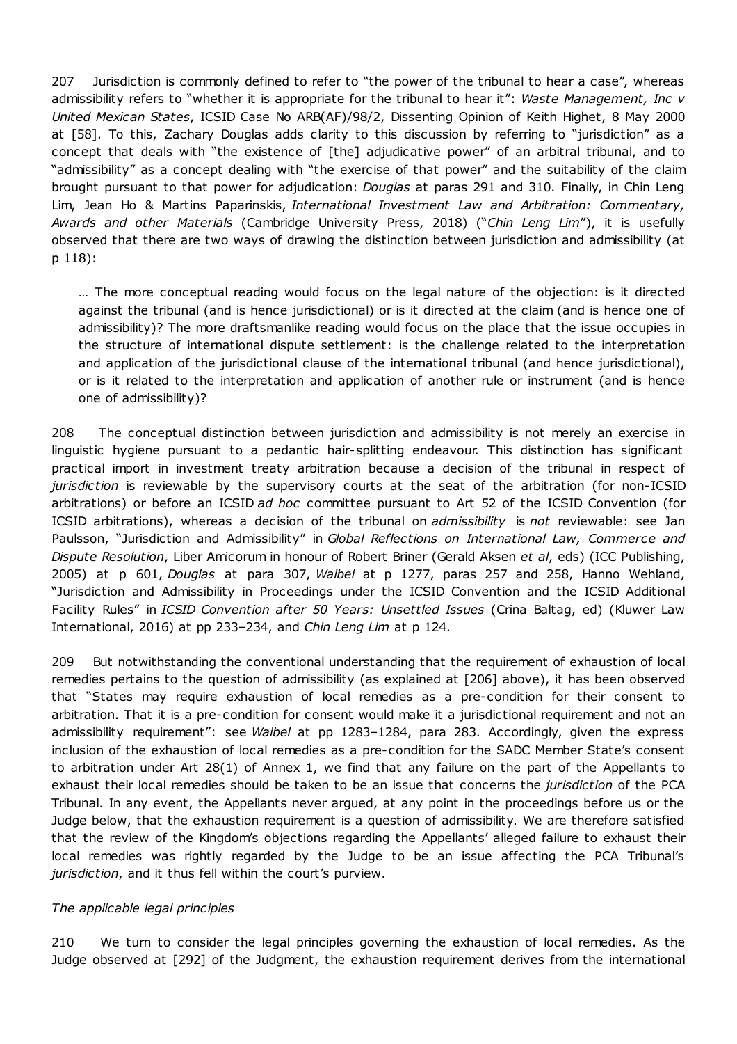207 Jurisdiction is commonly defined to refer to "the power of the tribunal to hear a case", whereas admissibility refers to "whether it is appropriate for the tribunal to hear it": *Waste Management, Inc v United Mexican States*, ICSID Case No ARB(AF)/98/2, Dissenting Opinion of Keith Highet, 8 May 2000 at [58]. To this, Zachary Douglas adds clarity to this discussion by referring to "jurisdiction" as a concept that deals with "the existence of [the] adjudicative power" of an arbitral tribunal, and to "admissibility" as a concept dealing with "the exercise of that power" and the suitability of the claim brought pursuant to that power for adjudication: *Douglas* at paras 291 and 310. Finally, in Chin Leng Lim, Jean Ho & Martins Paparinskis, *International Investment Law and Arbitration: Commentary, Awards and other Materials* (Cambridge University Press, 2018) ("*Chin Leng Lim*"), it is usefully observed that there are two ways of drawing the distinction between jurisdiction and admissibility (at p 118):

> … The more conceptual reading would focus on the legal nature of the objection: is it directed against the tribunal (and is hence jurisdictional) or is it directed at the claim (and is hence one of admissibility)? The more draftsmanlike reading would focus on the place that the issue occupies in the structure of international dispute settlement: is the challenge related to the interpretation and application of the jurisdictional clause of the international tribunal (and hence jurisdictional), or is it related to the interpretation and application of another rule or instrument (and is hence one of admissibility)?

208 The conceptual distinction between jurisdiction and admissibility is not merely an exercise in linguistic hygiene pursuant to a pedantic hair-splitting endeavour. This distinction has significant practical import in investment treaty arbitration because a decision of the tribunal in respect of *jurisdiction* is reviewable by the supervisory courts at the seat of the arbitration (for non-ICSID arbitrations) or before an ICSID *ad hoc* committee pursuant to Art 52 of the ICSID Convention (for ICSID arbitrations), whereas a decision of the tribunal on *admissibility* is *not* reviewable: see Jan Paulsson, "Jurisdiction and Admissibility" in *Global Reflections on International Law, Commerce and Dispute Resolution*, Liber Amicorum in honour of Robert Briner (Gerald Aksen *et al*, eds) (ICC Publishing, 2005) at p 601, *Douglas* at para 307, *Waibel* at p 1277, paras 257 and 258, Hanno Wehland, "Jurisdiction and Admissibility in Proceedings under the ICSID Convention and the ICSID Additional Facility Rules" in *ICSID Convention after 50 Years: Unsettled Issues* (Crina Baltag, ed) (Kluwer Law International, 2016) at pp 233–234, and *Chin Leng Lim* at p 124.

209 But notwithstanding the conventional understanding that the requirement of exhaustion of local remedies pertains to the question of admissibility (as explained at [206] above), it has been observed that "States may require exhaustion of local remedies as a pre-condition for their consent to arbitration. That it is a pre-condition for consent would make it a jurisdictional requirement and not an admissibility requirement": see *Waibel* at pp 1283–1284, para 283. Accordingly, given the express inclusion of the exhaustion of local remedies as a pre-condition for the SADC Member State's consent to arbitration under Art 28(1) of Annex 1, we find that any failure on the part of the Appellants to exhaust their local remedies should be taken to be an issue that concerns the *jurisdiction* of the PCA Tribunal. In any event, the Appellants never argued, at any point in the proceedings before us or the Judge below, that the exhaustion requirement is a question of admissibility. We are therefore satisfied that the review of the Kingdom's objections regarding the Appellants' alleged failure to exhaust their local remedies was rightly regarded by the Judge to be an issue affecting the PCA Tribunal's *jurisdiction*, and it thus fell within the court's purview.

*The applicable legal principles*

210 We turn to consider the legal principles governing the exhaustion of local remedies. As the Judge observed at [292] of the Judgment, the exhaustion requirement derives from the international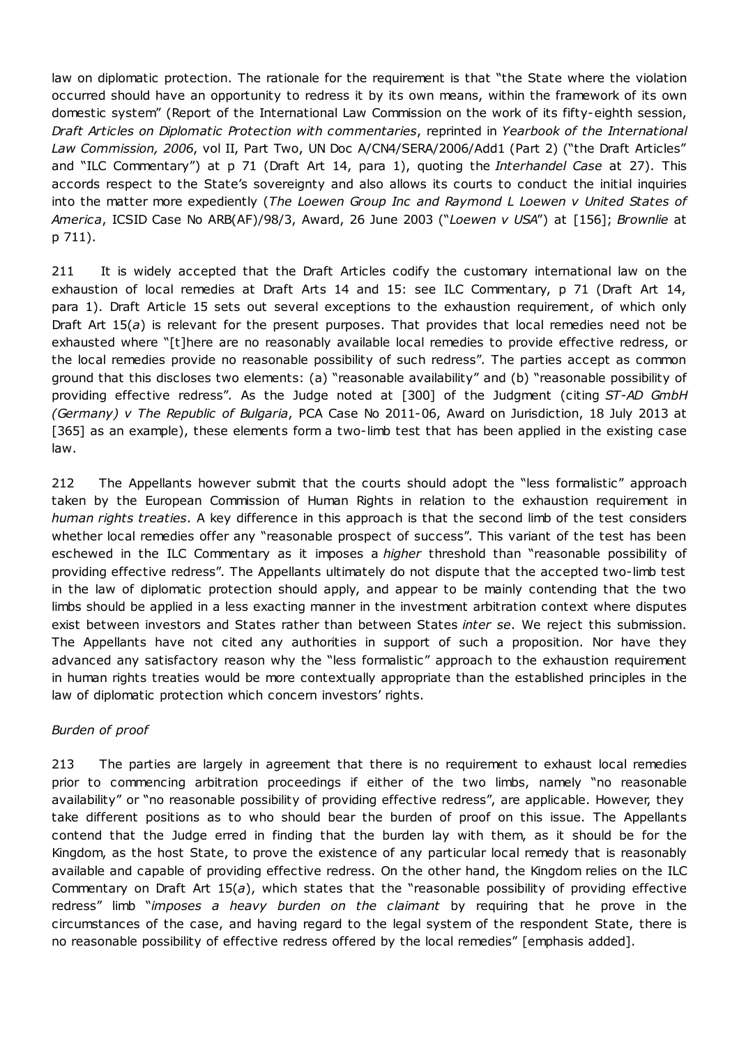law on diplomatic protection. The rationale for the requirement is that "the State where the violation occurred should have an opportunity to redress it by its own means, within the framework of its own domestic system" (Report of the International Law Commission on the work of its fifty-eighth session, *Draft Articles on Diplomatic Protection with commentaries*, reprinted in *Yearbook of the International Law Commission, 2006*, vol II, Part Two, UN Doc A/CN4/SERA/2006/Add1 (Part 2) ("the Draft Articles" and "ILC Commentary") at p 71 (Draft Art 14, para 1), quoting the *Interhandel Case* at 27). This accords respect to the State's sovereignty and also allows its courts to conduct the initial inquiries into the matter more expediently (*The Loewen Group Inc and Raymond L Loewen v United States of America*, ICSID Case No ARB(AF)/98/3, Award, 26 June 2003 ("*Loewen v USA*") at [156]; *Brownlie* at p 711).

211 It is widely accepted that the Draft Articles codify the customary international law on the exhaustion of local remedies at Draft Arts 14 and 15: see ILC Commentary, p 71 (Draft Art 14, para 1). Draft Article 15 sets out several exceptions to the exhaustion requirement, of which only Draft Art 15(*a*) is relevant for the present purposes. That provides that local remedies need not be exhausted where "[t]here are no reasonably available local remedies to provide effective redress, or the local remedies provide no reasonable possibility of such redress". The parties accept as common ground that this discloses two elements: (a) "reasonable availability" and (b) "reasonable possibility of providing effective redress". As the Judge noted at [300] of the Judgment (citing *ST-AD GmbH (Germany) v The Republic of Bulgaria*, PCA Case No 2011-06, Award on Jurisdiction, 18 July 2013 at [365] as an example), these elements form a two-limb test that has been applied in the existing case law.

212 The Appellants however submit that the courts should adopt the "less formalistic" approach taken by the European Commission of Human Rights in relation to the exhaustion requirement in *human rights treaties*. A key difference in this approach is that the second limb of the test considers whether local remedies offer any "reasonable prospect of success". This variant of the test has been eschewed in the ILC Commentary as it imposes a *higher* threshold than "reasonable possibility of providing effective redress". The Appellants ultimately do not dispute that the accepted two-limb test in the law of diplomatic protection should apply, and appear to be mainly contending that the two limbs should be applied in a less exacting manner in the investment arbitration context where disputes exist between investors and States rather than between States *inter se*. We reject this submission. The Appellants have not cited any authorities in support of such a proposition. Nor have they advanced any satisfactory reason why the "less formalistic" approach to the exhaustion requirement in human rights treaties would be more contextually appropriate than the established principles in the law of diplomatic protection which concern investors' rights.

*Burden of proof*

213 The parties are largely in agreement that there is no requirement to exhaust local remedies prior to commencing arbitration proceedings if either of the two limbs, namely "no reasonable availability" or "no reasonable possibility of providing effective redress", are applicable. However, they take different positions as to who should bear the burden of proof on this issue. The Appellants contend that the Judge erred in finding that the burden lay with them, as it should be for the Kingdom, as the host State, to prove the existence of any particular local remedy that is reasonably available and capable of providing effective redress. On the other hand, the Kingdom relies on the ILC Commentary on Draft Art 15(*a*), which states that the "reasonable possibility of providing effective redress" limb "*imposes a heavy burden on the claimant* by requiring that he prove in the circumstances of the case, and having regard to the legal system of the respondent State, there is no reasonable possibility of effective redress offered by the local remedies" [emphasis added].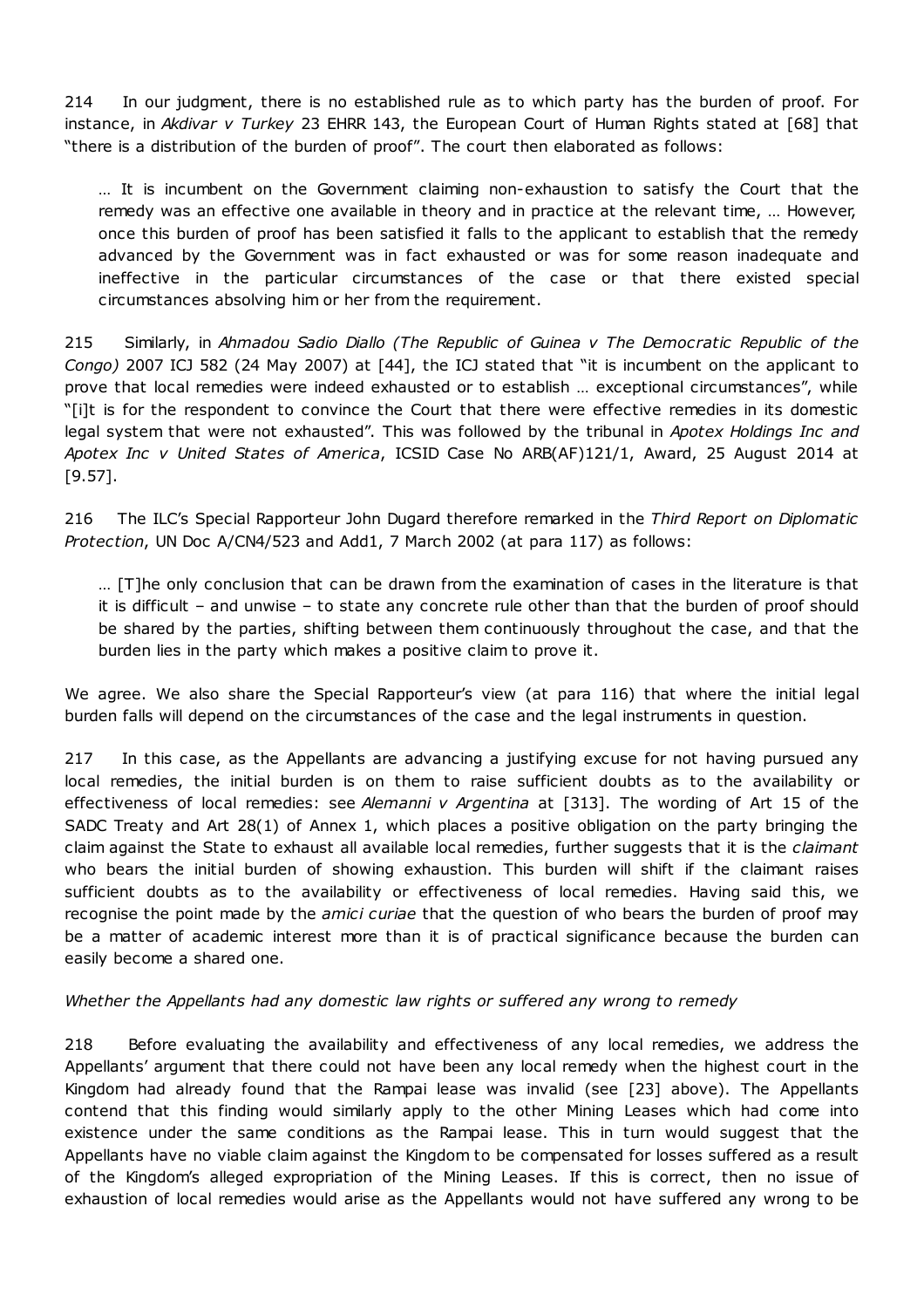214 In our judgment, there is no established rule as to which party has the burden of proof. For instance, in *Akdivar v Turkey* 23 EHRR 143, the European Court of Human Rights stated at [68] that "there is a distribution of the burden of proof". The court then elaborated as follows:

> … It is incumbent on the Government claiming non-exhaustion to satisfy the Court that the remedy was an effective one available in theory and in practice at the relevant time, … However, once this burden of proof has been satisfied it falls to the applicant to establish that the remedy advanced by the Government was in fact exhausted or was for some reason inadequate and ineffective in the particular circumstances of the case or that there existed special circumstances absolving him or her from the requirement.

215 Similarly, in *Ahmadou Sadio Diallo (The Republic of Guinea v The Democratic Republic of the Congo)* 2007 ICJ 582 (24 May 2007) at [44], the ICJ stated that "it is incumbent on the applicant to prove that local remedies were indeed exhausted or to establish … exceptional circumstances", while "[i]t is for the respondent to convince the Court that there were effective remedies in its domestic legal system that were not exhausted". This was followed by the tribunal in *Apotex Holdings Inc and Apotex Inc v United States of America*, ICSID Case No ARB(AF)121/1, Award, 25 August 2014 at [9.57].

216 The ILC's Special Rapporteur John Dugard therefore remarked in the *Third Report on Diplomatic Protection*, UN Doc A/CN4/523 and Add1, 7 March 2002 (at para 117) as follows:

> … [T]he only conclusion that can be drawn from the examination of cases in the literature is that it is difficult – and unwise – to state any concrete rule other than that the burden of proof should be shared by the parties, shifting between them continuously throughout the case, and that the burden lies in the party which makes a positive claim to prove it.

We agree. We also share the Special Rapporteur's view (at para 116) that where the initial legal burden falls will depend on the circumstances of the case and the legal instruments in question.

217 In this case, as the Appellants are advancing a justifying excuse for not having pursued any local remedies, the initial burden is on them to raise sufficient doubts as to the availability or effectiveness of local remedies: see *Alemanni v Argentina* at [313]. The wording of Art 15 of the SADC Treaty and Art 28(1) of Annex 1, which places a positive obligation on the party bringing the claim against the State to exhaust all available local remedies, further suggests that it is the *claimant* who bears the initial burden of showing exhaustion. This burden will shift if the claimant raises sufficient doubts as to the availability or effectiveness of local remedies. Having said this, we recognise the point made by the *amici curiae* that the question of who bears the burden of proof may be a matter of academic interest more than it is of practical significance because the burden can easily become a shared one.

*Whether the Appellants had any domestic law rights or suffered any wrong to remedy*

218 Before evaluating the availability and effectiveness of any local remedies, we address the Appellants' argument that there could not have been any local remedy when the highest court in the Kingdom had already found that the Rampai lease was invalid (see [23] above). The Appellants contend that this finding would similarly apply to the other Mining Leases which had come into existence under the same conditions as the Rampai lease. This in turn would suggest that the Appellants have no viable claim against the Kingdom to be compensated for losses suffered as a result of the Kingdom's alleged expropriation of the Mining Leases. If this is correct, then no issue of exhaustion of local remedies would arise as the Appellants would not have suffered any wrong to be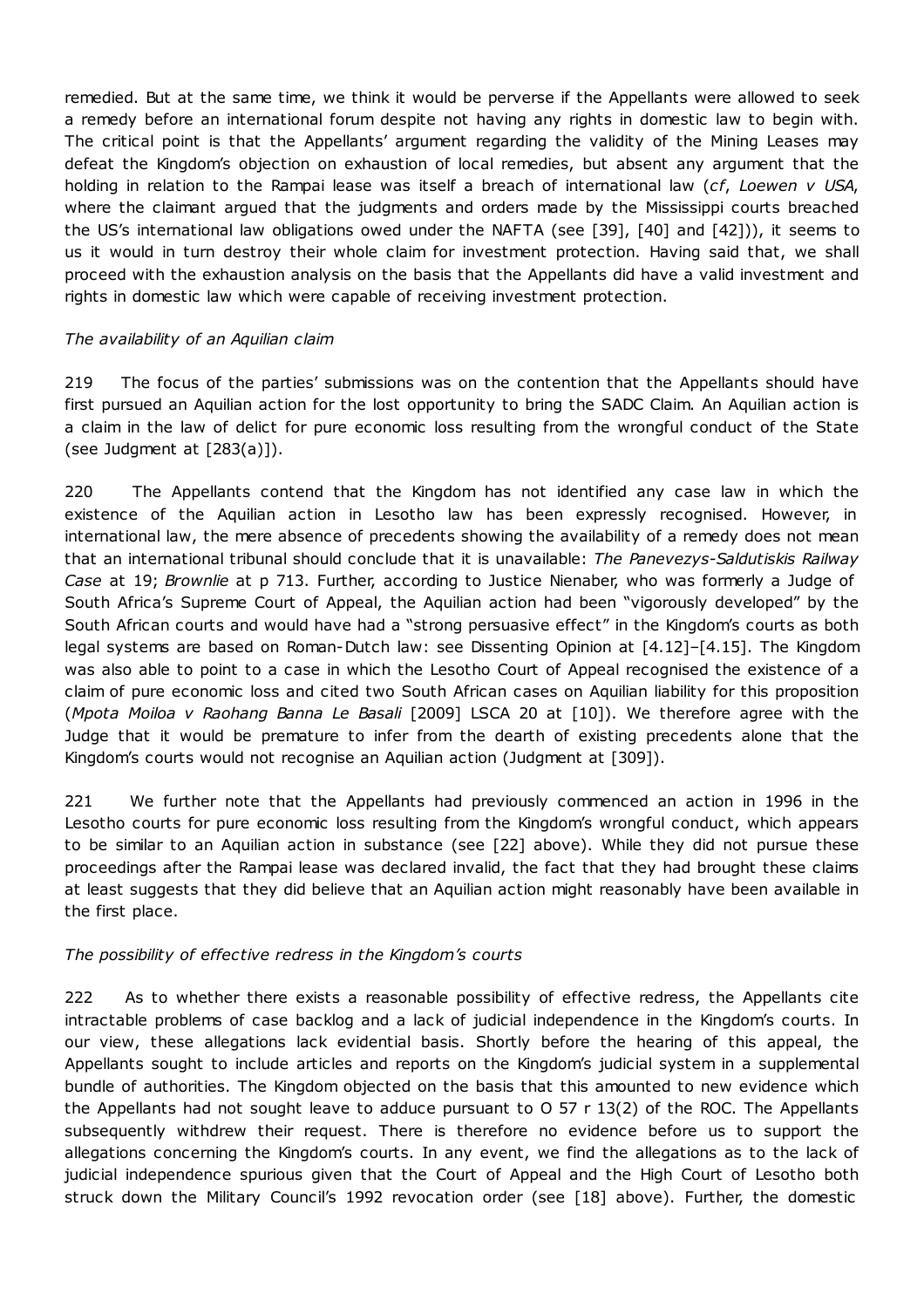remedied. But at the same time, we think it would be perverse if the Appellants were allowed to seek a remedy before an international forum despite not having any rights in domestic law to begin with. The critical point is that the Appellants' argument regarding the validity of the Mining Leases may defeat the Kingdom's objection on exhaustion of local remedies, but absent any argument that the holding in relation to the Rampai lease was itself a breach of international law (*cf*, *Loewen v USA*, where the claimant argued that the judgments and orders made by the Mississippi courts breached the US's international law obligations owed under the NAFTA (see [39], [40] and [42])), it seems to us it would in turn destroy their whole claim for investment protection. Having said that, we shall proceed with the exhaustion analysis on the basis that the Appellants did have a valid investment and rights in domestic law which were capable of receiving investment protection.

*The availability of an Aquilian claim*

219 The focus of the parties' submissions was on the contention that the Appellants should have first pursued an Aquilian action for the lost opportunity to bring the SADC Claim. An Aquilian action is a claim in the law of delict for pure economic loss resulting from the wrongful conduct of the State (see Judgment at [283(a)]).

220 The Appellants contend that the Kingdom has not identified any case law in which the existence of the Aquilian action in Lesotho law has been expressly recognised. However, in international law, the mere absence of precedents showing the availability of a remedy does not mean that an international tribunal should conclude that it is unavailable: *The Panevezys-Saldutiskis Railway Case* at 19; *Brownlie* at p 713. Further, according to Justice Nienaber, who was formerly a Judge of South Africa's Supreme Court of Appeal, the Aquilian action had been "vigorously developed" by the South African courts and would have had a "strong persuasive effect" in the Kingdom's courts as both legal systems are based on Roman-Dutch law: see Dissenting Opinion at [4.12]–[4.15]. The Kingdom was also able to point to a case in which the Lesotho Court of Appeal recognised the existence of a claim of pure economic loss and cited two South African cases on Aquilian liability for this proposition (*Mpota Moiloa v Raohang Banna Le Basali* [2009] LSCA 20 at [10]). We therefore agree with the Judge that it would be premature to infer from the dearth of existing precedents alone that the Kingdom's courts would not recognise an Aquilian action (Judgment at [309]).

221 We further note that the Appellants had previously commenced an action in 1996 in the Lesotho courts for pure economic loss resulting from the Kingdom's wrongful conduct, which appears to be similar to an Aquilian action in substance (see [22] above). While they did not pursue these proceedings after the Rampai lease was declared invalid, the fact that they had brought these claims at least suggests that they did believe that an Aquilian action might reasonably have been available in the first place.

*The possibility of effective redress in the Kingdom's courts*

222 As to whether there exists a reasonable possibility of effective redress, the Appellants cite intractable problems of case backlog and a lack of judicial independence in the Kingdom's courts. In our view, these allegations lack evidential basis. Shortly before the hearing of this appeal, the Appellants sought to include articles and reports on the Kingdom's judicial system in a supplemental bundle of authorities. The Kingdom objected on the basis that this amounted to new evidence which the Appellants had not sought leave to adduce pursuant to O 57 r 13(2) of the ROC. The Appellants subsequently withdrew their request. There is therefore no evidence before us to support the allegations concerning the Kingdom's courts. In any event, we find the allegations as to the lack of judicial independence spurious given that the Court of Appeal and the High Court of Lesotho both struck down the Military Council's 1992 revocation order (see [18] above). Further, the domestic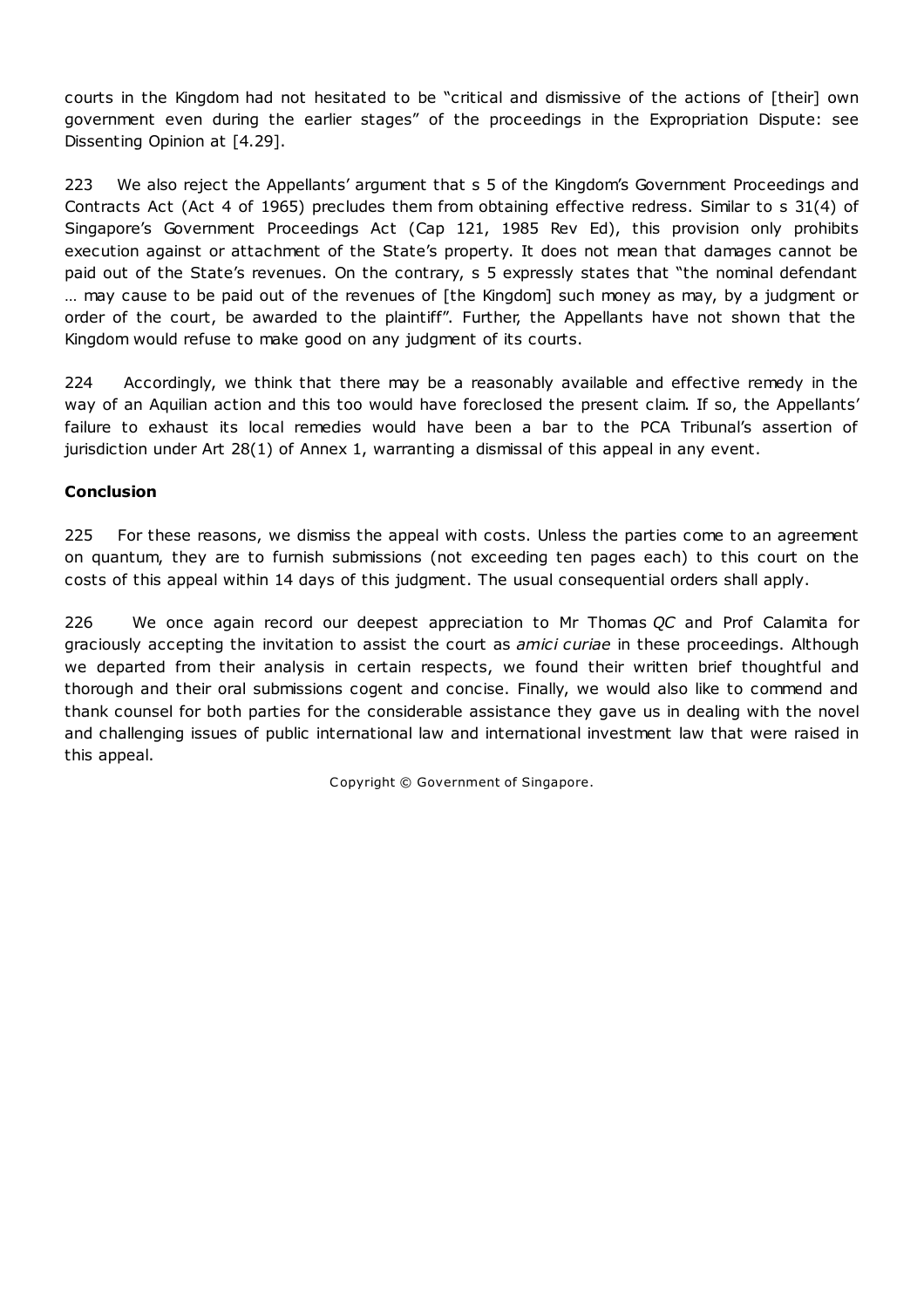courts in the Kingdom had not hesitated to be "critical and dismissive of the actions of [their] own government even during the earlier stages" of the proceedings in the Expropriation Dispute: see Dissenting Opinion at [4.29].

223 We also reject the Appellants' argument that s 5 of the Kingdom's Government Proceedings and Contracts Act (Act 4 of 1965) precludes them from obtaining effective redress. Similar to s 31(4) of Singapore's Government Proceedings Act (Cap 121, 1985 Rev Ed), this provision only prohibits execution against or attachment of the State's property. It does not mean that damages cannot be paid out of the State's revenues. On the contrary, s 5 expressly states that "the nominal defendant … may cause to be paid out of the revenues of [the Kingdom] such money as may, by a judgment or order of the court, be awarded to the plaintiff". Further, the Appellants have not shown that the Kingdom would refuse to make good on any judgment of its courts.

224 Accordingly, we think that there may be a reasonably available and effective remedy in the way of an Aquilian action and this too would have foreclosed the present claim. If so, the Appellants' failure to exhaust its local remedies would have been a bar to the PCA Tribunal's assertion of jurisdiction under Art 28(1) of Annex 1, warranting a dismissal of this appeal in any event.

**Conclusion**

225 For these reasons, we dismiss the appeal with costs. Unless the parties come to an agreement on quantum, they are to furnish submissions (not exceeding ten pages each) to this court on the costs of this appeal within 14 days of this judgment. The usual consequential orders shall apply.

226 We once again record our deepest appreciation to Mr Thomas *QC* and Prof Calamita for graciously accepting the invitation to assist the court as *amici curiae* in these proceedings. Although we departed from their analysis in certain respects, we found their written brief thoughtful and thorough and their oral submissions cogent and concise. Finally, we would also like to commend and thank counsel for both parties for the considerable assistance they gave us in dealing with the novel and challenging issues of public international law and international investment law that were raised in this appeal.

Copyright © Government of Singapore.